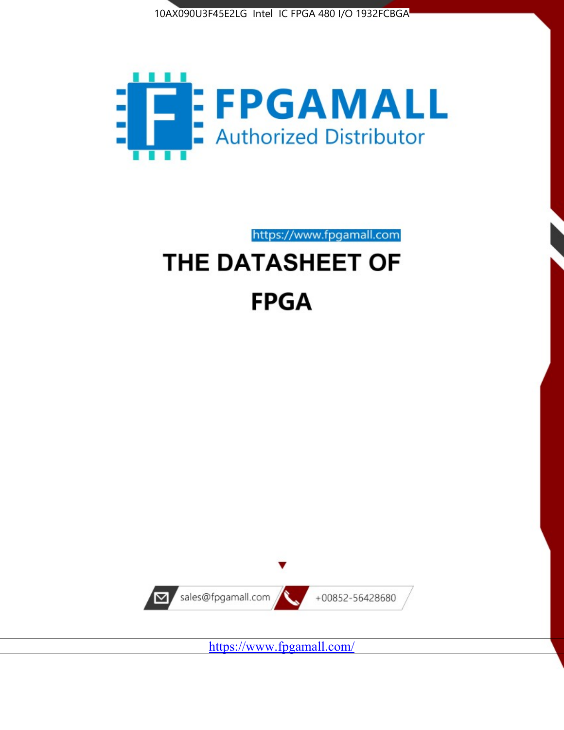10AX090U3F45E2LG Intel IC FPGA 480 I/O 1932FCBGA

FPGAMALL

Authorized Distributor

https://www.fpgamall.com

# THE DATASHEET OF

# FPGA

sales@fpgamall.com

+00852-56428680

https://www.fpgamall.com/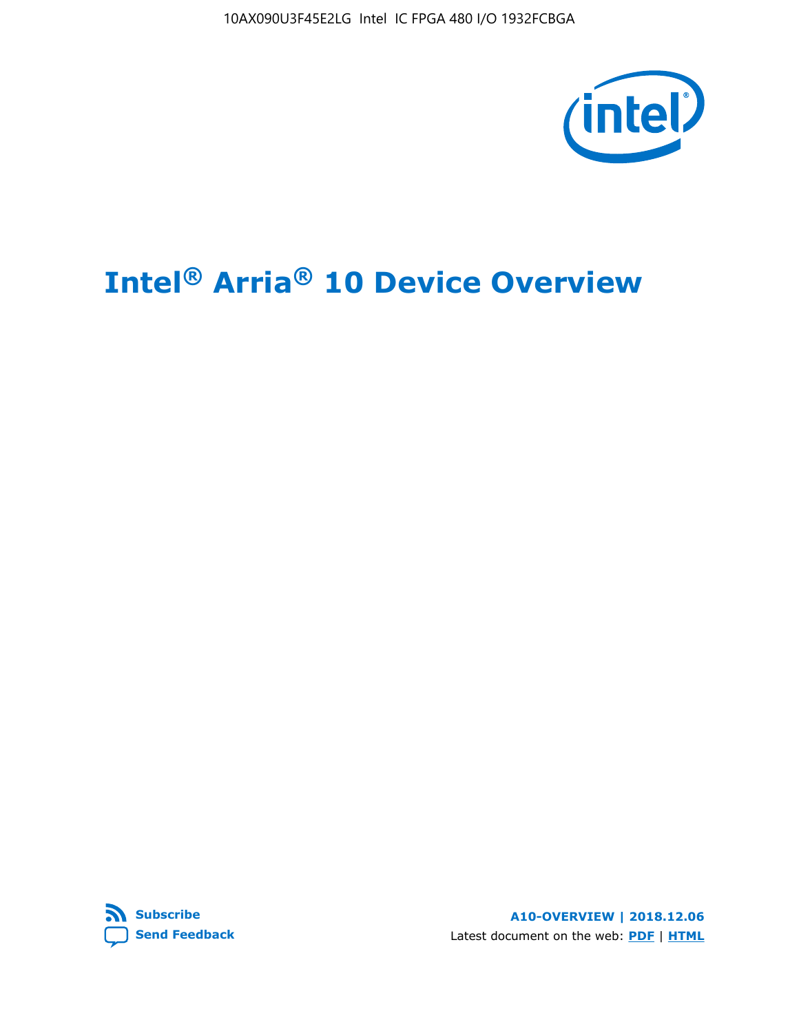10AX090U3F45E2LG Intel IC FPGA 480 I/O 1932FCBGA

# Intel® Arria® 10 Device Overview

Subscribe

Send Feedback

**A10-OVERVIEW | 2018.12.06**

Latest document on the web: **PDF** | **HTML**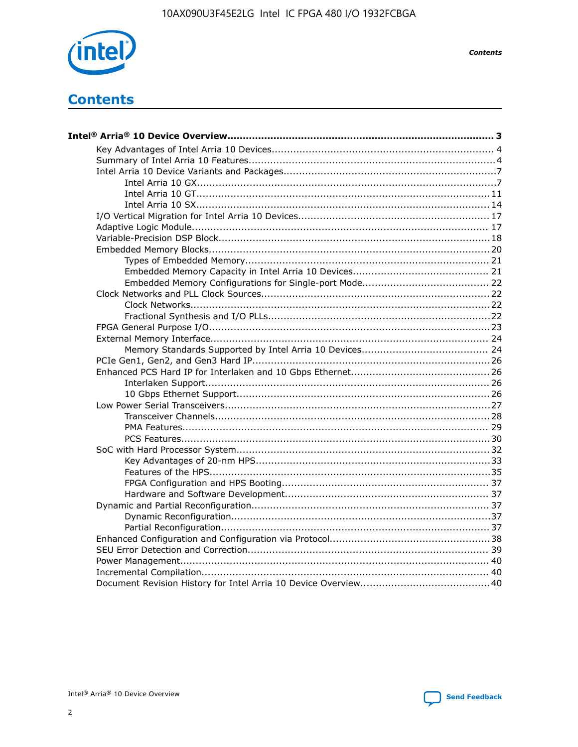# Contents

**Intel® Arria® 10 Device Overview....................................................................................... 3**

- Key Advantages of Intel Arria 10 Devices........................................................................ 4
- Summary of Intel Arria 10 Features................................................................................4
- Intel Arria 10 Device Variants and Packages.....................................................................7
  - Intel Arria 10 GX................................................................................................7
  - Intel Arria 10 GT.............................................................................................. 11
  - Intel Arria 10 SX.............................................................................................. 14
- I/O Vertical Migration for Intel Arria 10 Devices.............................................................. 17
- Adaptive Logic Module................................................................................................ 17
- Variable-Precision DSP Block........................................................................................18
- Embedded Memory Blocks...........................................................................................20
  - Types of Embedded Memory............................................................................... 21
  - Embedded Memory Capacity in Intel Arria 10 Devices............................................ 21
  - Embedded Memory Configurations for Single-port Mode......................................... 22
- Clock Networks and PLL Clock Sources.........................................................................22
  - Clock Networks.................................................................................................22
  - Fractional Synthesis and I/O PLLs........................................................................22
- FPGA General Purpose I/O..........................................................................................23
- External Memory Interface.......................................................................................... 24
  - Memory Standards Supported by Intel Arria 10 Devices......................................... 24
- PCIe Gen1, Gen2, and Gen3 Hard IP.............................................................................26
- Enhanced PCS Hard IP for Interlaken and 10 Gbps Ethernet.............................................26
  - Interlaken Support............................................................................................ 26
  - 10 Gbps Ethernet Support.................................................................................. 26
- Low Power Serial Transceivers.....................................................................................27
  - Transceiver Channels.........................................................................................28
  - PMA Features................................................................................................... 29
  - PCS Features....................................................................................................30
- SoC with Hard Processor System..................................................................................32
  - Key Advantages of 20-nm HPS............................................................................33
  - Features of the HPS...........................................................................................35
  - FPGA Configuration and HPS Booting................................................................... 37
  - Hardware and Software Development.................................................................. 37
- Dynamic and Partial Reconfiguration.............................................................................37
  - Dynamic Reconfiguration....................................................................................37
  - Partial Reconfiguration.......................................................................................37
- Enhanced Configuration and Configuration via Protocol....................................................38
- SEU Error Detection and Correction.............................................................................. 39
- Power Management.................................................................................................... 40
- Incremental Compilation............................................................................................. 40
- Document Revision History for Intel Arria 10 Device Overview..........................................40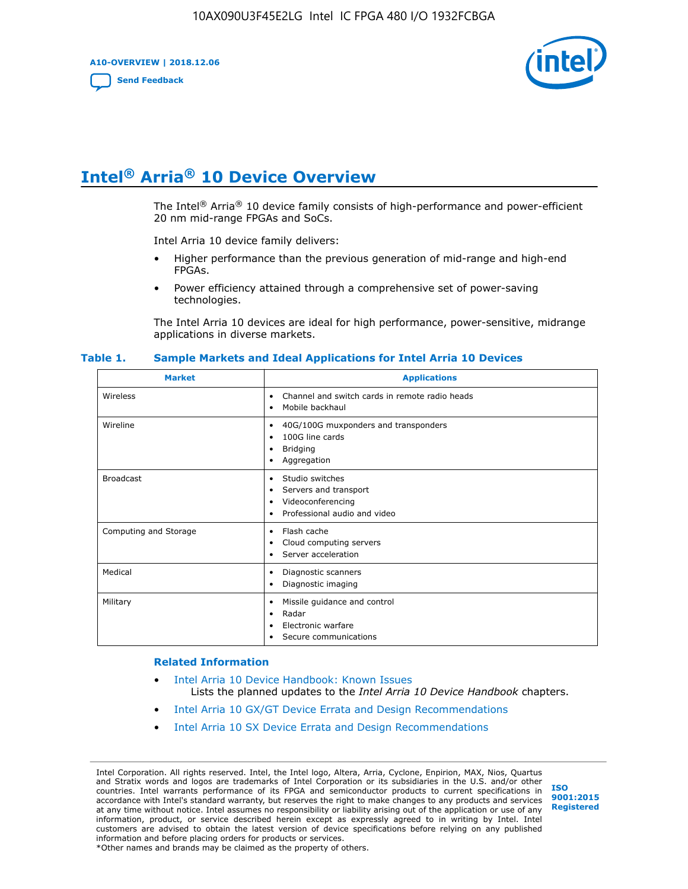# Intel® Arria® 10 Device Overview

The Intel® Arria® 10 device family consists of high-performance and power-efficient 20 nm mid-range FPGAs and SoCs.

Intel Arria 10 device family delivers:

- Higher performance than the previous generation of mid-range and high-end FPGAs.
- Power efficiency attained through a comprehensive set of power-saving technologies.

The Intel Arria 10 devices are ideal for high performance, power-sensitive, midrange applications in diverse markets.

**Table 1. Sample Markets and Ideal Applications for Intel Arria 10 Devices**

| Market | Applications |
|---|---|
| Wireless | • Channel and switch cards in remote radio heads<br>• Mobile backhaul |
| Wireline | • 40G/100G muxponders and transponders<br>• 100G line cards<br>• Bridging<br>• Aggregation |
| Broadcast | • Studio switches<br>• Servers and transport<br>• Videoconferencing<br>• Professional audio and video |
| Computing and Storage | • Flash cache<br>• Cloud computing servers<br>• Server acceleration |
| Medical | • Diagnostic scanners<br>• Diagnostic imaging |
| Military | • Missile guidance and control<br>• Radar<br>• Electronic warfare<br>• Secure communications |

### Related Information

- Intel Arria 10 Device Handbook: Known Issues
  Lists the planned updates to the *Intel Arria 10 Device Handbook* chapters.
- Intel Arria 10 GX/GT Device Errata and Design Recommendations
- Intel Arria 10 SX Device Errata and Design Recommendations

Intel Corporation. All rights reserved. Intel, the Intel logo, Altera, Arria, Cyclone, Enpirion, MAX, Nios, Quartus and Stratix words and logos are trademarks of Intel Corporation or its subsidiaries in the U.S. and/or other countries. Intel warrants performance of its FPGA and semiconductor products to current specifications in accordance with Intel's standard warranty, but reserves the right to make changes to any products and services at any time without notice. Intel assumes no responsibility or liability arising out of the application or use of any information, product, or service described herein except as expressly agreed to in writing by Intel. Intel customers are advised to obtain the latest version of device specifications before relying on any published information and before placing orders for products or services.
*Other names and brands may be claimed as the property of others.

ISO 9001:2015 Registered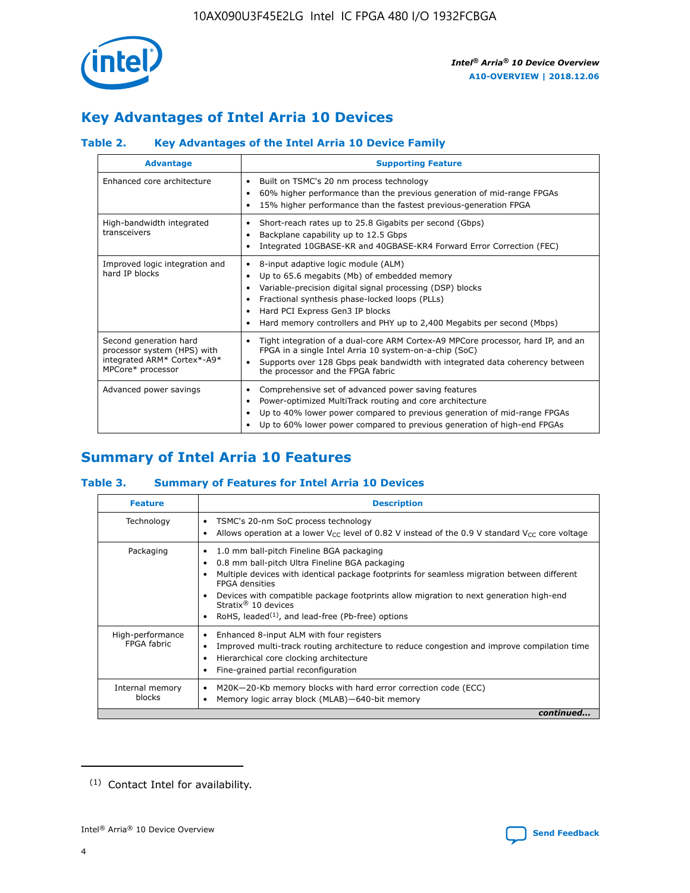## Key Advantages of Intel Arria 10 Devices

### Table 2. Key Advantages of the Intel Arria 10 Device Family

| Advantage | Supporting Feature |
|---|---|
| Enhanced core architecture | • Built on TSMC's 20 nm process technology<br>• 60% higher performance than the previous generation of mid-range FPGAs<br>• 15% higher performance than the fastest previous-generation FPGA |
| High-bandwidth integrated transceivers | • Short-reach rates up to 25.8 Gigabits per second (Gbps)<br>• Backplane capability up to 12.5 Gbps<br>• Integrated 10GBASE-KR and 40GBASE-KR4 Forward Error Correction (FEC) |
| Improved logic integration and hard IP blocks | • 8-input adaptive logic module (ALM)<br>• Up to 65.6 megabits (Mb) of embedded memory<br>• Variable-precision digital signal processing (DSP) blocks<br>• Fractional synthesis phase-locked loops (PLLs)<br>• Hard PCI Express Gen3 IP blocks<br>• Hard memory controllers and PHY up to 2,400 Megabits per second (Mbps) |
| Second generation hard processor system (HPS) with integrated ARM* Cortex*-A9* MPCore* processor | • Tight integration of a dual-core ARM Cortex-A9 MPCore processor, hard IP, and an FPGA in a single Intel Arria 10 system-on-a-chip (SoC)<br>• Supports over 128 Gbps peak bandwidth with integrated data coherency between the processor and the FPGA fabric |
| Advanced power savings | • Comprehensive set of advanced power saving features<br>• Power-optimized MultiTrack routing and core architecture<br>• Up to 40% lower power compared to previous generation of mid-range FPGAs<br>• Up to 60% lower power compared to previous generation of high-end FPGAs |

## Summary of Intel Arria 10 Features

### Table 3. Summary of Features for Intel Arria 10 Devices

| Feature | Description |
|---|---|
| Technology | • TSMC's 20-nm SoC process technology<br>• Allows operation at a lower $V_{CC}$ level of 0.82 V instead of the 0.9 V standard $V_{CC}$ core voltage |
| Packaging | • 1.0 mm ball-pitch Fineline BGA packaging<br>• 0.8 mm ball-pitch Ultra Fineline BGA packaging<br>• Multiple devices with identical package footprints for seamless migration between different FPGA densities<br>• Devices with compatible package footprints allow migration to next generation high-end Stratix® 10 devices<br>• RoHS, leaded[(1)], and lead-free (Pb-free) options |
| High-performance FPGA fabric | • Enhanced 8-input ALM with four registers<br>• Improved multi-track routing architecture to reduce congestion and improve compilation time<br>• Hierarchical core clocking architecture<br>• Fine-grained partial reconfiguration |
| Internal memory blocks | • M20K—20-Kb memory blocks with hard error correction code (ECC)<br>• Memory logic array block (MLAB)—640-bit memory |

*continued...*

(1) Contact Intel for availability.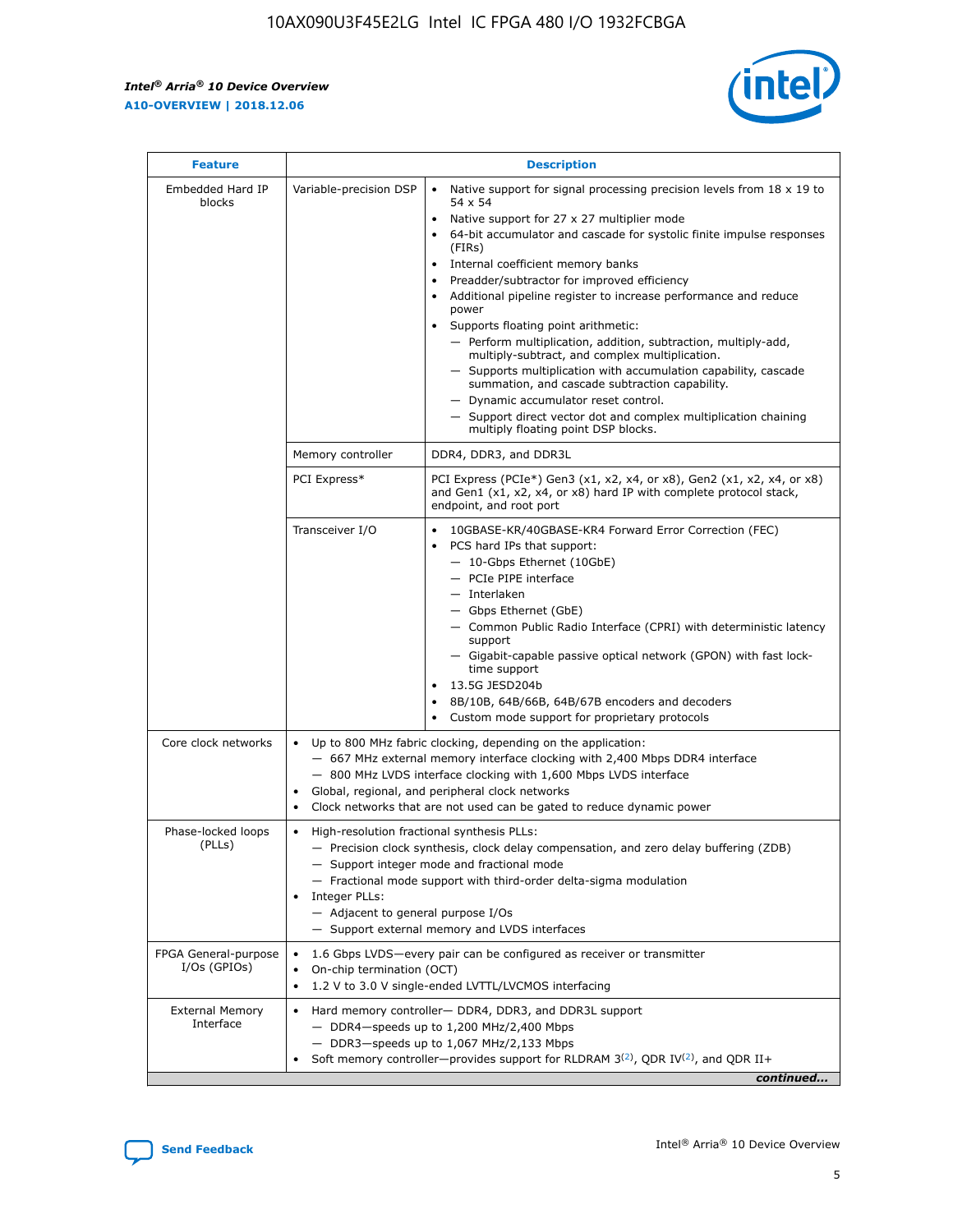| Feature | Description | |
|---|---|---|
| Embedded Hard IP blocks | Variable-precision DSP | • Native support for signal processing precision levels from 18 x 19 to 54 x 54<br>• Native support for 27 x 27 multiplier mode<br>• 64-bit accumulator and cascade for systolic finite impulse responses (FIRs)<br>• Internal coefficient memory banks<br>• Preadder/subtractor for improved efficiency<br>• Additional pipeline register to increase performance and reduce power<br>• Supports floating point arithmetic:<br>— Perform multiplication, addition, subtraction, multiply-add, multiply-subtract, and complex multiplication.<br>— Supports multiplication with accumulation capability, cascade summation, and cascade subtraction capability.<br>— Dynamic accumulator reset control.<br>— Support direct vector dot and complex multiplication chaining multiply floating point DSP blocks. |
| | Memory controller | DDR4, DDR3, and DDR3L |
| | PCI Express* | PCI Express (PCIe*) Gen3 (x1, x2, x4, or x8), Gen2 (x1, x2, x4, or x8) and Gen1 (x1, x2, x4, or x8) hard IP with complete protocol stack, endpoint, and root port |
| | Transceiver I/O | • 10GBASE-KR/40GBASE-KR4 Forward Error Correction (FEC)<br>• PCS hard IPs that support:<br>— 10-Gbps Ethernet (10GbE)<br>— PCIe PIPE interface<br>— Interlaken<br>— Gbps Ethernet (GbE)<br>— Common Public Radio Interface (CPRI) with deterministic latency support<br>— Gigabit-capable passive optical network (GPON) with fast lock-time support<br>• 13.5G JESD204b<br>• 8B/10B, 64B/66B, 64B/67B encoders and decoders<br>• Custom mode support for proprietary protocols |
| Core clock networks | • Up to 800 MHz fabric clocking, depending on the application:<br>— 667 MHz external memory interface clocking with 2,400 Mbps DDR4 interface<br>— 800 MHz LVDS interface clocking with 1,600 Mbps LVDS interface<br>• Global, regional, and peripheral clock networks<br>• Clock networks that are not used can be gated to reduce dynamic power | |
| Phase-locked loops (PLLs) | • High-resolution fractional synthesis PLLs:<br>— Precision clock synthesis, clock delay compensation, and zero delay buffering (ZDB)<br>— Support integer mode and fractional mode<br>— Fractional mode support with third-order delta-sigma modulation<br>• Integer PLLs:<br>— Adjacent to general purpose I/Os<br>— Support external memory and LVDS interfaces | |
| FPGA General-purpose I/Os (GPIOs) | • 1.6 Gbps LVDS—every pair can be configured as receiver or transmitter<br>• On-chip termination (OCT)<br>• 1.2 V to 3.0 V single-ended LVTTL/LVCMOS interfacing | |
| External Memory Interface | • Hard memory controller— DDR4, DDR3, and DDR3L support<br>— DDR4—speeds up to 1,200 MHz/2,400 Mbps<br>— DDR3—speeds up to 1,067 MHz/2,133 Mbps<br>• Soft memory controller—provides support for RLDRAM 3[(2)], QDR IV[(2)], and QDR II+ | |

*continued...*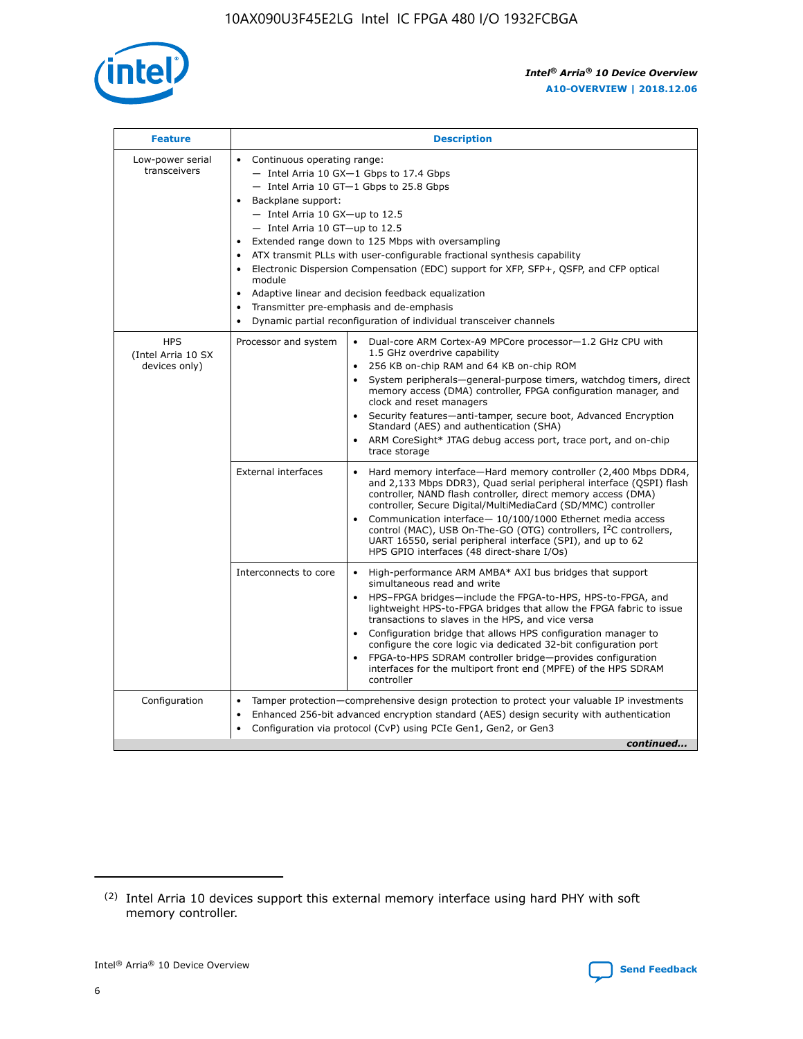| Feature | Description | |
|---|---|---|
| Low-power serial transceivers | • Continuous operating range:<br>— Intel Arria 10 GX—1 Gbps to 17.4 Gbps<br>— Intel Arria 10 GT—1 Gbps to 25.8 Gbps<br>• Backplane support:<br>— Intel Arria 10 GX—up to 12.5<br>— Intel Arria 10 GT—up to 12.5<br>• Extended range down to 125 Mbps with oversampling<br>• ATX transmit PLLs with user-configurable fractional synthesis capability<br>• Electronic Dispersion Compensation (EDC) support for XFP, SFP+, QSFP, and CFP optical module<br>• Adaptive linear and decision feedback equalization<br>• Transmitter pre-emphasis and de-emphasis<br>• Dynamic partial reconfiguration of individual transceiver channels | |
| HPS (Intel Arria 10 SX devices only) | Processor and system | • Dual-core ARM Cortex-A9 MPCore processor—1.2 GHz CPU with 1.5 GHz overdrive capability<br>• 256 KB on-chip RAM and 64 KB on-chip ROM<br>• System peripherals—general-purpose timers, watchdog timers, direct memory access (DMA) controller, FPGA configuration manager, and clock and reset managers<br>• Security features—anti-tamper, secure boot, Advanced Encryption Standard (AES) and authentication (SHA)<br>• ARM CoreSight* JTAG debug access port, trace port, and on-chip trace storage |
| | External interfaces | • Hard memory interface—Hard memory controller (2,400 Mbps DDR4, and 2,133 Mbps DDR3), Quad serial peripheral interface (QSPI) flash controller, NAND flash controller, direct memory access (DMA) controller, Secure Digital/MultiMediaCard (SD/MMC) controller<br>• Communication interface— 10/100/1000 Ethernet media access control (MAC), USB On-The-GO (OTG) controllers, I²C controllers, UART 16550, serial peripheral interface (SPI), and up to 62 HPS GPIO interfaces (48 direct-share I/Os) |
| | Interconnects to core | • High-performance ARM AMBA* AXI bus bridges that support simultaneous read and write<br>• HPS–FPGA bridges—include the FPGA-to-HPS, HPS-to-FPGA, and lightweight HPS-to-FPGA bridges that allow the FPGA fabric to issue transactions to slaves in the HPS, and vice versa<br>• Configuration bridge that allows HPS configuration manager to configure the core logic via dedicated 32-bit configuration port<br>• FPGA-to-HPS SDRAM controller bridge—provides configuration interfaces for the multiport front end (MPFE) of the HPS SDRAM controller |
| Configuration | • Tamper protection—comprehensive design protection to protect your valuable IP investments<br>• Enhanced 256-bit advanced encryption standard (AES) design security with authentication<br>• Configuration via protocol (CvP) using PCIe Gen1, Gen2, or Gen3 | |

*continued...*

(2) Intel Arria 10 devices support this external memory interface using hard PHY with soft memory controller.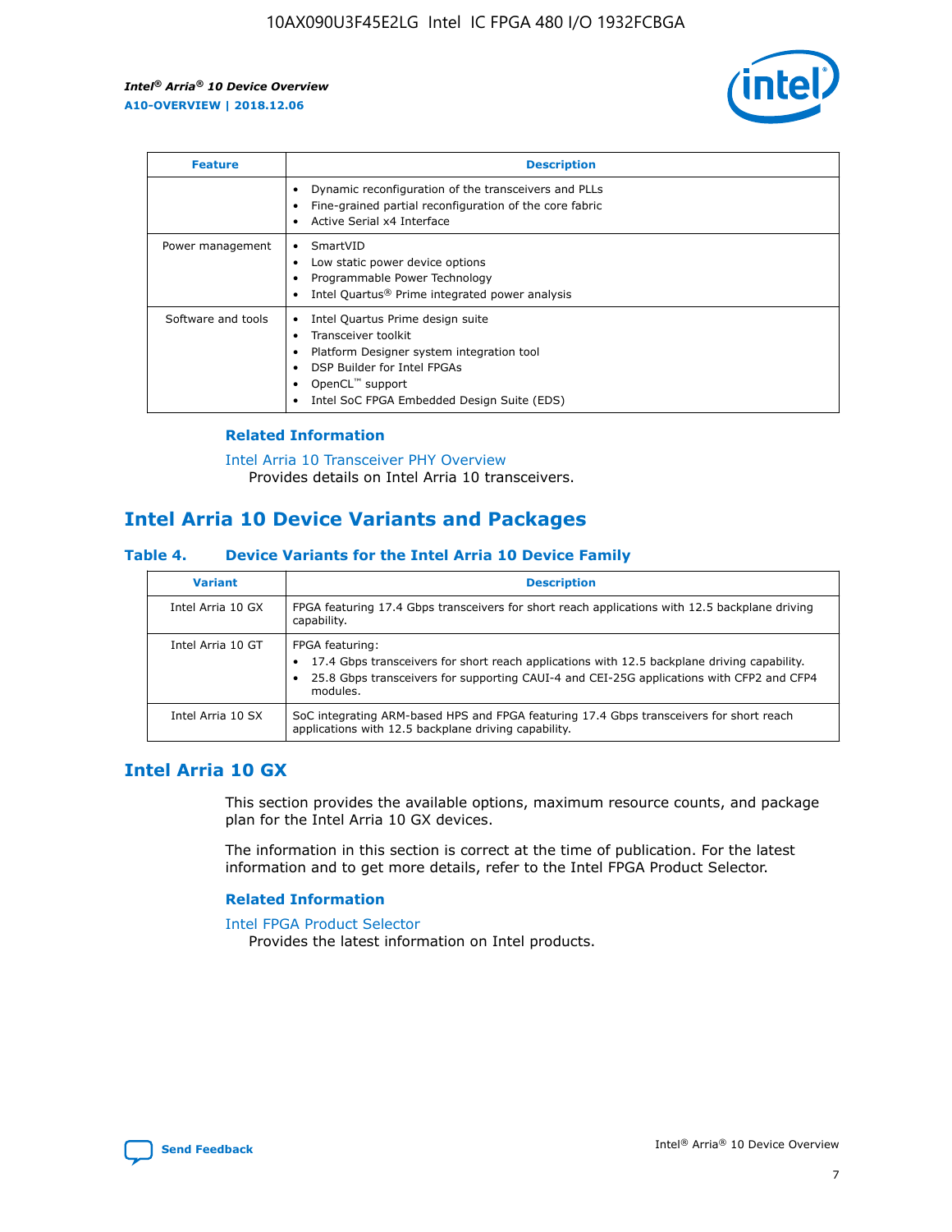| Feature | Description |
| --- | --- |
| | • Dynamic reconfiguration of the transceivers and PLLs<br>• Fine-grained partial reconfiguration of the core fabric<br>• Active Serial x4 Interface |
| Power management | • SmartVID<br>• Low static power device options<br>• Programmable Power Technology<br>• Intel Quartus® Prime integrated power analysis |
| Software and tools | • Intel Quartus Prime design suite<br>• Transceiver toolkit<br>• Platform Designer system integration tool<br>• DSP Builder for Intel FPGAs<br>• OpenCL™ support<br>• Intel SoC FPGA Embedded Design Suite (EDS) |

### Related Information

Intel Arria 10 Transceiver PHY Overview
Provides details on Intel Arria 10 transceivers.

## Intel Arria 10 Device Variants and Packages

### Table 4. Device Variants for the Intel Arria 10 Device Family

| Variant | Description |
| --- | --- |
| Intel Arria 10 GX | FPGA featuring 17.4 Gbps transceivers for short reach applications with 12.5 backplane driving capability. |
| Intel Arria 10 GT | FPGA featuring:<br>• 17.4 Gbps transceivers for short reach applications with 12.5 backplane driving capability.<br>• 25.8 Gbps transceivers for supporting CAUI-4 and CEI-25G applications with CFP2 and CFP4 modules. |
| Intel Arria 10 SX | SoC integrating ARM-based HPS and FPGA featuring 17.4 Gbps transceivers for short reach applications with 12.5 backplane driving capability. |

## Intel Arria 10 GX

This section provides the available options, maximum resource counts, and package plan for the Intel Arria 10 GX devices.

The information in this section is correct at the time of publication. For the latest information and to get more details, refer to the Intel FPGA Product Selector.

### Related Information

Intel FPGA Product Selector
Provides the latest information on Intel products.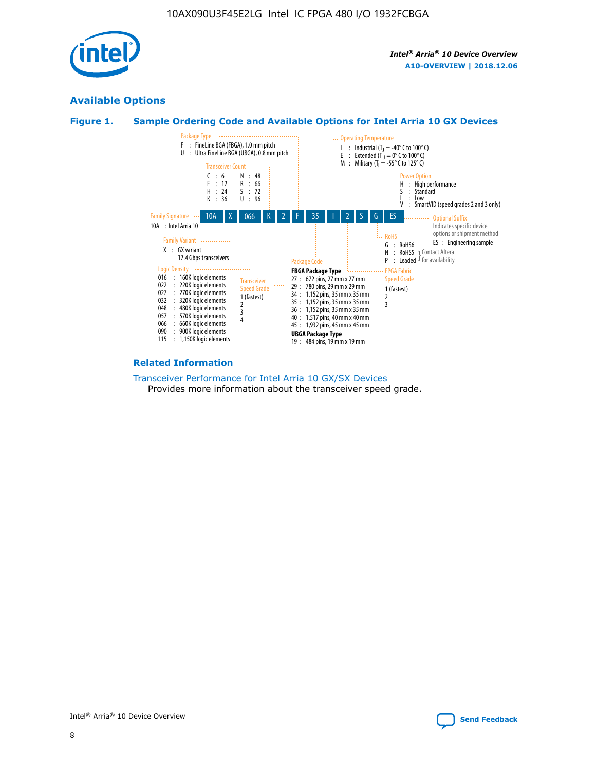## Available Options

### Figure 1. Sample Ordering Code and Available Options for Intel Arria 10 GX Devices

10A | X | 066 | K | 2 | F | 35 | I | 2 | S | G | ES

**Family Signature**
10A : Intel Arria 10

**Family Variant**
X : GX variant
17.4 Gbps transceivers

**Logic Density**
016 : 160K logic elements
022 : 220K logic elements
027 : 270K logic elements
032 : 320K logic elements
048 : 480K logic elements
057 : 570K logic elements
066 : 660K logic elements
090 : 900K logic elements
115 : 1,150K logic elements

**Transceiver Count**
C : 6
E : 12
H : 24
K : 36
N : 48
R : 66
S : 72
U : 96

**Transceiver Speed Grade**
1 (fastest)
2
3
4

**Package Type**
F : FineLine BGA (FBGA), 1.0 mm pitch
U : Ultra FineLine BGA (UBGA), 0.8 mm pitch

**Package Code**

**FBGA Package Type**
27 : 672 pins, 27 mm x 27 mm
29 : 780 pins, 29 mm x 29 mm
34 : 1,152 pins, 35 mm x 35 mm
35 : 1,152 pins, 35 mm x 35 mm
36 : 1,152 pins, 35 mm x 35 mm
40 : 1,517 pins, 40 mm x 40 mm
45 : 1,932 pins, 45 mm x 45 mm

**UBGA Package Type**
19 : 484 pins, 19 mm x 19 mm

**Operating Temperature**
I : Industrial ($T_J$ = -40° C to 100° C)
E : Extended ($T_J$ = 0° C to 100° C)
M : Military ($T_J$ = -55° C to 125° C)

**FPGA Fabric Speed Grade**
1 (fastest)
2
3

**Power Option**
H : High performance
S : Standard
L : Low
V : SmartVID (speed grades 2 and 3 only)

**RoHS**
G : RoHS6
N : RoHS5 (Contact Altera for availability)
P : Leaded (Contact Altera for availability)

**Optional Suffix**
Indicates specific device options or shipment method
ES : Engineering sample

### Related Information

Transceiver Performance for Intel Arria 10 GX/SX Devices
Provides more information about the transceiver speed grade.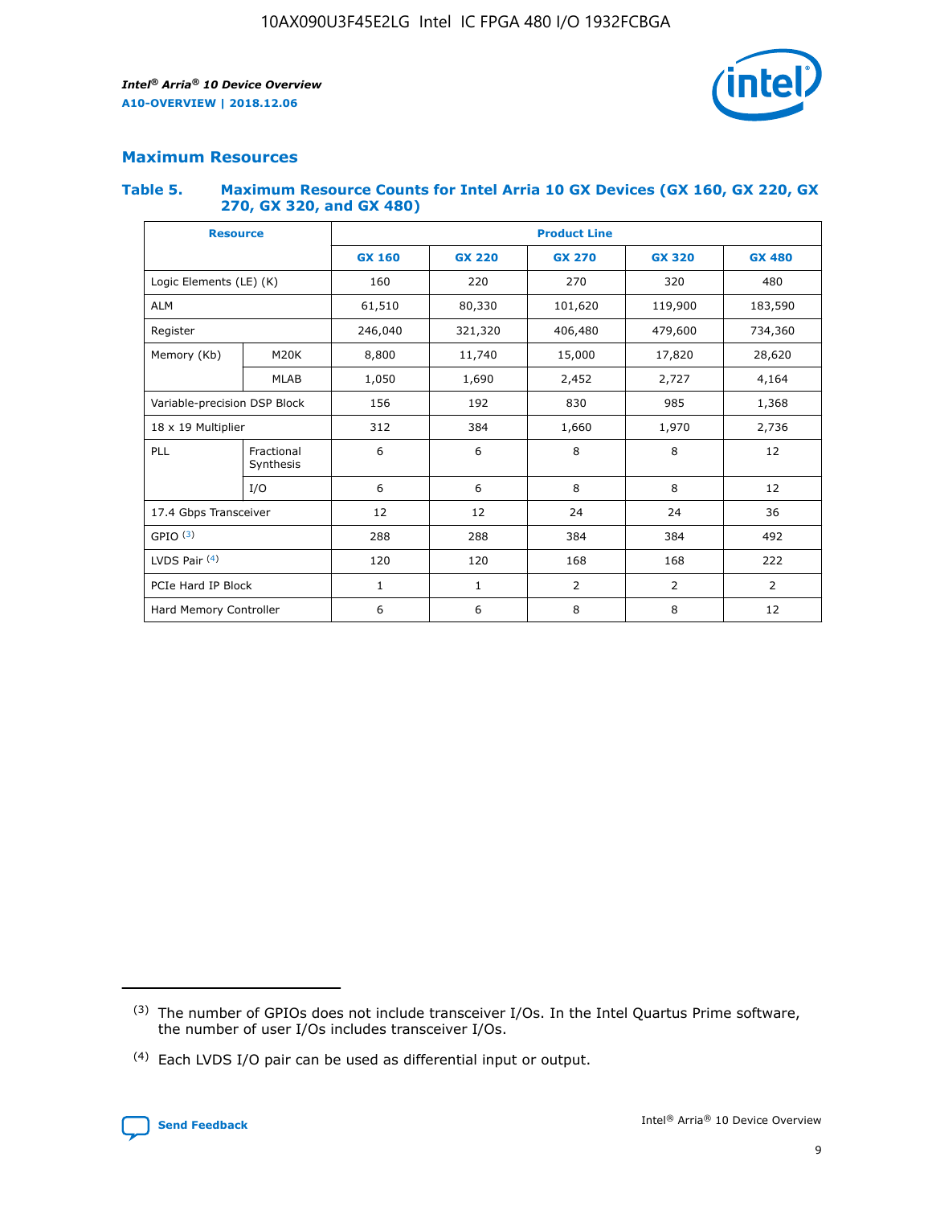## Maximum Resources

### Table 5. Maximum Resource Counts for Intel Arria 10 GX Devices (GX 160, GX 220, GX 270, GX 320, and GX 480)

| Resource | | Product Line | | | | |
|---|---|---|---|---|---|---|
| | | GX 160 | GX 220 | GX 270 | GX 320 | GX 480 |
| Logic Elements (LE) (K) | | 160 | 220 | 270 | 320 | 480 |
| ALM | | 61,510 | 80,330 | 101,620 | 119,900 | 183,590 |
| Register | | 246,040 | 321,320 | 406,480 | 479,600 | 734,360 |
| Memory (Kb) | M20K | 8,800 | 11,740 | 15,000 | 17,820 | 28,620 |
| | MLAB | 1,050 | 1,690 | 2,452 | 2,727 | 4,164 |
| Variable-precision DSP Block | | 156 | 192 | 830 | 985 | 1,368 |
| 18 x 19 Multiplier | | 312 | 384 | 1,660 | 1,970 | 2,736 |
| PLL | Fractional Synthesis | 6 | 6 | 8 | 8 | 12 |
| | I/O | 6 | 6 | 8 | 8 | 12 |
| 17.4 Gbps Transceiver | | 12 | 12 | 24 | 24 | 36 |
| GPIO [3] | | 288 | 288 | 384 | 384 | 492 |
| LVDS Pair [4] | | 120 | 120 | 168 | 168 | 222 |
| PCIe Hard IP Block | | 1 | 1 | 2 | 2 | 2 |
| Hard Memory Controller | | 6 | 6 | 8 | 8 | 12 |

(3) The number of GPIOs does not include transceiver I/Os. In the Intel Quartus Prime software, the number of user I/Os includes transceiver I/Os.

(4) Each LVDS I/O pair can be used as differential input or output.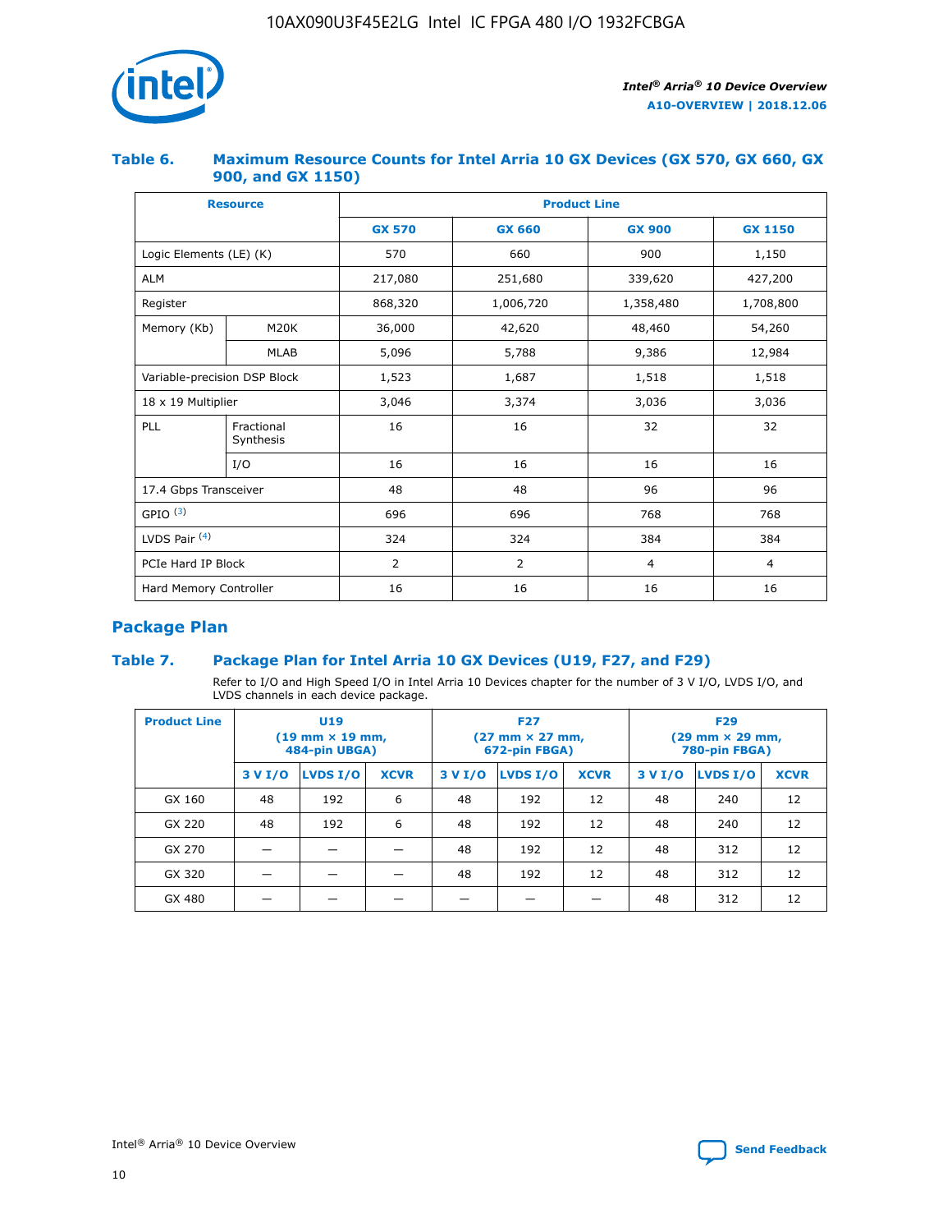### Table 6. Maximum Resource Counts for Intel Arria 10 GX Devices (GX 570, GX 660, GX 900, and GX 1150)

| Resource | | Product Line | | | |
|---|---|---|---|---|---|
| | | GX 570 | GX 660 | GX 900 | GX 1150 |
| Logic Elements (LE) (K) | | 570 | 660 | 900 | 1,150 |
| ALM | | 217,080 | 251,680 | 339,620 | 427,200 |
| Register | | 868,320 | 1,006,720 | 1,358,480 | 1,708,800 |
| Memory (Kb) | M20K | 36,000 | 42,620 | 48,460 | 54,260 |
| | MLAB | 5,096 | 5,788 | 9,386 | 12,984 |
| Variable-precision DSP Block | | 1,523 | 1,687 | 1,518 | 1,518 |
| 18 x 19 Multiplier | | 3,046 | 3,374 | 3,036 | 3,036 |
| PLL | Fractional Synthesis | 16 | 16 | 32 | 32 |
| | I/O | 16 | 16 | 16 | 16 |
| 17.4 Gbps Transceiver | | 48 | 48 | 96 | 96 |
| GPIO [(3)] | | 696 | 696 | 768 | 768 |
| LVDS Pair [(4)] | | 324 | 324 | 384 | 384 |
| PCIe Hard IP Block | | 2 | 2 | 4 | 4 |
| Hard Memory Controller | | 16 | 16 | 16 | 16 |

## Package Plan

### Table 7. Package Plan for Intel Arria 10 GX Devices (U19, F27, and F29)

Refer to I/O and High Speed I/O in Intel Arria 10 Devices chapter for the number of 3 V I/O, LVDS I/O, and LVDS channels in each device package.

| Product Line | U19 (19 mm × 19 mm, 484-pin UBGA) | | | F27 (27 mm × 27 mm, 672-pin FBGA) | | | F29 (29 mm × 29 mm, 780-pin FBGA) | | |
|---|---|---|---|---|---|---|---|---|---|
| | 3 V I/O | LVDS I/O | XCVR | 3 V I/O | LVDS I/O | XCVR | 3 V I/O | LVDS I/O | XCVR |
| GX 160 | 48 | 192 | 6 | 48 | 192 | 12 | 48 | 240 | 12 |
| GX 220 | 48 | 192 | 6 | 48 | 192 | 12 | 48 | 240 | 12 |
| GX 270 | — | — | — | 48 | 192 | 12 | 48 | 312 | 12 |
| GX 320 | — | — | — | 48 | 192 | 12 | 48 | 312 | 12 |
| GX 480 | — | — | — | — | — | — | 48 | 312 | 12 |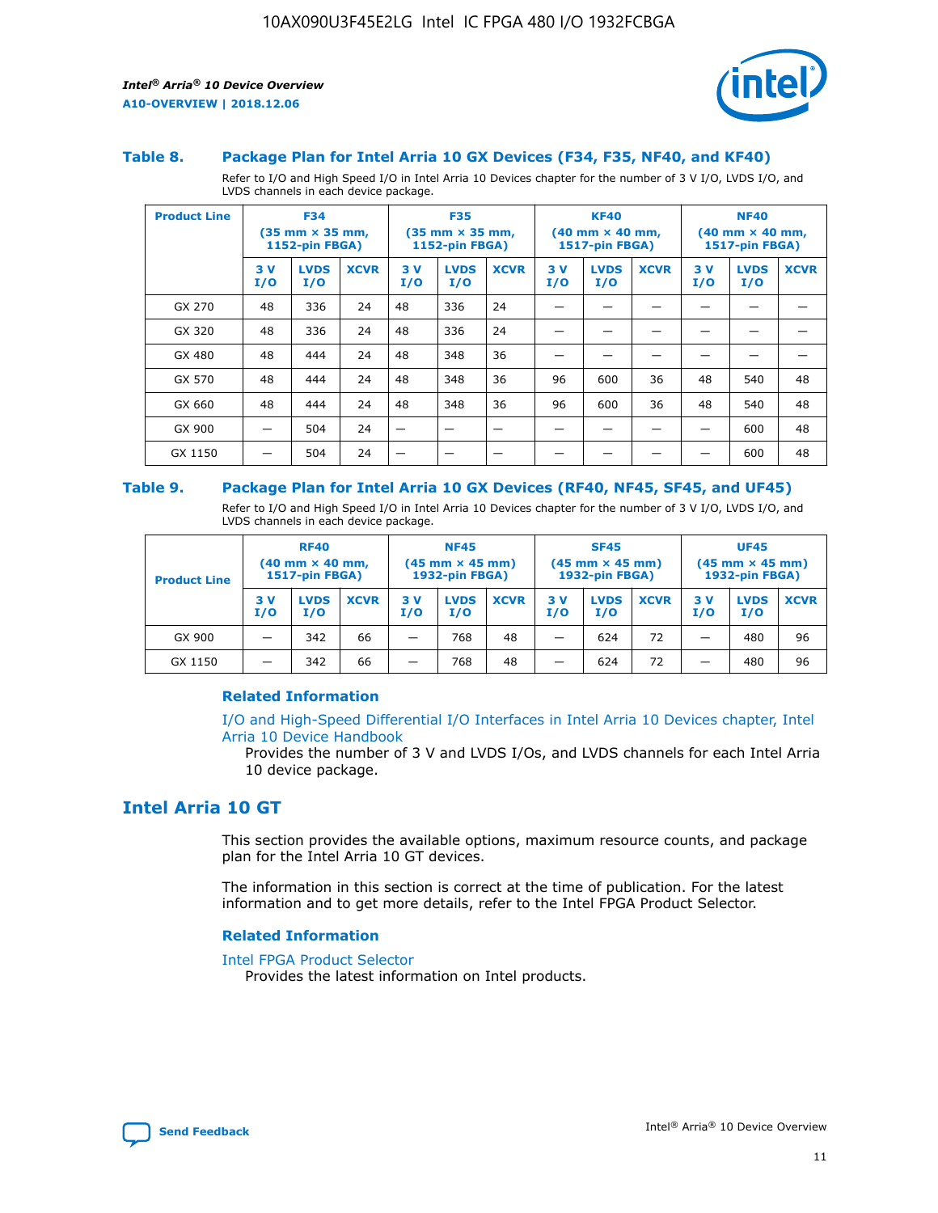### Table 8. Package Plan for Intel Arria 10 GX Devices (F34, F35, NF40, and KF40)

Refer to I/O and High Speed I/O in Intel Arria 10 Devices chapter for the number of 3 V I/O, LVDS I/O, and LVDS channels in each device package.

| Product Line | F34 (35 mm × 35 mm, 1152-pin FBGA) | | | F35 (35 mm × 35 mm, 1152-pin FBGA) | | | KF40 (40 mm × 40 mm, 1517-pin FBGA) | | | NF40 (40 mm × 40 mm, 1517-pin FBGA) | | |
|---|---|---|---|---|---|---|---|---|---|---|---|---|
| | 3 V I/O | LVDS I/O | XCVR | 3 V I/O | LVDS I/O | XCVR | 3 V I/O | LVDS I/O | XCVR | 3 V I/O | LVDS I/O | XCVR |
| GX 270 | 48 | 336 | 24 | 48 | 336 | 24 | — | — | — | — | — | — |
| GX 320 | 48 | 336 | 24 | 48 | 336 | 24 | — | — | — | — | — | — |
| GX 480 | 48 | 444 | 24 | 48 | 348 | 36 | — | — | — | — | — | — |
| GX 570 | 48 | 444 | 24 | 48 | 348 | 36 | 96 | 600 | 36 | 48 | 540 | 48 |
| GX 660 | 48 | 444 | 24 | 48 | 348 | 36 | 96 | 600 | 36 | 48 | 540 | 48 |
| GX 900 | — | 504 | 24 | — | — | — | — | — | — | — | 600 | 48 |
| GX 1150 | — | 504 | 24 | — | — | — | — | — | — | — | 600 | 48 |

### Table 9. Package Plan for Intel Arria 10 GX Devices (RF40, NF45, SF45, and UF45)

Refer to I/O and High Speed I/O in Intel Arria 10 Devices chapter for the number of 3 V I/O, LVDS I/O, and LVDS channels in each device package.

| Product Line | RF40 (40 mm × 40 mm, 1517-pin FBGA) | | | NF45 (45 mm × 45 mm) 1932-pin FBGA) | | | SF45 (45 mm × 45 mm) 1932-pin FBGA) | | | UF45 (45 mm × 45 mm) 1932-pin FBGA) | | |
|---|---|---|---|---|---|---|---|---|---|---|---|---|
| | 3 V I/O | LVDS I/O | XCVR | 3 V I/O | LVDS I/O | XCVR | 3 V I/O | LVDS I/O | XCVR | 3 V I/O | LVDS I/O | XCVR |
| GX 900 | — | 342 | 66 | — | 768 | 48 | — | 624 | 72 | — | 480 | 96 |
| GX 1150 | — | 342 | 66 | — | 768 | 48 | — | 624 | 72 | — | 480 | 96 |

#### Related Information

I/O and High-Speed Differential I/O Interfaces in Intel Arria 10 Devices chapter, Intel Arria 10 Device Handbook

Provides the number of 3 V and LVDS I/Os, and LVDS channels for each Intel Arria 10 device package.

## Intel Arria 10 GT

This section provides the available options, maximum resource counts, and package plan for the Intel Arria 10 GT devices.

The information in this section is correct at the time of publication. For the latest information and to get more details, refer to the Intel FPGA Product Selector.

#### Related Information

Intel FPGA Product Selector

Provides the latest information on Intel products.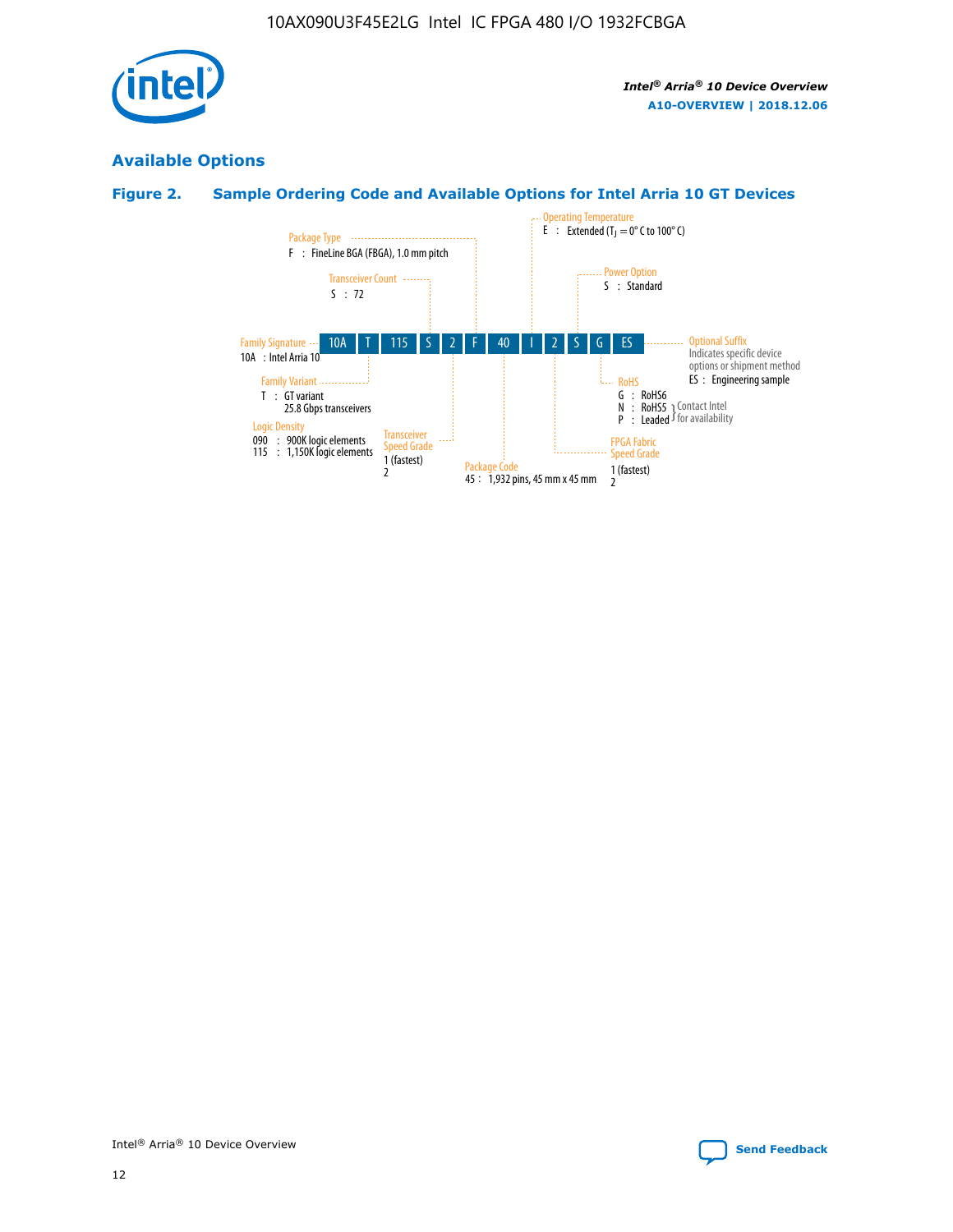## Available Options

### Figure 2. Sample Ordering Code and Available Options for Intel Arria 10 GT Devices

| 10A | T | 115 | S | 2 | F | 40 | I | 2 | S | G | ES |
|---|---|---|---|---|---|---|---|---|---|---|---|

**Family Signature**
10A : Intel Arria 10

**Family Variant**
T : GT variant
25.8 Gbps transceivers

**Logic Density**
090 : 900K logic elements
115 : 1,150K logic elements

**Transceiver Count**
S : 72

**Transceiver Speed Grade**
1 (fastest)
2

**Package Type**
F : FineLine BGA (FBGA), 1.0 mm pitch

**Package Code**
45 : 1,932 pins, 45 mm x 45 mm

**Operating Temperature**
E : Extended ($T_J$ = 0° C to 100° C)

**FPGA Fabric Speed Grade**
1 (fastest)
2

**Power Option**
S : Standard

**RoHS**
G : RoHS6
N : RoHS5 } Contact Intel for availability
P : Leaded } Contact Intel for availability

**Optional Suffix**
Indicates specific device options or shipment method
ES : Engineering sample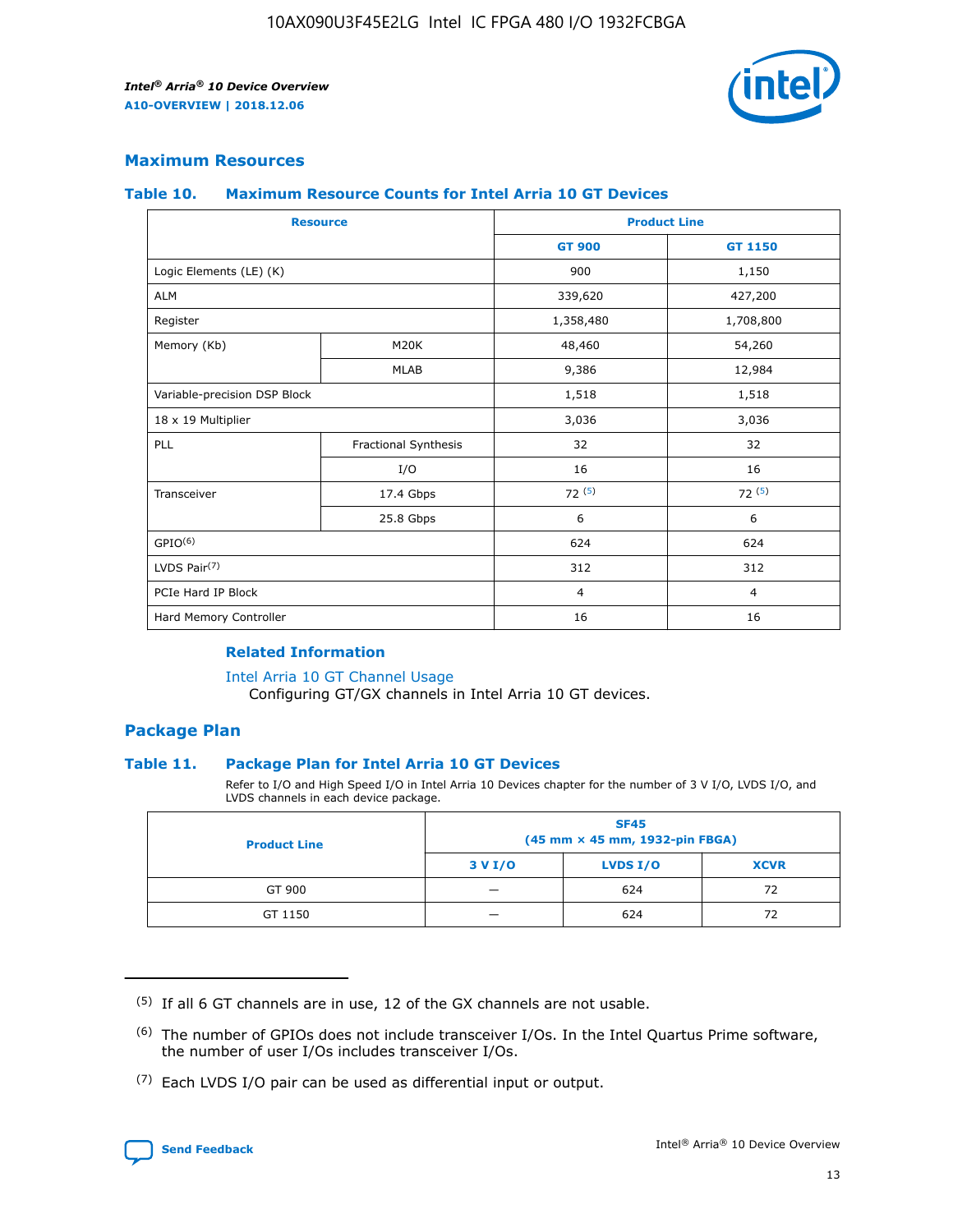## Maximum Resources

### Table 10. Maximum Resource Counts for Intel Arria 10 GT Devices

| Resource | | Product Line | |
|---|---|---|---|
| | | GT 900 | GT 1150 |
| Logic Elements (LE) (K) | | 900 | 1,150 |
| ALM | | 339,620 | 427,200 |
| Register | | 1,358,480 | 1,708,800 |
| Memory (Kb) | M20K | 48,460 | 54,260 |
| | MLAB | 9,386 | 12,984 |
| Variable-precision DSP Block | | 1,518 | 1,518 |
| 18 x 19 Multiplier | | 3,036 | 3,036 |
| PLL | Fractional Synthesis | 32 | 32 |
| | I/O | 16 | 16 |
| Transceiver | 17.4 Gbps | 72 (5) | 72 (5) |
| | 25.8 Gbps | 6 | 6 |
| GPIO(6) | | 624 | 624 |
| LVDS Pair(7) | | 312 | 312 |
| PCIe Hard IP Block | | 4 | 4 |
| Hard Memory Controller | | 16 | 16 |

#### Related Information

Intel Arria 10 GT Channel Usage
Configuring GT/GX channels in Intel Arria 10 GT devices.

## Package Plan

### Table 11. Package Plan for Intel Arria 10 GT Devices

Refer to I/O and High Speed I/O in Intel Arria 10 Devices chapter for the number of 3 V I/O, LVDS I/O, and LVDS channels in each device package.

| Product Line | SF45 (45 mm × 45 mm, 1932-pin FBGA) | | |
|---|---|---|---|
| | 3 V I/O | LVDS I/O | XCVR |
| GT 900 | — | 624 | 72 |
| GT 1150 | — | 624 | 72 |

(5) If all 6 GT channels are in use, 12 of the GX channels are not usable.

(6) The number of GPIOs does not include transceiver I/Os. In the Intel Quartus Prime software, the number of user I/Os includes transceiver I/Os.

(7) Each LVDS I/O pair can be used as differential input or output.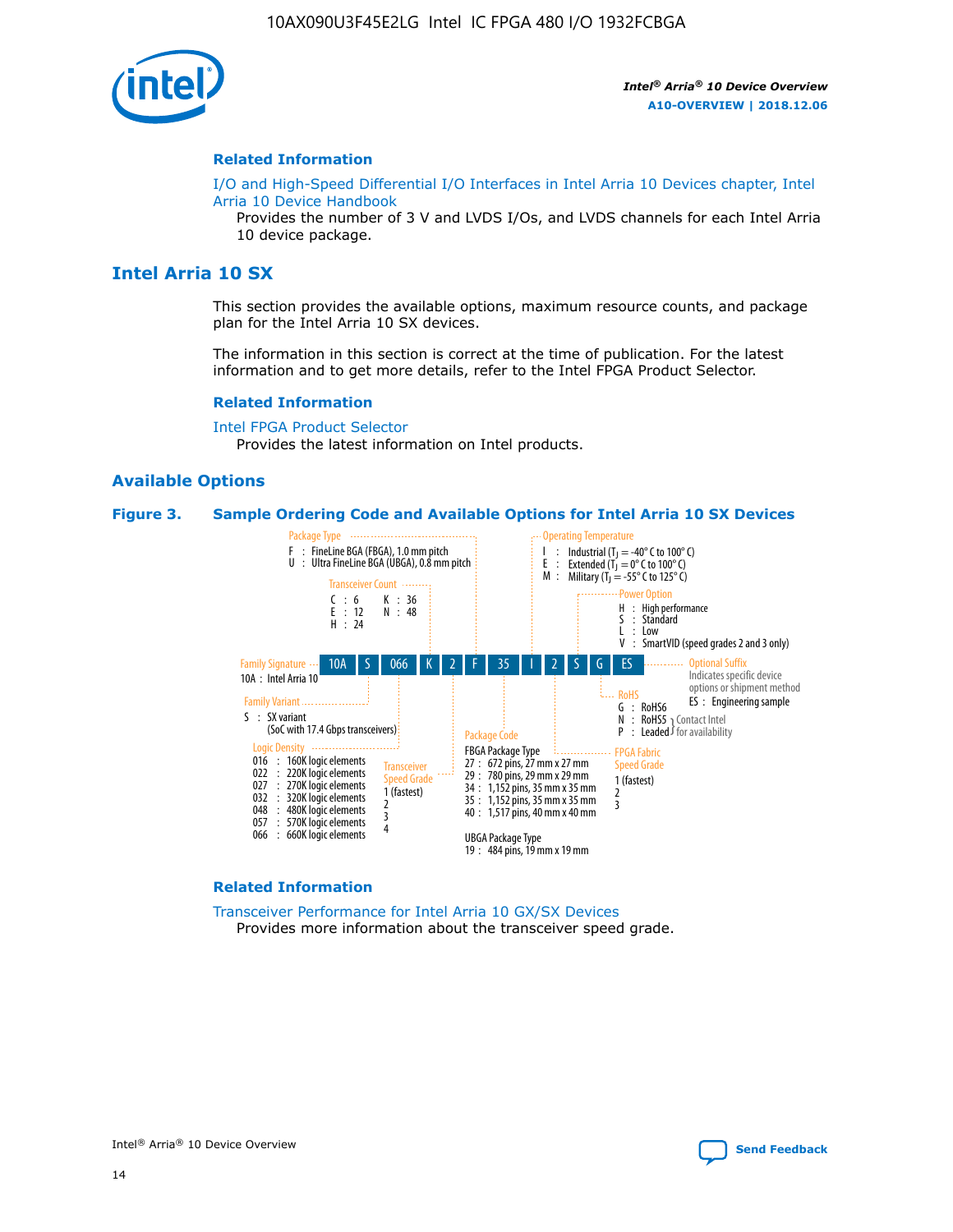#### Related Information

I/O and High-Speed Differential I/O Interfaces in Intel Arria 10 Devices chapter, Intel Arria 10 Device Handbook

Provides the number of 3 V and LVDS I/Os, and LVDS channels for each Intel Arria 10 device package.

## Intel Arria 10 SX

This section provides the available options, maximum resource counts, and package plan for the Intel Arria 10 SX devices.

The information in this section is correct at the time of publication. For the latest information and to get more details, refer to the Intel FPGA Product Selector.

#### Related Information

Intel FPGA Product Selector

Provides the latest information on Intel products.

### Available Options

**Figure 3. Sample Ordering Code and Available Options for Intel Arria 10 SX Devices**

Sample ordering code: 10A S 066 K 2 F 35 I 2 S G ES

**Family Signature**
- 10A : Intel Arria 10

**Family Variant**
- S : SX variant (SoC with 17.4 Gbps transceivers)

**Logic Density**
- 016 : 160K logic elements
- 022 : 220K logic elements
- 027 : 270K logic elements
- 032 : 320K logic elements
- 048 : 480K logic elements
- 057 : 570K logic elements
- 066 : 660K logic elements

**Transceiver Count**
- C : 6
- E : 12
- H : 24
- K : 36
- N : 48

**Transceiver Speed Grade**
- 1 (fastest)
- 2
- 3
- 4

**Package Type**
- F : FineLine BGA (FBGA), 1.0 mm pitch
- U : Ultra FineLine BGA (UBGA), 0.8 mm pitch

**Package Code**

FBGA Package Type
- 27 : 672 pins, 27 mm x 27 mm
- 29 : 780 pins, 29 mm x 29 mm
- 34 : 1,152 pins, 35 mm x 35 mm
- 35 : 1,152 pins, 35 mm x 35 mm
- 40 : 1,517 pins, 40 mm x 40 mm

UBGA Package Type
- 19 : 484 pins, 19 mm x 19 mm

**Operating Temperature**
- I : Industrial ($T_J$ = -40° C to 100° C)
- E : Extended ($T_J$ = 0° C to 100° C)
- M : Military ($T_J$ = -55° C to 125° C)

**FPGA Fabric Speed Grade**
- 1 (fastest)
- 2
- 3

**Power Option**
- H : High performance
- S : Standard
- L : Low
- V : SmartVID (speed grades 2 and 3 only)

**RoHS**
- G : RoHS6
- N : RoHS5 (Contact Intel for availability)
- P : Leaded (Contact Intel for availability)

**Optional Suffix**

Indicates specific device options or shipment method
- ES : Engineering sample

#### Related Information

Transceiver Performance for Intel Arria 10 GX/SX Devices

Provides more information about the transceiver speed grade.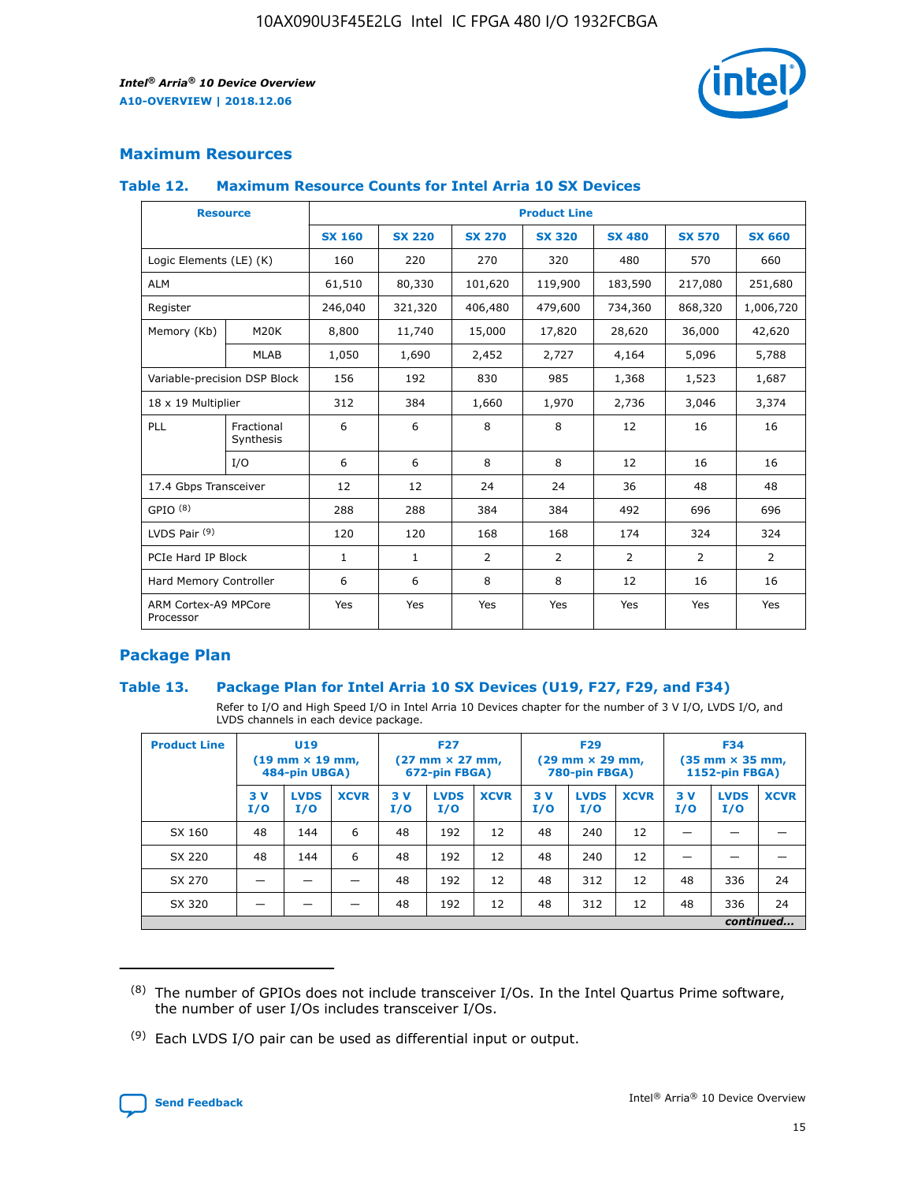## Maximum Resources

### Table 12. Maximum Resource Counts for Intel Arria 10 SX Devices

| Resource | | Product Line | | | | | | |
|---|---|---|---|---|---|---|---|---|
| | | SX 160 | SX 220 | SX 270 | SX 320 | SX 480 | SX 570 | SX 660 |
| Logic Elements (LE) (K) | | 160 | 220 | 270 | 320 | 480 | 570 | 660 |
| ALM | | 61,510 | 80,330 | 101,620 | 119,900 | 183,590 | 217,080 | 251,680 |
| Register | | 246,040 | 321,320 | 406,480 | 479,600 | 734,360 | 868,320 | 1,006,720 |
| Memory (Kb) | M20K | 8,800 | 11,740 | 15,000 | 17,820 | 28,620 | 36,000 | 42,620 |
| | MLAB | 1,050 | 1,690 | 2,452 | 2,727 | 4,164 | 5,096 | 5,788 |
| Variable-precision DSP Block | | 156 | 192 | 830 | 985 | 1,368 | 1,523 | 1,687 |
| 18 x 19 Multiplier | | 312 | 384 | 1,660 | 1,970 | 2,736 | 3,046 | 3,374 |
| PLL | Fractional Synthesis | 6 | 6 | 8 | 8 | 12 | 16 | 16 |
| | I/O | 6 | 6 | 8 | 8 | 12 | 16 | 16 |
| 17.4 Gbps Transceiver | | 12 | 12 | 24 | 24 | 36 | 48 | 48 |
| GPIO [(8)] | | 288 | 288 | 384 | 384 | 492 | 696 | 696 |
| LVDS Pair [(9)] | | 120 | 120 | 168 | 168 | 174 | 324 | 324 |
| PCIe Hard IP Block | | 1 | 1 | 2 | 2 | 2 | 2 | 2 |
| Hard Memory Controller | | 6 | 6 | 8 | 8 | 12 | 16 | 16 |
| ARM Cortex-A9 MPCore Processor | | Yes | Yes | Yes | Yes | Yes | Yes | Yes |

## Package Plan

### Table 13. Package Plan for Intel Arria 10 SX Devices (U19, F27, F29, and F34)

Refer to I/O and High Speed I/O in Intel Arria 10 Devices chapter for the number of 3 V I/O, LVDS I/O, and LVDS channels in each device package.

| Product Line | U19 (19 mm × 19 mm, 484-pin UBGA) | | | F27 (27 mm × 27 mm, 672-pin FBGA) | | | F29 (29 mm × 29 mm, 780-pin FBGA) | | | F34 (35 mm × 35 mm, 1152-pin FBGA) | | |
|---|---|---|---|---|---|---|---|---|---|---|---|---|
| | 3 V I/O | LVDS I/O | XCVR | 3 V I/O | LVDS I/O | XCVR | 3 V I/O | LVDS I/O | XCVR | 3 V I/O | LVDS I/O | XCVR |
| SX 160 | 48 | 144 | 6 | 48 | 192 | 12 | 48 | 240 | 12 | — | — | — |
| SX 220 | 48 | 144 | 6 | 48 | 192 | 12 | 48 | 240 | 12 | — | — | — |
| SX 270 | — | — | — | 48 | 192 | 12 | 48 | 312 | 12 | 48 | 336 | 24 |
| SX 320 | — | — | — | 48 | 192 | 12 | 48 | 312 | 12 | 48 | 336 | 24 |

*continued...*

(8) The number of GPIOs does not include transceiver I/Os. In the Intel Quartus Prime software, the number of user I/Os includes transceiver I/Os.

(9) Each LVDS I/O pair can be used as differential input or output.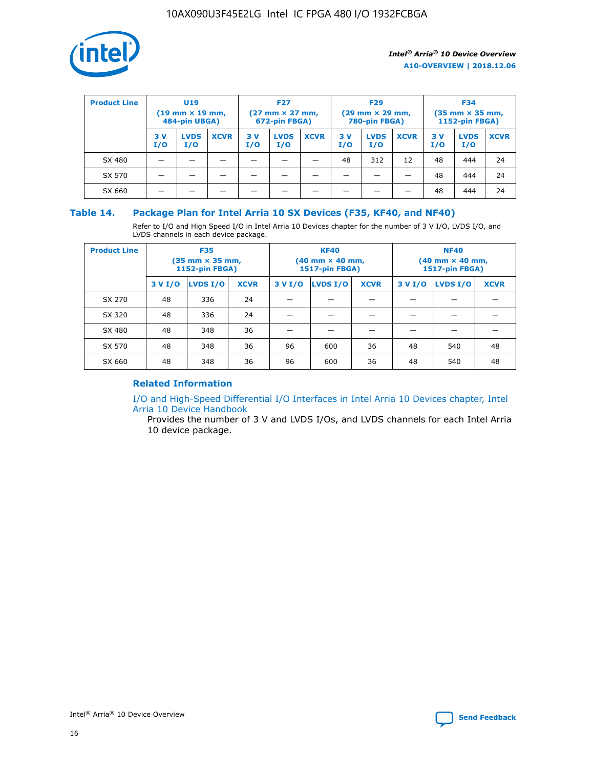| Product Line | U19 (19 mm × 19 mm, 484-pin UBGA) | | | F27 (27 mm × 27 mm, 672-pin FBGA) | | | F29 (29 mm × 29 mm, 780-pin FBGA) | | | F34 (35 mm × 35 mm, 1152-pin FBGA) | | |
|---|---|---|---|---|---|---|---|---|---|---|---|---|
| | 3 V I/O | LVDS I/O | XCVR | 3 V I/O | LVDS I/O | XCVR | 3 V I/O | LVDS I/O | XCVR | 3 V I/O | LVDS I/O | XCVR |
| SX 480 | — | — | — | — | — | — | 48 | 312 | 12 | 48 | 444 | 24 |
| SX 570 | — | — | — | — | — | — | — | — | — | 48 | 444 | 24 |
| SX 660 | — | — | — | — | — | — | — | — | — | 48 | 444 | 24 |

## Table 14. Package Plan for Intel Arria 10 SX Devices (F35, KF40, and NF40)

Refer to I/O and High Speed I/O in Intel Arria 10 Devices chapter for the number of 3 V I/O, LVDS I/O, and LVDS channels in each device package.

| Product Line | F35 (35 mm × 35 mm, 1152-pin FBGA) | | | KF40 (40 mm × 40 mm, 1517-pin FBGA) | | | NF40 (40 mm × 40 mm, 1517-pin FBGA) | | |
|---|---|---|---|---|---|---|---|---|---|
| | 3 V I/O | LVDS I/O | XCVR | 3 V I/O | LVDS I/O | XCVR | 3 V I/O | LVDS I/O | XCVR |
| SX 270 | 48 | 336 | 24 | — | — | — | — | — | — |
| SX 320 | 48 | 336 | 24 | — | — | — | — | — | — |
| SX 480 | 48 | 348 | 36 | — | — | — | — | — | — |
| SX 570 | 48 | 348 | 36 | 96 | 600 | 36 | 48 | 540 | 48 |
| SX 660 | 48 | 348 | 36 | 96 | 600 | 36 | 48 | 540 | 48 |

### Related Information

I/O and High-Speed Differential I/O Interfaces in Intel Arria 10 Devices chapter, Intel Arria 10 Device Handbook

Provides the number of 3 V and LVDS I/Os, and LVDS channels for each Intel Arria 10 device package.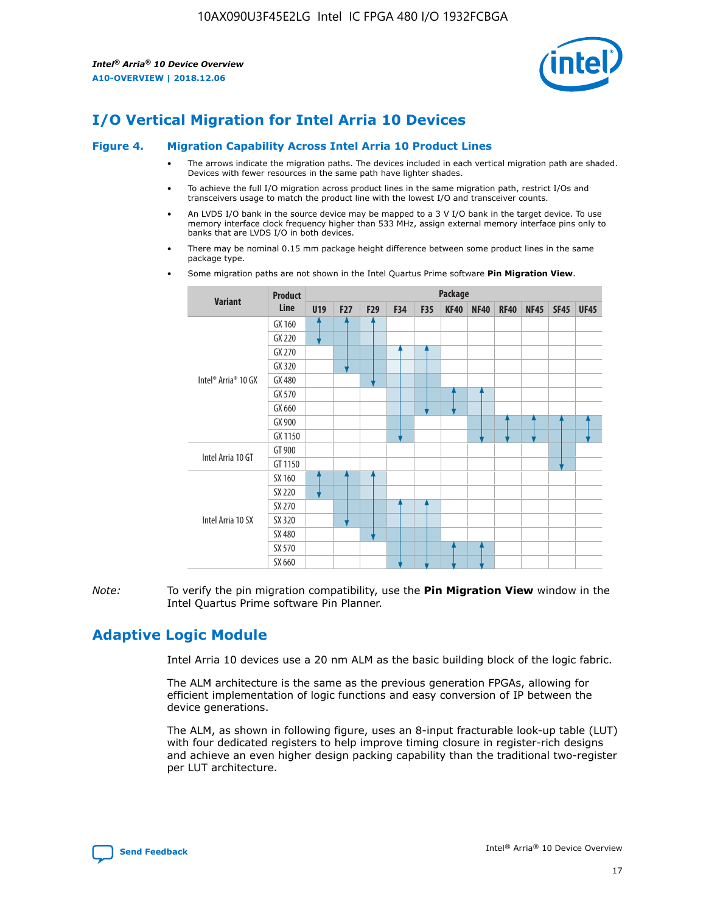# I/O Vertical Migration for Intel Arria 10 Devices

**Figure 4. Migration Capability Across Intel Arria 10 Product Lines**

- The arrows indicate the migration paths. The devices included in each vertical migration path are shaded. Devices with fewer resources in the same path have lighter shades.
- To achieve the full I/O migration across product lines in the same migration path, restrict I/Os and transceivers usage to match the product line with the lowest I/O and transceiver counts.
- An LVDS I/O bank in the source device may be mapped to a 3 V I/O bank in the target device. To use memory interface clock frequency higher than 533 MHz, assign external memory interface pins only to banks that are LVDS I/O in both devices.
- There may be nominal 0.15 mm package height difference between some product lines in the same package type.
- Some migration paths are not shown in the Intel Quartus Prime software **Pin Migration View**.

| Variant | Product Line | Package | | | | | | | | | | |
|---|---|---|---|---|---|---|---|---|---|---|---|---|
| | | U19 | F27 | F29 | F34 | F35 | KF40 | NF40 | RF40 | NF45 | SF45 | UF45 |
| Intel® Arria® 10 GX | GX 160 | | | | | | | | | | | |
| | GX 220 | | | | | | | | | | | |
| | GX 270 | | | | | | | | | | | |
| | GX 320 | | | | | | | | | | | |
| | GX 480 | | | | | | | | | | | |
| | GX 570 | | | | | | | | | | | |
| | GX 660 | | | | | | | | | | | |
| | GX 900 | | | | | | | | | | | |
| | GX 1150 | | | | | | | | | | | |
| Intel Arria 10 GT | GT 900 | | | | | | | | | | | |
| | GT 1150 | | | | | | | | | | | |
| Intel Arria 10 SX | SX 160 | | | | | | | | | | | |
| | SX 220 | | | | | | | | | | | |
| | SX 270 | | | | | | | | | | | |
| | SX 320 | | | | | | | | | | | |
| | SX 480 | | | | | | | | | | | |
| | SX 570 | | | | | | | | | | | |
| | SX 660 | | | | | | | | | | | |

*Note:* To verify the pin migration compatibility, use the **Pin Migration View** window in the Intel Quartus Prime software Pin Planner.

# Adaptive Logic Module

Intel Arria 10 devices use a 20 nm ALM as the basic building block of the logic fabric.

The ALM architecture is the same as the previous generation FPGAs, allowing for efficient implementation of logic functions and easy conversion of IP between the device generations.

The ALM, as shown in following figure, uses an 8-input fracturable look-up table (LUT) with four dedicated registers to help improve timing closure in register-rich designs and achieve an even higher design packing capability than the traditional two-register per LUT architecture.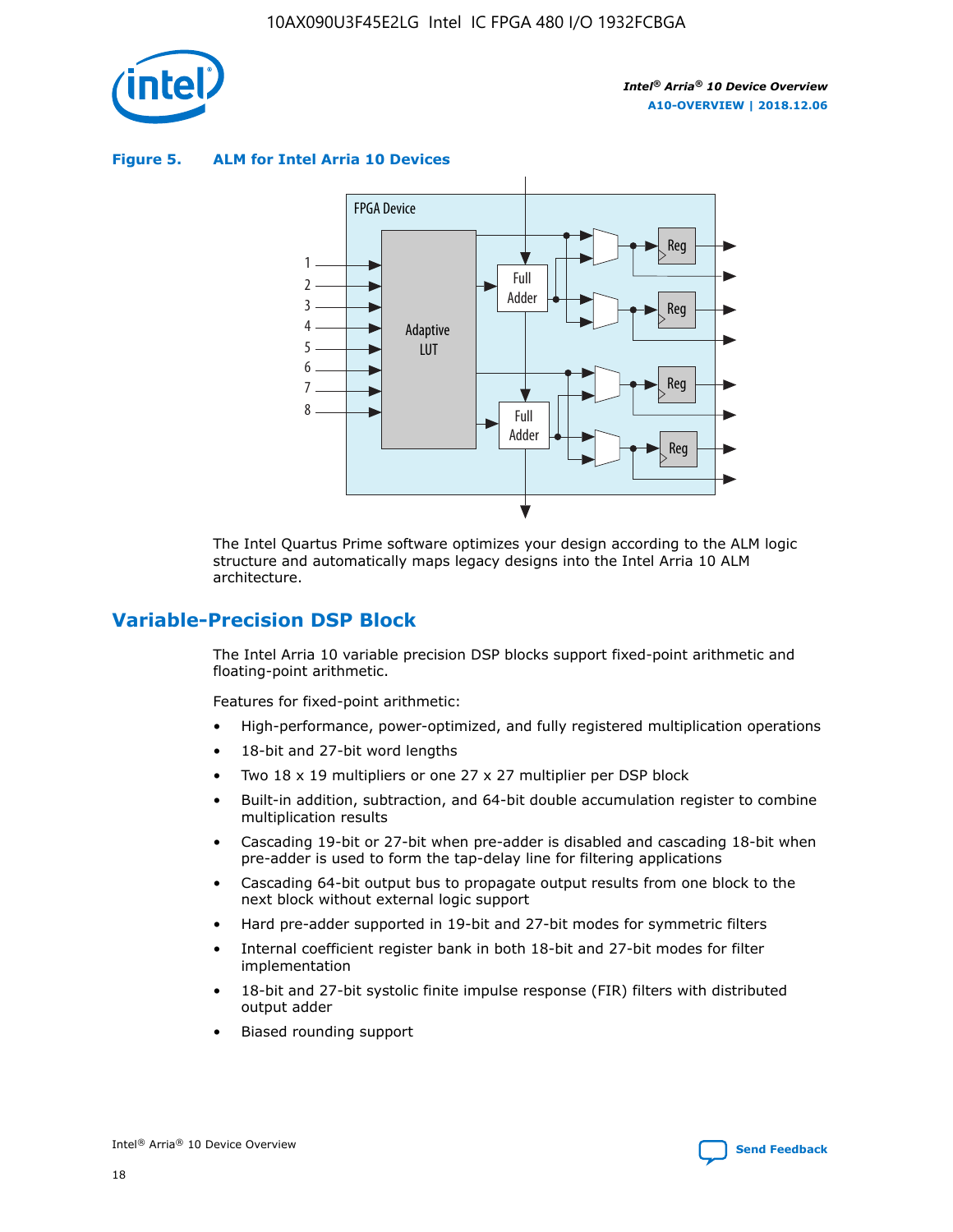**Figure 5. ALM for Intel Arria 10 Devices**

The Intel Quartus Prime software optimizes your design according to the ALM logic structure and automatically maps legacy designs into the Intel Arria 10 ALM architecture.

## Variable-Precision DSP Block

The Intel Arria 10 variable precision DSP blocks support fixed-point arithmetic and floating-point arithmetic.

Features for fixed-point arithmetic:

- High-performance, power-optimized, and fully registered multiplication operations
- 18-bit and 27-bit word lengths
- Two 18 x 19 multipliers or one 27 x 27 multiplier per DSP block
- Built-in addition, subtraction, and 64-bit double accumulation register to combine multiplication results
- Cascading 19-bit or 27-bit when pre-adder is disabled and cascading 18-bit when pre-adder is used to form the tap-delay line for filtering applications
- Cascading 64-bit output bus to propagate output results from one block to the next block without external logic support
- Hard pre-adder supported in 19-bit and 27-bit modes for symmetric filters
- Internal coefficient register bank in both 18-bit and 27-bit modes for filter implementation
- 18-bit and 27-bit systolic finite impulse response (FIR) filters with distributed output adder
- Biased rounding support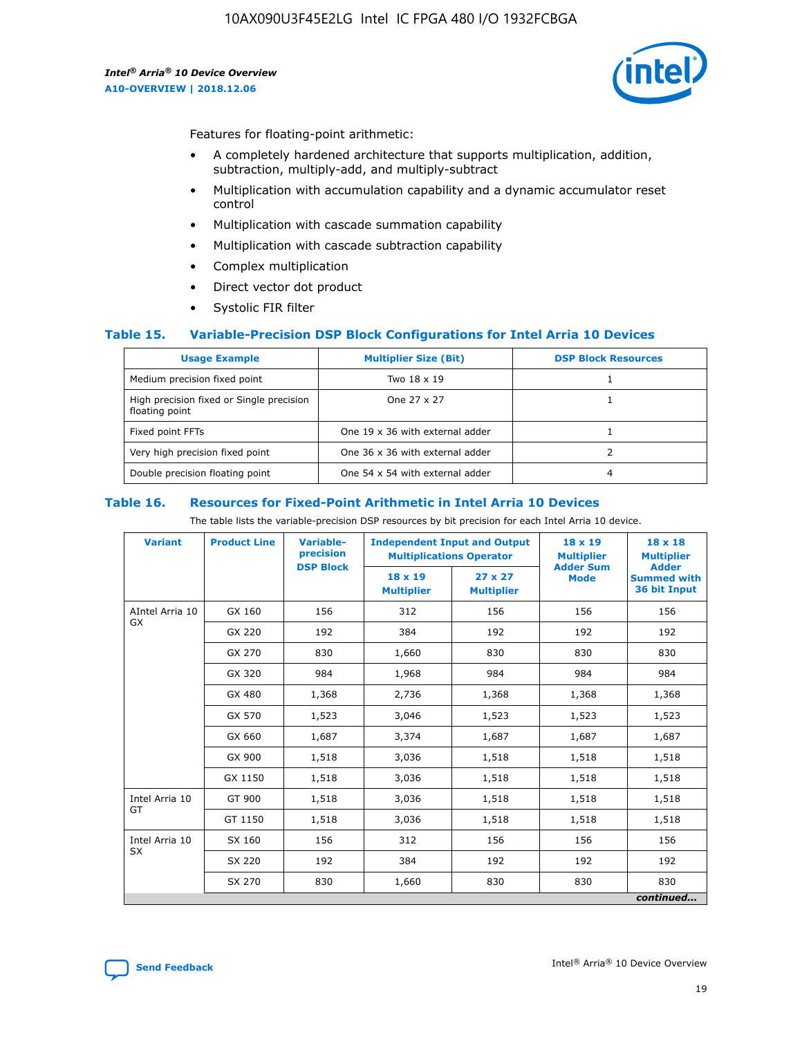Features for floating-point arithmetic:

- A completely hardened architecture that supports multiplication, addition, subtraction, multiply-add, and multiply-subtract
- Multiplication with accumulation capability and a dynamic accumulator reset control
- Multiplication with cascade summation capability
- Multiplication with cascade subtraction capability
- Complex multiplication
- Direct vector dot product
- Systolic FIR filter

### Table 15. Variable-Precision DSP Block Configurations for Intel Arria 10 Devices

| Usage Example | Multiplier Size (Bit) | DSP Block Resources |
|---|---|---|
| Medium precision fixed point | Two 18 x 19 | 1 |
| High precision fixed or Single precision floating point | One 27 x 27 | 1 |
| Fixed point FFTs | One 19 x 36 with external adder | 1 |
| Very high precision fixed point | One 36 x 36 with external adder | 2 |
| Double precision floating point | One 54 x 54 with external adder | 4 |

### Table 16. Resources for Fixed-Point Arithmetic in Intel Arria 10 Devices

The table lists the variable-precision DSP resources by bit precision for each Intel Arria 10 device.

| Variant | Product Line | Variable-precision DSP Block | Independent Input and Output Multiplications Operator | | 18 x 19 Multiplier Adder Sum Mode | 18 x 18 Multiplier Adder Summed with 36 bit Input |
|---|---|---|---|---|---|---|
| | | | 18 x 19 Multiplier | 27 x 27 Multiplier | | |
| AIntel Arria 10 GX | GX 160 | 156 | 312 | 156 | 156 | 156 |
| | GX 220 | 192 | 384 | 192 | 192 | 192 |
| | GX 270 | 830 | 1,660 | 830 | 830 | 830 |
| | GX 320 | 984 | 1,968 | 984 | 984 | 984 |
| | GX 480 | 1,368 | 2,736 | 1,368 | 1,368 | 1,368 |
| | GX 570 | 1,523 | 3,046 | 1,523 | 1,523 | 1,523 |
| | GX 660 | 1,687 | 3,374 | 1,687 | 1,687 | 1,687 |
| | GX 900 | 1,518 | 3,036 | 1,518 | 1,518 | 1,518 |
| | GX 1150 | 1,518 | 3,036 | 1,518 | 1,518 | 1,518 |
| Intel Arria 10 GT | GT 900 | 1,518 | 3,036 | 1,518 | 1,518 | 1,518 |
| | GT 1150 | 1,518 | 3,036 | 1,518 | 1,518 | 1,518 |
| Intel Arria 10 SX | SX 160 | 156 | 312 | 156 | 156 | 156 |
| | SX 220 | 192 | 384 | 192 | 192 | 192 |
| | SX 270 | 830 | 1,660 | 830 | 830 | 830 |

*continued...*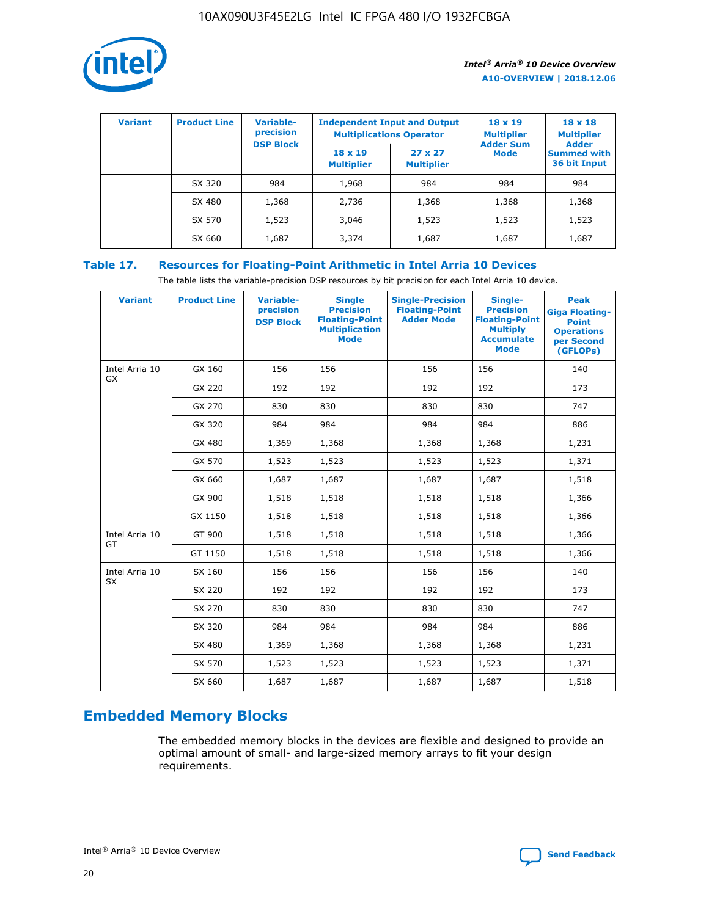| Variant | Product Line | Variable-precision DSP Block | Independent Input and Output Multiplications Operator | | 18 x 19 Multiplier Adder Sum Mode | 18 x 18 Multiplier Adder Summed with 36 bit Input |
|---|---|---|---|---|---|---|
| | | | 18 x 19 Multiplier | 27 x 27 Multiplier | | |
| | SX 320 | 984 | 1,968 | 984 | 984 | 984 |
| | SX 480 | 1,368 | 2,736 | 1,368 | 1,368 | 1,368 |
| | SX 570 | 1,523 | 3,046 | 1,523 | 1,523 | 1,523 |
| | SX 660 | 1,687 | 3,374 | 1,687 | 1,687 | 1,687 |

## Table 17. Resources for Floating-Point Arithmetic in Intel Arria 10 Devices

The table lists the variable-precision DSP resources by bit precision for each Intel Arria 10 device.

| Variant | Product Line | Variable-precision DSP Block | Single Precision Floating-Point Multiplication Mode | Single-Precision Floating-Point Adder Mode | Single-Precision Floating-Point Multiply Accumulate Mode | Peak Giga Floating-Point Operations per Second (GFLOPs) |
|---|---|---|---|---|---|---|
| Intel Arria 10 GX | GX 160 | 156 | 156 | 156 | 156 | 140 |
| | GX 220 | 192 | 192 | 192 | 192 | 173 |
| | GX 270 | 830 | 830 | 830 | 830 | 747 |
| | GX 320 | 984 | 984 | 984 | 984 | 886 |
| | GX 480 | 1,369 | 1,368 | 1,368 | 1,368 | 1,231 |
| | GX 570 | 1,523 | 1,523 | 1,523 | 1,523 | 1,371 |
| | GX 660 | 1,687 | 1,687 | 1,687 | 1,687 | 1,518 |
| | GX 900 | 1,518 | 1,518 | 1,518 | 1,518 | 1,366 |
| | GX 1150 | 1,518 | 1,518 | 1,518 | 1,518 | 1,366 |
| Intel Arria 10 GT | GT 900 | 1,518 | 1,518 | 1,518 | 1,518 | 1,366 |
| | GT 1150 | 1,518 | 1,518 | 1,518 | 1,518 | 1,366 |
| Intel Arria 10 SX | SX 160 | 156 | 156 | 156 | 156 | 140 |
| | SX 220 | 192 | 192 | 192 | 192 | 173 |
| | SX 270 | 830 | 830 | 830 | 830 | 747 |
| | SX 320 | 984 | 984 | 984 | 984 | 886 |
| | SX 480 | 1,369 | 1,368 | 1,368 | 1,368 | 1,231 |
| | SX 570 | 1,523 | 1,523 | 1,523 | 1,523 | 1,371 |
| | SX 660 | 1,687 | 1,687 | 1,687 | 1,687 | 1,518 |

# Embedded Memory Blocks

The embedded memory blocks in the devices are flexible and designed to provide an optimal amount of small- and large-sized memory arrays to fit your design requirements.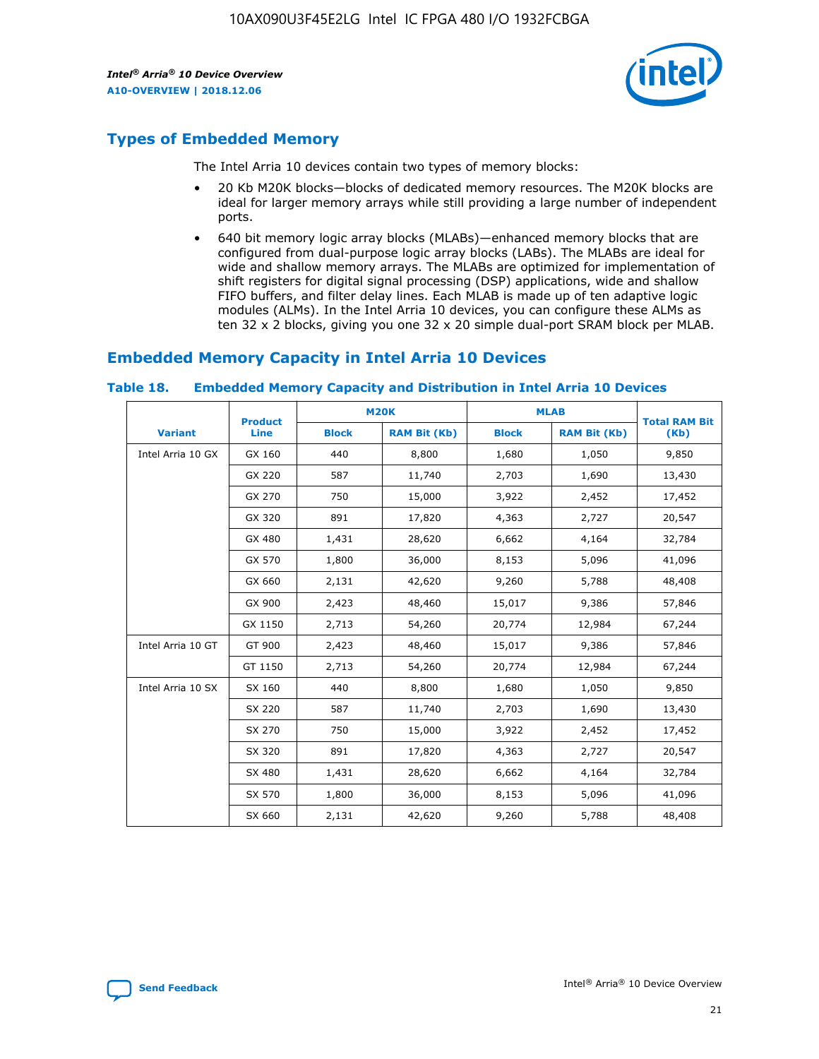## Types of Embedded Memory

The Intel Arria 10 devices contain two types of memory blocks:

- 20 Kb M20K blocks—blocks of dedicated memory resources. The M20K blocks are ideal for larger memory arrays while still providing a large number of independent ports.
- 640 bit memory logic array blocks (MLABs)—enhanced memory blocks that are configured from dual-purpose logic array blocks (LABs). The MLABs are ideal for wide and shallow memory arrays. The MLABs are optimized for implementation of shift registers for digital signal processing (DSP) applications, wide and shallow FIFO buffers, and filter delay lines. Each MLAB is made up of ten adaptive logic modules (ALMs). In the Intel Arria 10 devices, you can configure these ALMs as ten 32 x 2 blocks, giving you one 32 x 20 simple dual-port SRAM block per MLAB.

## Embedded Memory Capacity in Intel Arria 10 Devices

**Table 18. Embedded Memory Capacity and Distribution in Intel Arria 10 Devices**

| Variant | Product Line | M20K | | MLAB | | Total RAM Bit (Kb) |
|---|---|---|---|---|---|---|
| | | Block | RAM Bit (Kb) | Block | RAM Bit (Kb) | |
| Intel Arria 10 GX | GX 160 | 440 | 8,800 | 1,680 | 1,050 | 9,850 |
| | GX 220 | 587 | 11,740 | 2,703 | 1,690 | 13,430 |
| | GX 270 | 750 | 15,000 | 3,922 | 2,452 | 17,452 |
| | GX 320 | 891 | 17,820 | 4,363 | 2,727 | 20,547 |
| | GX 480 | 1,431 | 28,620 | 6,662 | 4,164 | 32,784 |
| | GX 570 | 1,800 | 36,000 | 8,153 | 5,096 | 41,096 |
| | GX 660 | 2,131 | 42,620 | 9,260 | 5,788 | 48,408 |
| | GX 900 | 2,423 | 48,460 | 15,017 | 9,386 | 57,846 |
| | GX 1150 | 2,713 | 54,260 | 20,774 | 12,984 | 67,244 |
| Intel Arria 10 GT | GT 900 | 2,423 | 48,460 | 15,017 | 9,386 | 57,846 |
| | GT 1150 | 2,713 | 54,260 | 20,774 | 12,984 | 67,244 |
| Intel Arria 10 SX | SX 160 | 440 | 8,800 | 1,680 | 1,050 | 9,850 |
| | SX 220 | 587 | 11,740 | 2,703 | 1,690 | 13,430 |
| | SX 270 | 750 | 15,000 | 3,922 | 2,452 | 17,452 |
| | SX 320 | 891 | 17,820 | 4,363 | 2,727 | 20,547 |
| | SX 480 | 1,431 | 28,620 | 6,662 | 4,164 | 32,784 |
| | SX 570 | 1,800 | 36,000 | 8,153 | 5,096 | 41,096 |
| | SX 660 | 2,131 | 42,620 | 9,260 | 5,788 | 48,408 |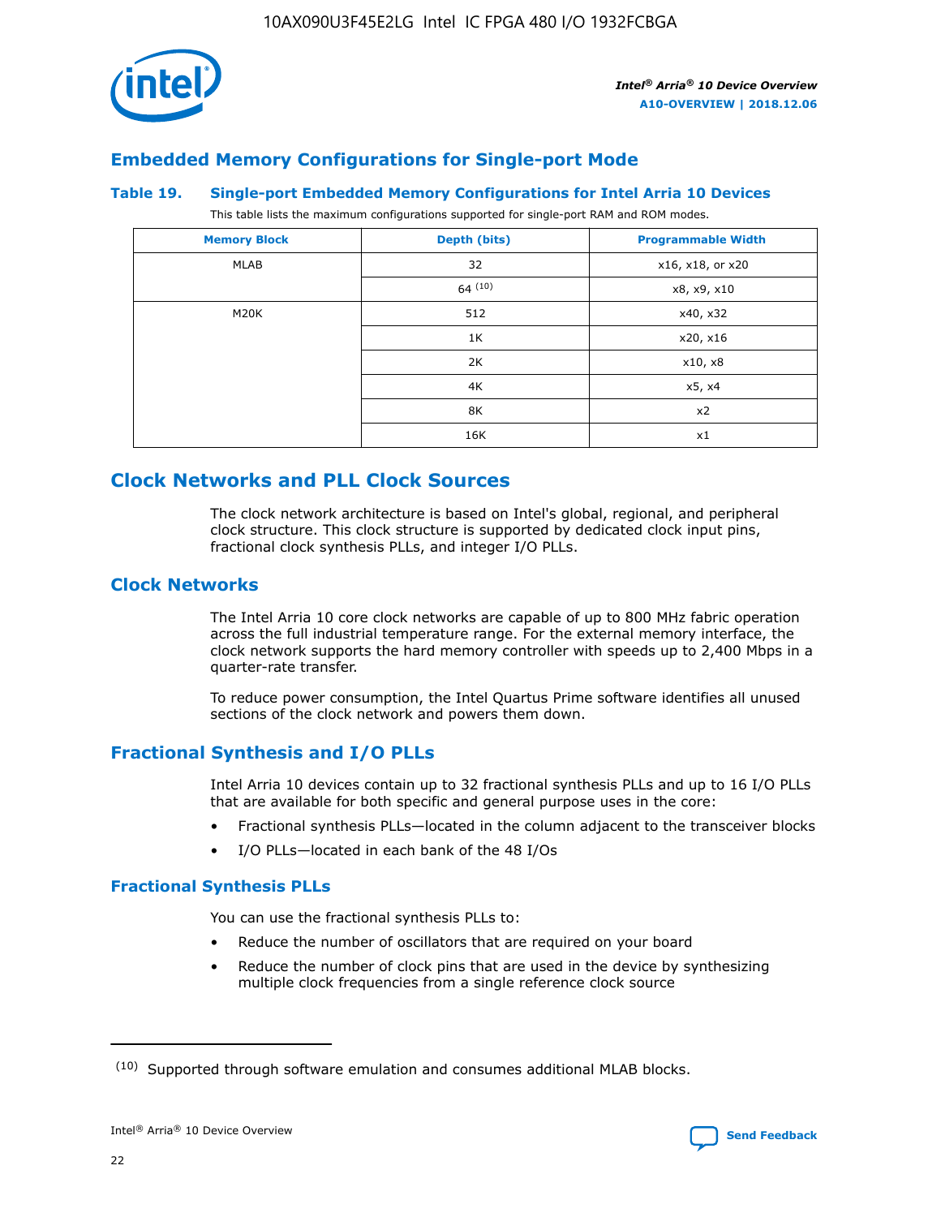## Embedded Memory Configurations for Single-port Mode

### Table 19. Single-port Embedded Memory Configurations for Intel Arria 10 Devices

This table lists the maximum configurations supported for single-port RAM and ROM modes.

| Memory Block | Depth (bits) | Programmable Width |
|---|---|---|
| MLAB | 32 | x16, x18, or x20 |
| | 64 [(10)] | x8, x9, x10 |
| M20K | 512 | x40, x32 |
| | 1K | x20, x16 |
| | 2K | x10, x8 |
| | 4K | x5, x4 |
| | 8K | x2 |
| | 16K | x1 |

# Clock Networks and PLL Clock Sources

The clock network architecture is based on Intel's global, regional, and peripheral clock structure. This clock structure is supported by dedicated clock input pins, fractional clock synthesis PLLs, and integer I/O PLLs.

## Clock Networks

The Intel Arria 10 core clock networks are capable of up to 800 MHz fabric operation across the full industrial temperature range. For the external memory interface, the clock network supports the hard memory controller with speeds up to 2,400 Mbps in a quarter-rate transfer.

To reduce power consumption, the Intel Quartus Prime software identifies all unused sections of the clock network and powers them down.

## Fractional Synthesis and I/O PLLs

Intel Arria 10 devices contain up to 32 fractional synthesis PLLs and up to 16 I/O PLLs that are available for both specific and general purpose uses in the core:

- Fractional synthesis PLLs—located in the column adjacent to the transceiver blocks
- I/O PLLs—located in each bank of the 48 I/Os

### Fractional Synthesis PLLs

You can use the fractional synthesis PLLs to:

- Reduce the number of oscillators that are required on your board
- Reduce the number of clock pins that are used in the device by synthesizing multiple clock frequencies from a single reference clock source

(10) Supported through software emulation and consumes additional MLAB blocks.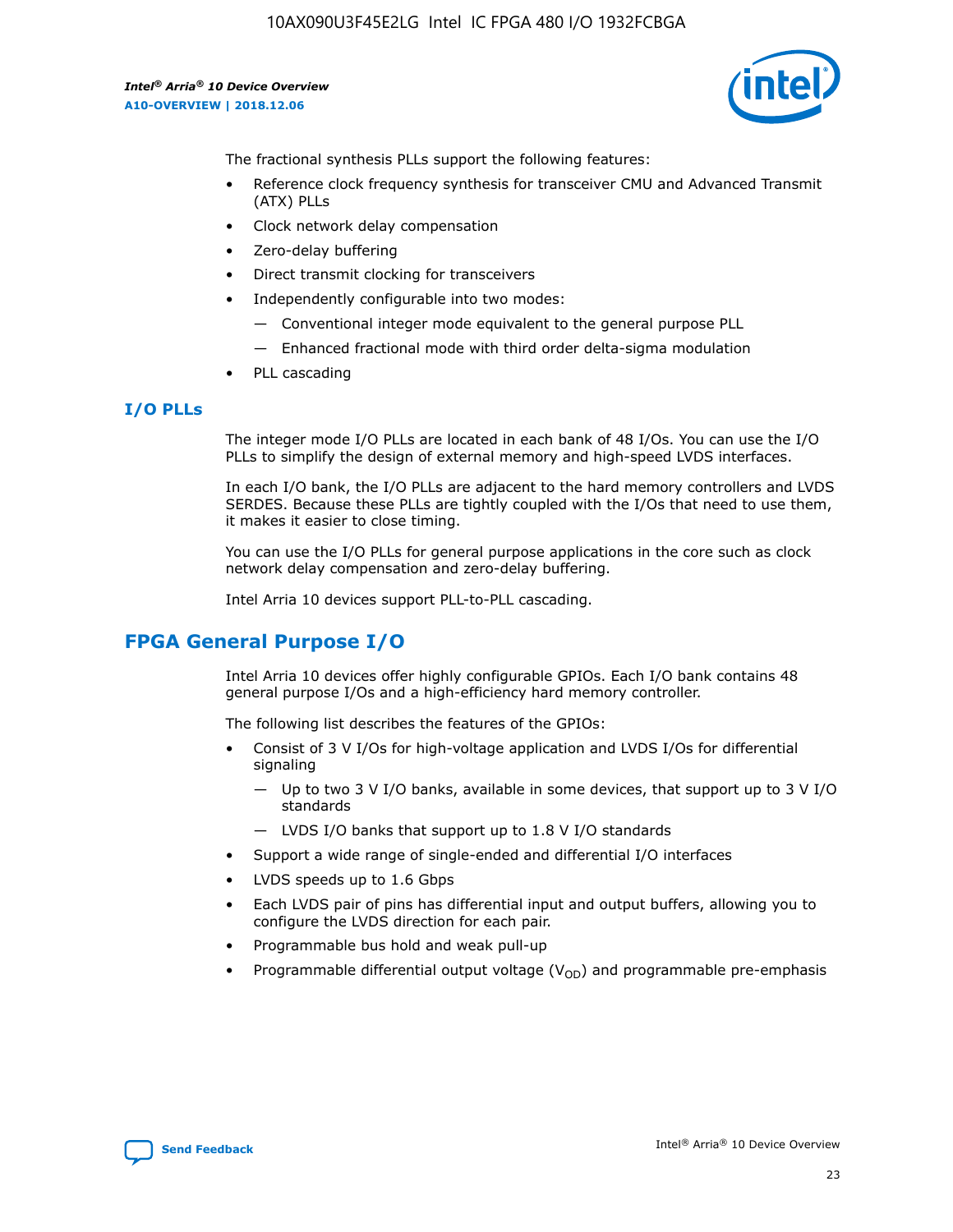The fractional synthesis PLLs support the following features:

- Reference clock frequency synthesis for transceiver CMU and Advanced Transmit (ATX) PLLs
- Clock network delay compensation
- Zero-delay buffering
- Direct transmit clocking for transceivers
- Independently configurable into two modes:
  - — Conventional integer mode equivalent to the general purpose PLL
  - — Enhanced fractional mode with third order delta-sigma modulation
- PLL cascading

### I/O PLLs

The integer mode I/O PLLs are located in each bank of 48 I/Os. You can use the I/O PLLs to simplify the design of external memory and high-speed LVDS interfaces.

In each I/O bank, the I/O PLLs are adjacent to the hard memory controllers and LVDS SERDES. Because these PLLs are tightly coupled with the I/Os that need to use them, it makes it easier to close timing.

You can use the I/O PLLs for general purpose applications in the core such as clock network delay compensation and zero-delay buffering.

Intel Arria 10 devices support PLL-to-PLL cascading.

## FPGA General Purpose I/O

Intel Arria 10 devices offer highly configurable GPIOs. Each I/O bank contains 48 general purpose I/Os and a high-efficiency hard memory controller.

The following list describes the features of the GPIOs:

- Consist of 3 V I/Os for high-voltage application and LVDS I/Os for differential signaling
  - — Up to two 3 V I/O banks, available in some devices, that support up to 3 V I/O standards
  - — LVDS I/O banks that support up to 1.8 V I/O standards
- Support a wide range of single-ended and differential I/O interfaces
- LVDS speeds up to 1.6 Gbps
- Each LVDS pair of pins has differential input and output buffers, allowing you to configure the LVDS direction for each pair.
- Programmable bus hold and weak pull-up
- Programmable differential output voltage ($V_{OD}$) and programmable pre-emphasis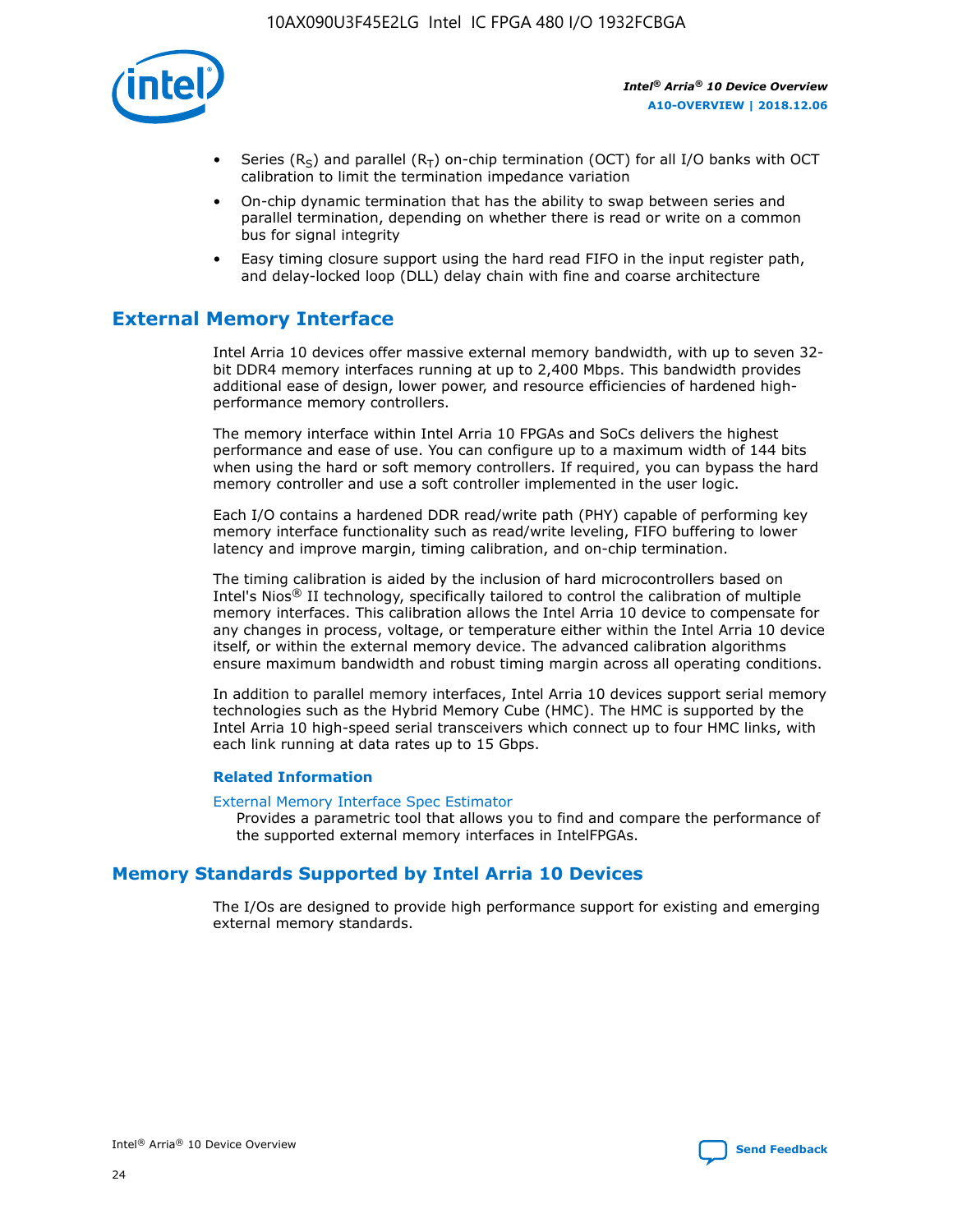- Series ($R_S$) and parallel ($R_T$) on-chip termination (OCT) for all I/O banks with OCT calibration to limit the termination impedance variation
- On-chip dynamic termination that has the ability to swap between series and parallel termination, depending on whether there is read or write on a common bus for signal integrity
- Easy timing closure support using the hard read FIFO in the input register path, and delay-locked loop (DLL) delay chain with fine and coarse architecture

## External Memory Interface

Intel Arria 10 devices offer massive external memory bandwidth, with up to seven 32-bit DDR4 memory interfaces running at up to 2,400 Mbps. This bandwidth provides additional ease of design, lower power, and resource efficiencies of hardened high-performance memory controllers.

The memory interface within Intel Arria 10 FPGAs and SoCs delivers the highest performance and ease of use. You can configure up to a maximum width of 144 bits when using the hard or soft memory controllers. If required, you can bypass the hard memory controller and use a soft controller implemented in the user logic.

Each I/O contains a hardened DDR read/write path (PHY) capable of performing key memory interface functionality such as read/write leveling, FIFO buffering to lower latency and improve margin, timing calibration, and on-chip termination.

The timing calibration is aided by the inclusion of hard microcontrollers based on Intel's Nios® II technology, specifically tailored to control the calibration of multiple memory interfaces. This calibration allows the Intel Arria 10 device to compensate for any changes in process, voltage, or temperature either within the Intel Arria 10 device itself, or within the external memory device. The advanced calibration algorithms ensure maximum bandwidth and robust timing margin across all operating conditions.

In addition to parallel memory interfaces, Intel Arria 10 devices support serial memory technologies such as the Hybrid Memory Cube (HMC). The HMC is supported by the Intel Arria 10 high-speed serial transceivers which connect up to four HMC links, with each link running at data rates up to 15 Gbps.

### Related Information

External Memory Interface Spec Estimator
Provides a parametric tool that allows you to find and compare the performance of the supported external memory interfaces in IntelFPGAs.

## Memory Standards Supported by Intel Arria 10 Devices

The I/Os are designed to provide high performance support for existing and emerging external memory standards.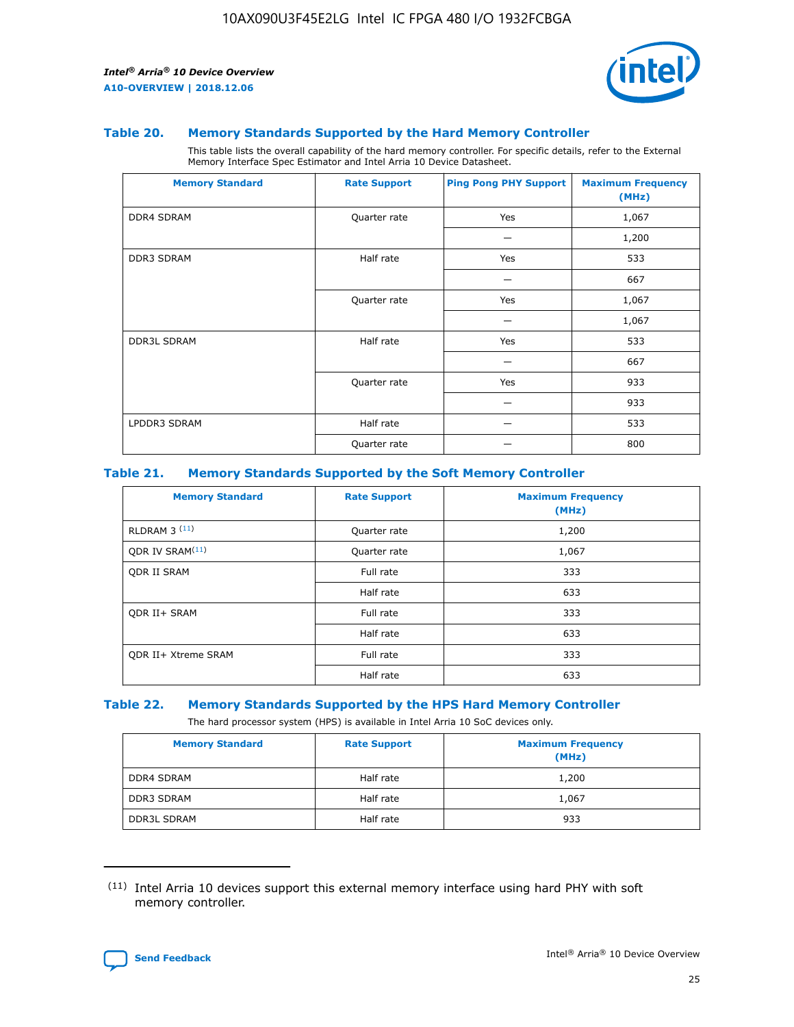### Table 20. Memory Standards Supported by the Hard Memory Controller

This table lists the overall capability of the hard memory controller. For specific details, refer to the External Memory Interface Spec Estimator and Intel Arria 10 Device Datasheet.

| Memory Standard | Rate Support | Ping Pong PHY Support | Maximum Frequency (MHz) |
|---|---|---|---|
| DDR4 SDRAM | Quarter rate | Yes | 1,067 |
| | | — | 1,200 |
| DDR3 SDRAM | Half rate | Yes | 533 |
| | | — | 667 |
| | Quarter rate | Yes | 1,067 |
| | | — | 1,067 |
| DDR3L SDRAM | Half rate | Yes | 533 |
| | | — | 667 |
| | Quarter rate | Yes | 933 |
| | | — | 933 |
| LPDDR3 SDRAM | Half rate | — | 533 |
| | Quarter rate | — | 800 |

### Table 21. Memory Standards Supported by the Soft Memory Controller

| Memory Standard | Rate Support | Maximum Frequency (MHz) |
|---|---|---|
| RLDRAM 3 (11) | Quarter rate | 1,200 |
| QDR IV SRAM(11) | Quarter rate | 1,067 |
| QDR II SRAM | Full rate | 333 |
| | Half rate | 633 |
| QDR II+ SRAM | Full rate | 333 |
| | Half rate | 633 |
| QDR II+ Xtreme SRAM | Full rate | 333 |
| | Half rate | 633 |

### Table 22. Memory Standards Supported by the HPS Hard Memory Controller

The hard processor system (HPS) is available in Intel Arria 10 SoC devices only.

| Memory Standard | Rate Support | Maximum Frequency (MHz) |
|---|---|---|
| DDR4 SDRAM | Half rate | 1,200 |
| DDR3 SDRAM | Half rate | 1,067 |
| DDR3L SDRAM | Half rate | 933 |

(11) Intel Arria 10 devices support this external memory interface using hard PHY with soft memory controller.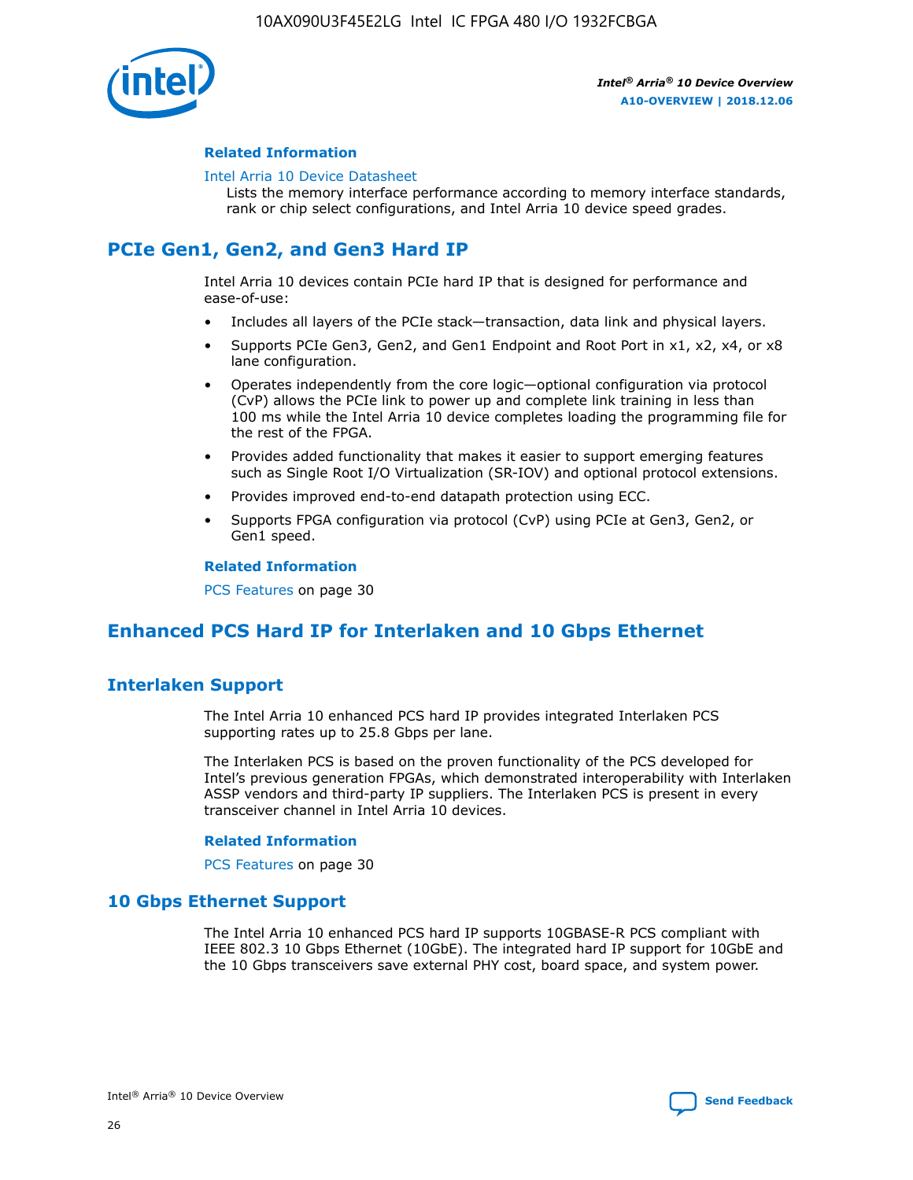#### Related Information

Intel Arria 10 Device Datasheet
Lists the memory interface performance according to memory interface standards, rank or chip select configurations, and Intel Arria 10 device speed grades.

## PCIe Gen1, Gen2, and Gen3 Hard IP

Intel Arria 10 devices contain PCIe hard IP that is designed for performance and ease-of-use:

- Includes all layers of the PCIe stack—transaction, data link and physical layers.
- Supports PCIe Gen3, Gen2, and Gen1 Endpoint and Root Port in x1, x2, x4, or x8 lane configuration.
- Operates independently from the core logic—optional configuration via protocol (CvP) allows the PCIe link to power up and complete link training in less than 100 ms while the Intel Arria 10 device completes loading the programming file for the rest of the FPGA.
- Provides added functionality that makes it easier to support emerging features such as Single Root I/O Virtualization (SR-IOV) and optional protocol extensions.
- Provides improved end-to-end datapath protection using ECC.
- Supports FPGA configuration via protocol (CvP) using PCIe at Gen3, Gen2, or Gen1 speed.

#### Related Information

PCS Features on page 30

## Enhanced PCS Hard IP for Interlaken and 10 Gbps Ethernet

### Interlaken Support

The Intel Arria 10 enhanced PCS hard IP provides integrated Interlaken PCS supporting rates up to 25.8 Gbps per lane.

The Interlaken PCS is based on the proven functionality of the PCS developed for Intel's previous generation FPGAs, which demonstrated interoperability with Interlaken ASSP vendors and third-party IP suppliers. The Interlaken PCS is present in every transceiver channel in Intel Arria 10 devices.

#### Related Information

PCS Features on page 30

### 10 Gbps Ethernet Support

The Intel Arria 10 enhanced PCS hard IP supports 10GBASE-R PCS compliant with IEEE 802.3 10 Gbps Ethernet (10GbE). The integrated hard IP support for 10GbE and the 10 Gbps transceivers save external PHY cost, board space, and system power.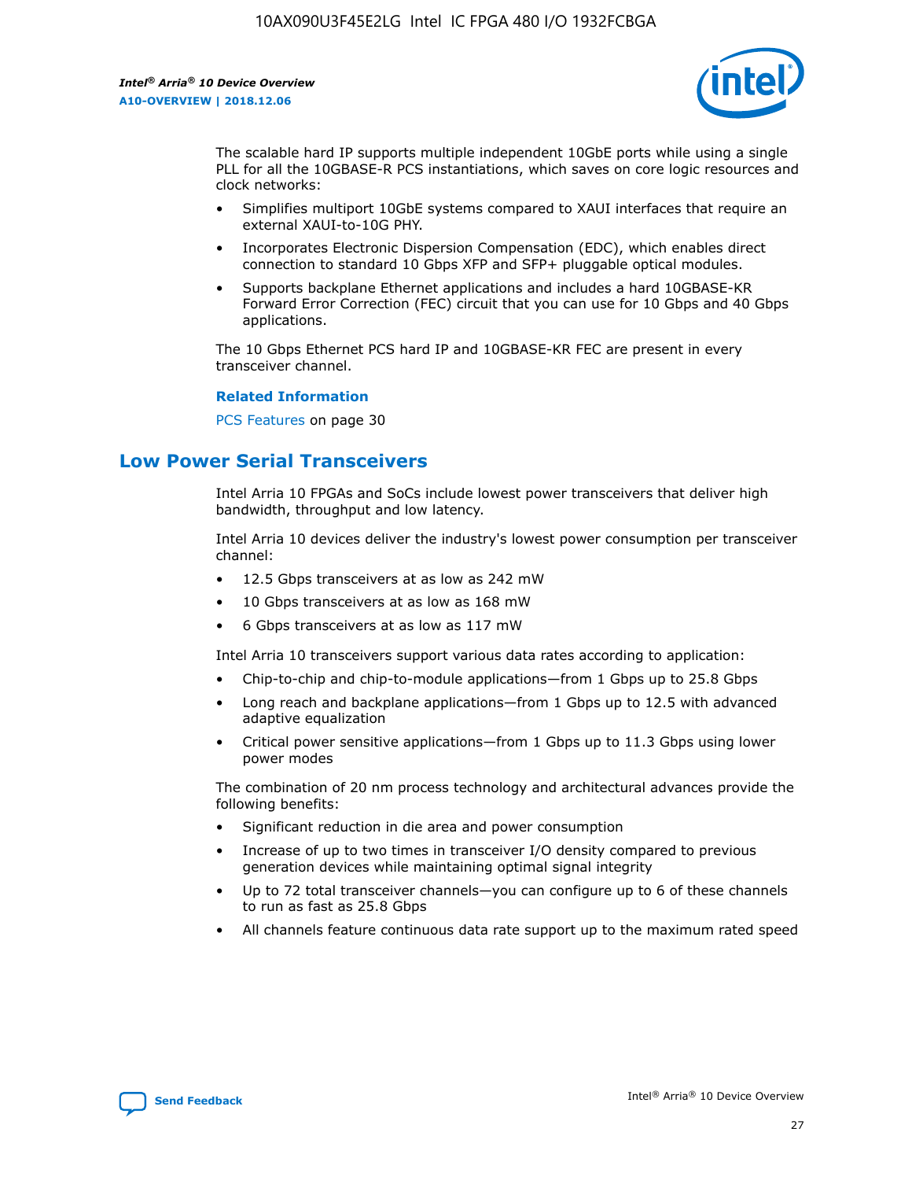The scalable hard IP supports multiple independent 10GbE ports while using a single PLL for all the 10GBASE-R PCS instantiations, which saves on core logic resources and clock networks:

- Simplifies multiport 10GbE systems compared to XAUI interfaces that require an external XAUI-to-10G PHY.
- Incorporates Electronic Dispersion Compensation (EDC), which enables direct connection to standard 10 Gbps XFP and SFP+ pluggable optical modules.
- Supports backplane Ethernet applications and includes a hard 10GBASE-KR Forward Error Correction (FEC) circuit that you can use for 10 Gbps and 40 Gbps applications.

The 10 Gbps Ethernet PCS hard IP and 10GBASE-KR FEC are present in every transceiver channel.

**Related Information**

PCS Features on page 30

## Low Power Serial Transceivers

Intel Arria 10 FPGAs and SoCs include lowest power transceivers that deliver high bandwidth, throughput and low latency.

Intel Arria 10 devices deliver the industry's lowest power consumption per transceiver channel:

- 12.5 Gbps transceivers at as low as 242 mW
- 10 Gbps transceivers at as low as 168 mW
- 6 Gbps transceivers at as low as 117 mW

Intel Arria 10 transceivers support various data rates according to application:

- Chip-to-chip and chip-to-module applications—from 1 Gbps up to 25.8 Gbps
- Long reach and backplane applications—from 1 Gbps up to 12.5 with advanced adaptive equalization
- Critical power sensitive applications—from 1 Gbps up to 11.3 Gbps using lower power modes

The combination of 20 nm process technology and architectural advances provide the following benefits:

- Significant reduction in die area and power consumption
- Increase of up to two times in transceiver I/O density compared to previous generation devices while maintaining optimal signal integrity
- Up to 72 total transceiver channels—you can configure up to 6 of these channels to run as fast as 25.8 Gbps
- All channels feature continuous data rate support up to the maximum rated speed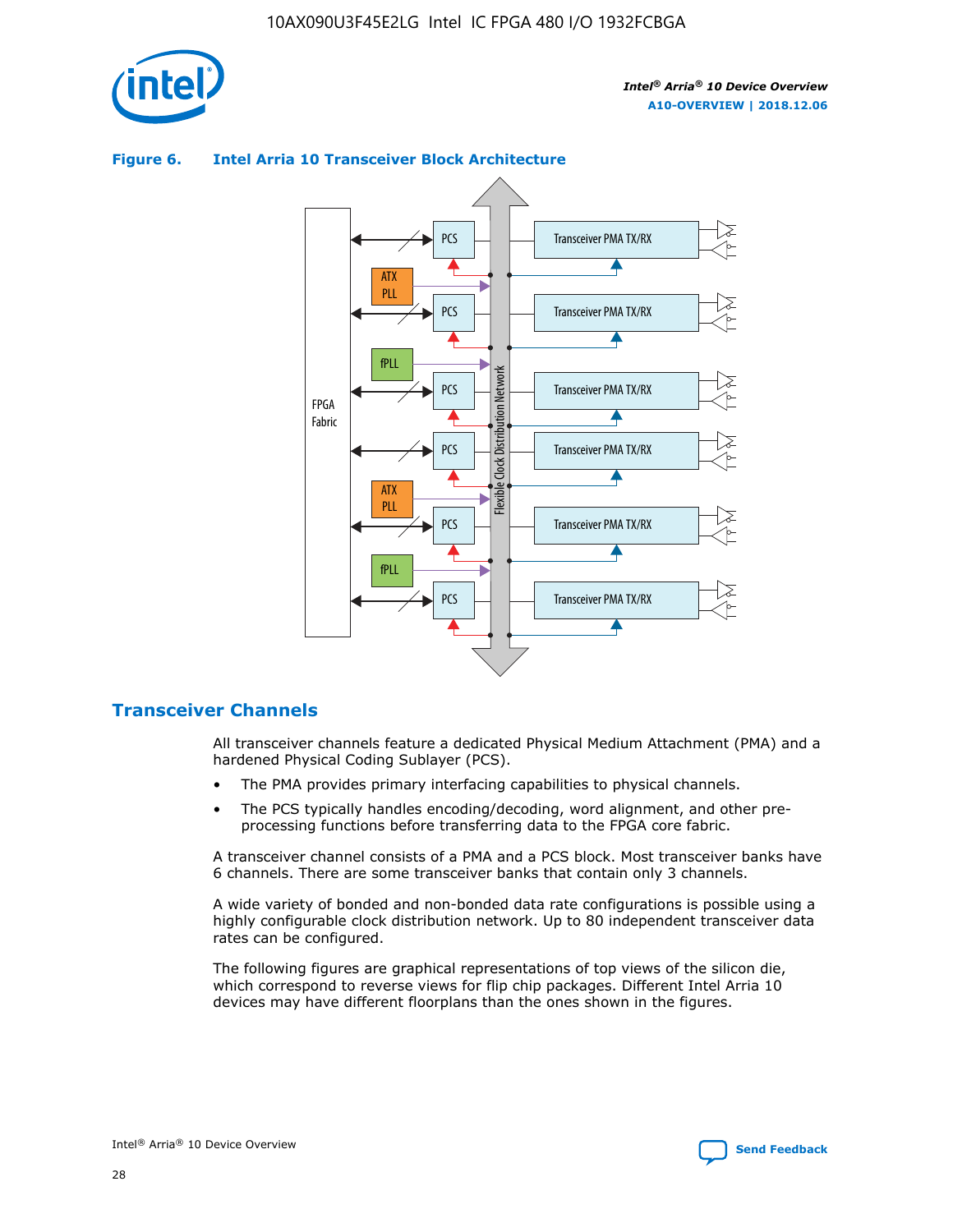**Figure 6. Intel Arria 10 Transceiver Block Architecture**

## Transceiver Channels

All transceiver channels feature a dedicated Physical Medium Attachment (PMA) and a hardened Physical Coding Sublayer (PCS).

- The PMA provides primary interfacing capabilities to physical channels.
- The PCS typically handles encoding/decoding, word alignment, and other pre-processing functions before transferring data to the FPGA core fabric.

A transceiver channel consists of a PMA and a PCS block. Most transceiver banks have 6 channels. There are some transceiver banks that contain only 3 channels.

A wide variety of bonded and non-bonded data rate configurations is possible using a highly configurable clock distribution network. Up to 80 independent transceiver data rates can be configured.

The following figures are graphical representations of top views of the silicon die, which correspond to reverse views for flip chip packages. Different Intel Arria 10 devices may have different floorplans than the ones shown in the figures.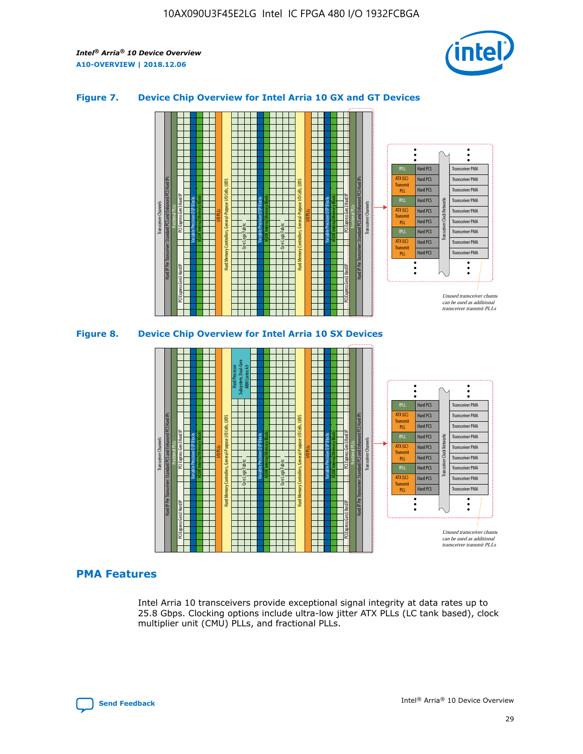### Figure 7. Device Chip Overview for Intel Arria 10 GX and GT Devices

### Figure 8. Device Chip Overview for Intel Arria 10 SX Devices

## PMA Features

Intel Arria 10 transceivers provide exceptional signal integrity at data rates up to 25.8 Gbps. Clocking options include ultra-low jitter ATX PLLs (LC tank based), clock multiplier unit (CMU) PLLs, and fractional PLLs.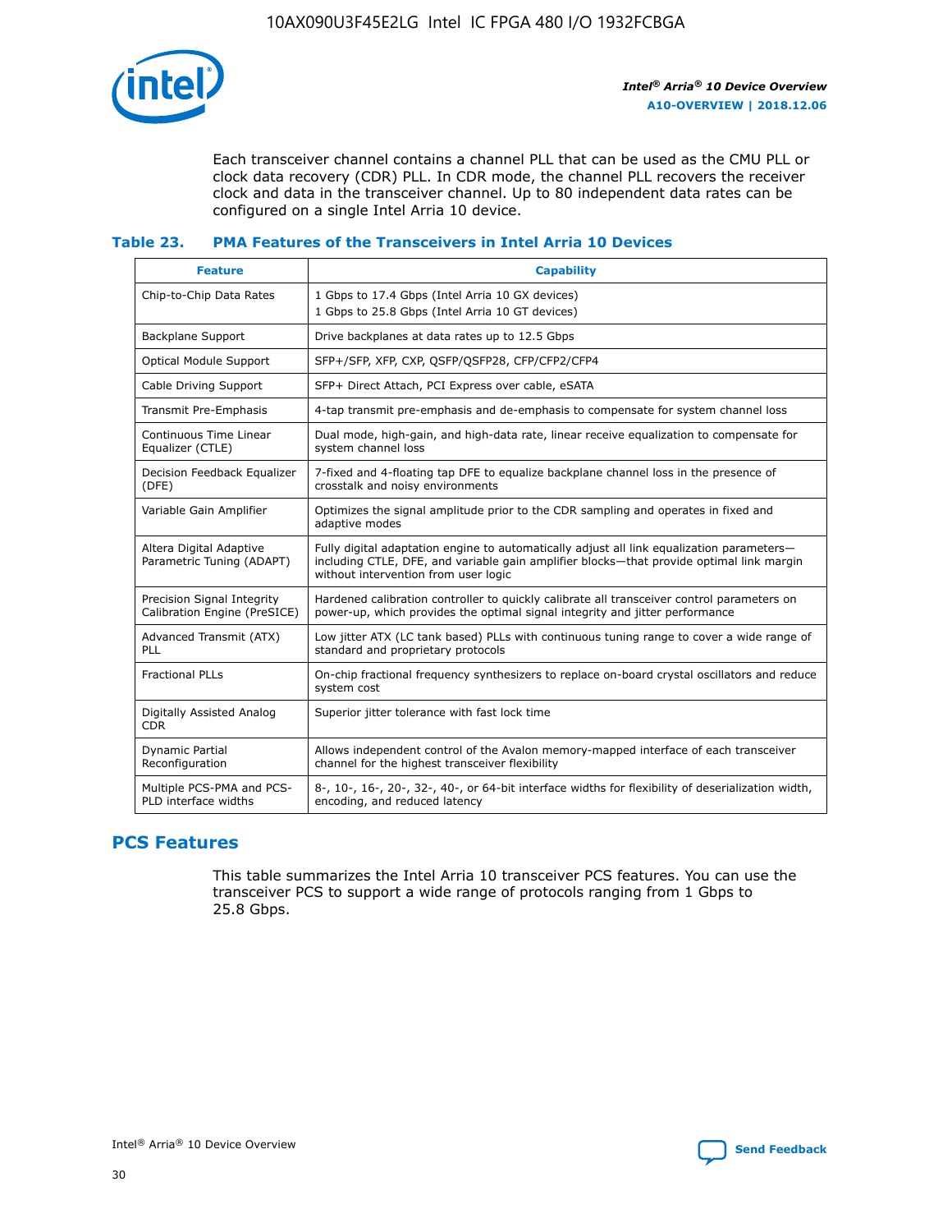Each transceiver channel contains a channel PLL that can be used as the CMU PLL or clock data recovery (CDR) PLL. In CDR mode, the channel PLL recovers the receiver clock and data in the transceiver channel. Up to 80 independent data rates can be configured on a single Intel Arria 10 device.

### Table 23. PMA Features of the Transceivers in Intel Arria 10 Devices

| Feature | Capability |
| --- | --- |
| Chip-to-Chip Data Rates | 1 Gbps to 17.4 Gbps (Intel Arria 10 GX devices)<br>1 Gbps to 25.8 Gbps (Intel Arria 10 GT devices) |
| Backplane Support | Drive backplanes at data rates up to 12.5 Gbps |
| Optical Module Support | SFP+/SFP, XFP, CXP, QSFP/QSFP28, CFP/CFP2/CFP4 |
| Cable Driving Support | SFP+ Direct Attach, PCI Express over cable, eSATA |
| Transmit Pre-Emphasis | 4-tap transmit pre-emphasis and de-emphasis to compensate for system channel loss |
| Continuous Time Linear Equalizer (CTLE) | Dual mode, high-gain, and high-data rate, linear receive equalization to compensate for system channel loss |
| Decision Feedback Equalizer (DFE) | 7-fixed and 4-floating tap DFE to equalize backplane channel loss in the presence of crosstalk and noisy environments |
| Variable Gain Amplifier | Optimizes the signal amplitude prior to the CDR sampling and operates in fixed and adaptive modes |
| Altera Digital Adaptive Parametric Tuning (ADAPT) | Fully digital adaptation engine to automatically adjust all link equalization parameters—including CTLE, DFE, and variable gain amplifier blocks—that provide optimal link margin without intervention from user logic |
| Precision Signal Integrity Calibration Engine (PreSICE) | Hardened calibration controller to quickly calibrate all transceiver control parameters on power-up, which provides the optimal signal integrity and jitter performance |
| Advanced Transmit (ATX) PLL | Low jitter ATX (LC tank based) PLLs with continuous tuning range to cover a wide range of standard and proprietary protocols |
| Fractional PLLs | On-chip fractional frequency synthesizers to replace on-board crystal oscillators and reduce system cost |
| Digitally Assisted Analog CDR | Superior jitter tolerance with fast lock time |
| Dynamic Partial Reconfiguration | Allows independent control of the Avalon memory-mapped interface of each transceiver channel for the highest transceiver flexibility |
| Multiple PCS-PMA and PCS-PLD interface widths | 8-, 10-, 16-, 20-, 32-, 40-, or 64-bit interface widths for flexibility of deserialization width, encoding, and reduced latency |

## PCS Features

This table summarizes the Intel Arria 10 transceiver PCS features. You can use the transceiver PCS to support a wide range of protocols ranging from 1 Gbps to 25.8 Gbps.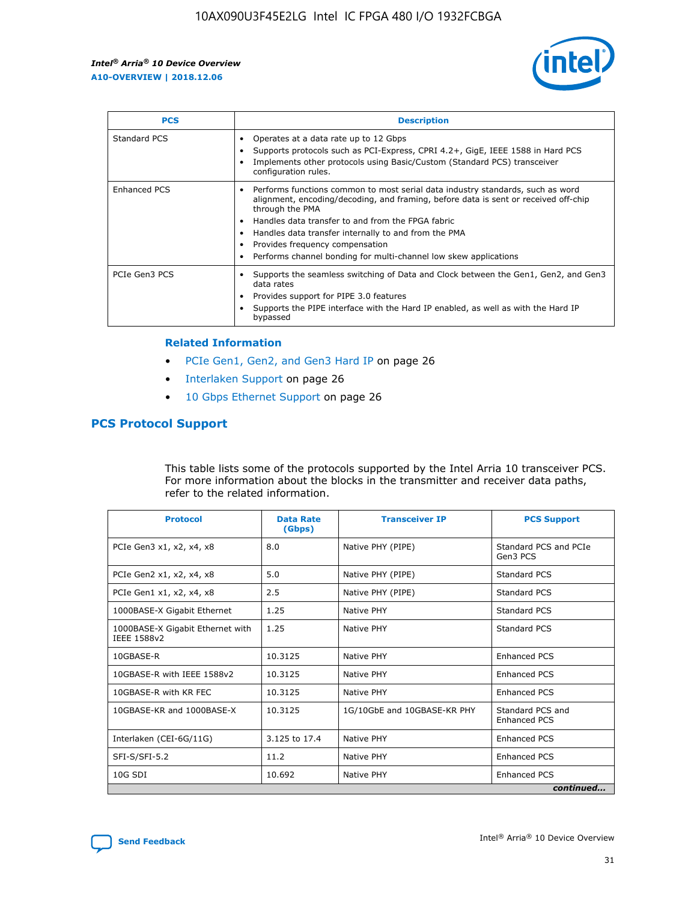| PCS | Description |
| --- | --- |
| Standard PCS | • Operates at a data rate up to 12 Gbps<br>• Supports protocols such as PCI-Express, CPRI 4.2+, GigE, IEEE 1588 in Hard PCS<br>• Implements other protocols using Basic/Custom (Standard PCS) transceiver configuration rules. |
| Enhanced PCS | • Performs functions common to most serial data industry standards, such as word alignment, encoding/decoding, and framing, before data is sent or received off-chip through the PMA<br>• Handles data transfer to and from the FPGA fabric<br>• Handles data transfer internally to and from the PMA<br>• Provides frequency compensation<br>• Performs channel bonding for multi-channel low skew applications |
| PCIe Gen3 PCS | • Supports the seamless switching of Data and Clock between the Gen1, Gen2, and Gen3 data rates<br>• Provides support for PIPE 3.0 features<br>• Supports the PIPE interface with the Hard IP enabled, as well as with the Hard IP bypassed |

#### Related Information

- PCIe Gen1, Gen2, and Gen3 Hard IP on page 26
- Interlaken Support on page 26
- 10 Gbps Ethernet Support on page 26

## PCS Protocol Support

This table lists some of the protocols supported by the Intel Arria 10 transceiver PCS. For more information about the blocks in the transmitter and receiver data paths, refer to the related information.

| Protocol | Data Rate (Gbps) | Transceiver IP | PCS Support |
| --- | --- | --- | --- |
| PCIe Gen3 x1, x2, x4, x8 | 8.0 | Native PHY (PIPE) | Standard PCS and PCIe Gen3 PCS |
| PCIe Gen2 x1, x2, x4, x8 | 5.0 | Native PHY (PIPE) | Standard PCS |
| PCIe Gen1 x1, x2, x4, x8 | 2.5 | Native PHY (PIPE) | Standard PCS |
| 1000BASE-X Gigabit Ethernet | 1.25 | Native PHY | Standard PCS |
| 1000BASE-X Gigabit Ethernet with IEEE 1588v2 | 1.25 | Native PHY | Standard PCS |
| 10GBASE-R | 10.3125 | Native PHY | Enhanced PCS |
| 10GBASE-R with IEEE 1588v2 | 10.3125 | Native PHY | Enhanced PCS |
| 10GBASE-R with KR FEC | 10.3125 | Native PHY | Enhanced PCS |
| 10GBASE-KR and 1000BASE-X | 10.3125 | 1G/10GbE and 10GBASE-KR PHY | Standard PCS and Enhanced PCS |
| Interlaken (CEI-6G/11G) | 3.125 to 17.4 | Native PHY | Enhanced PCS |
| SFI-S/SFI-5.2 | 11.2 | Native PHY | Enhanced PCS |
| 10G SDI | 10.692 | Native PHY | Enhanced PCS |

*continued...*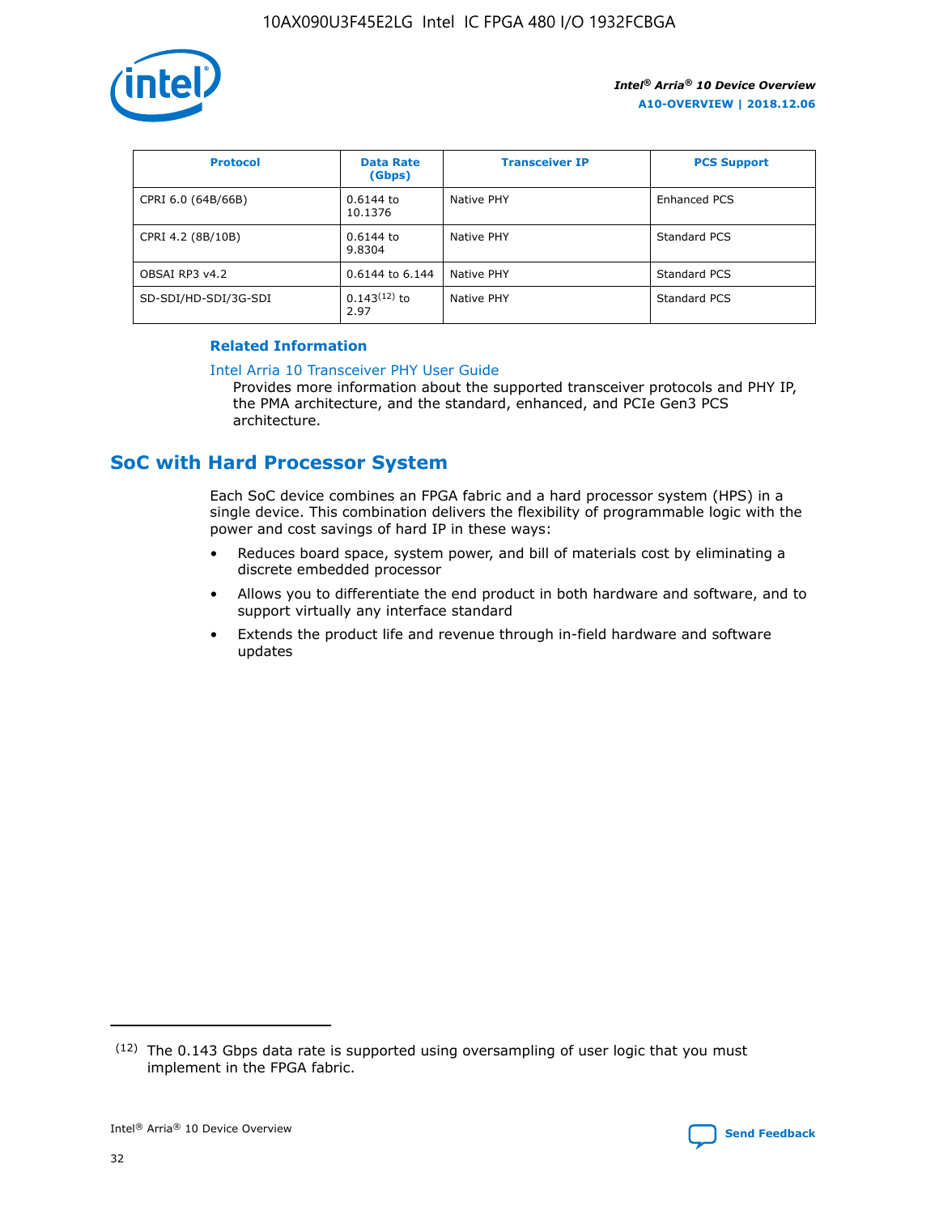| Protocol | Data Rate (Gbps) | Transceiver IP | PCS Support |
| --- | --- | --- | --- |
| CPRI 6.0 (64B/66B) | 0.6144 to 10.1376 | Native PHY | Enhanced PCS |
| CPRI 4.2 (8B/10B) | 0.6144 to 9.8304 | Native PHY | Standard PCS |
| OBSAI RP3 v4.2 | 0.6144 to 6.144 | Native PHY | Standard PCS |
| SD-SDI/HD-SDI/3G-SDI | 0.143[12] to 2.97 | Native PHY | Standard PCS |

**Related Information**

Intel Arria 10 Transceiver PHY User Guide

Provides more information about the supported transceiver protocols and PHY IP, the PMA architecture, and the standard, enhanced, and PCIe Gen3 PCS architecture.

## SoC with Hard Processor System

Each SoC device combines an FPGA fabric and a hard processor system (HPS) in a single device. This combination delivers the flexibility of programmable logic with the power and cost savings of hard IP in these ways:

- Reduces board space, system power, and bill of materials cost by eliminating a discrete embedded processor
- Allows you to differentiate the end product in both hardware and software, and to support virtually any interface standard
- Extends the product life and revenue through in-field hardware and software updates

(12) The 0.143 Gbps data rate is supported using oversampling of user logic that you must implement in the FPGA fabric.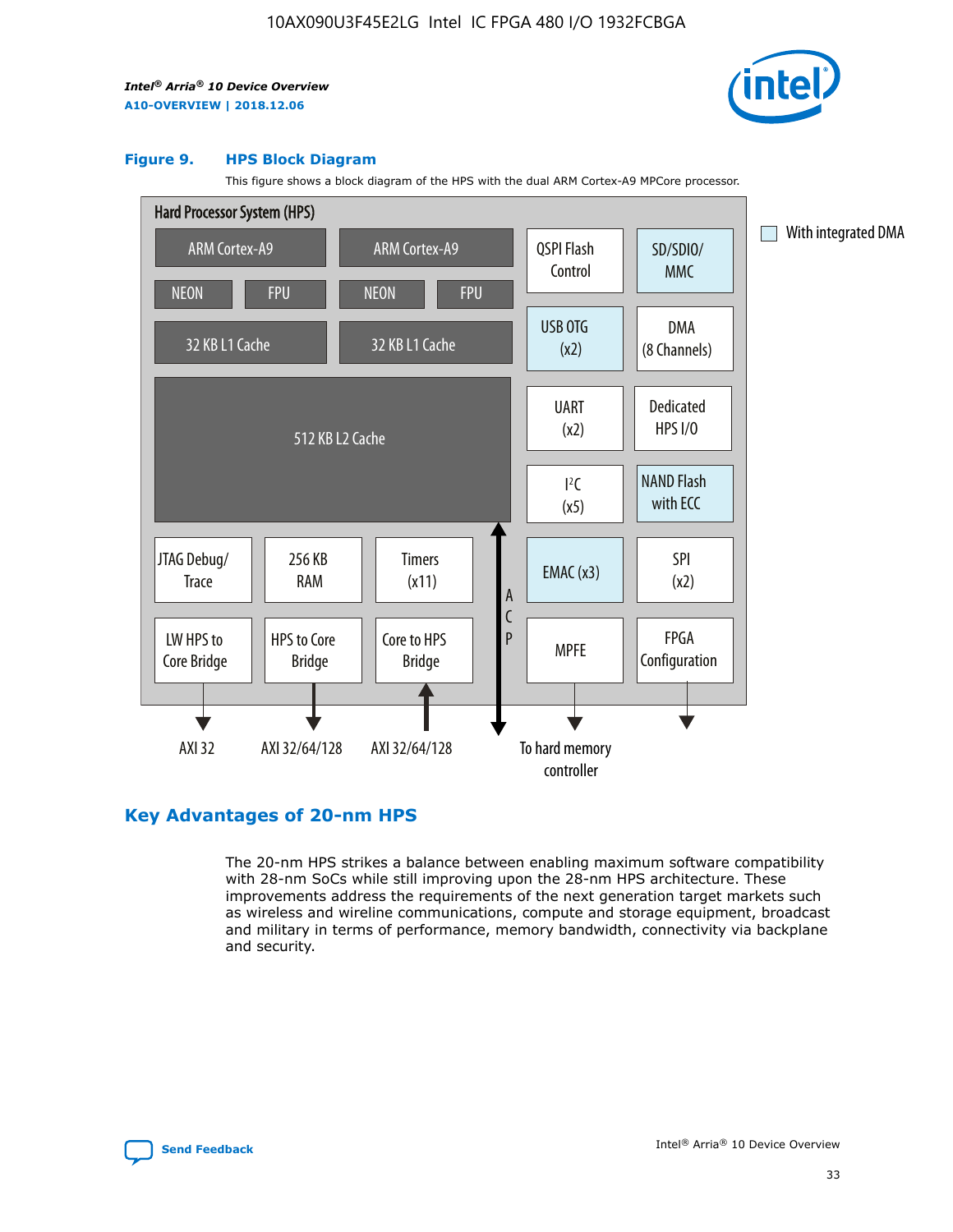**Figure 9. HPS Block Diagram**

This figure shows a block diagram of the HPS with the dual ARM Cortex-A9 MPCore processor.

Hard Processor System (HPS)

ARM Cortex-A9 | ARM Cortex-A9 | QSPI Flash Control | SD/SDIO/MMC

NEON | FPU | NEON | FPU

32 KB L1 Cache | 32 KB L1 Cache | USB OTG (x2) | DMA (8 Channels)

512 KB L2 Cache | UART (x2) | Dedicated HPS I/O | I²C (x5) | NAND Flash with ECC

JTAG Debug/Trace | 256 KB RAM | Timers (x11) | ACP | EMAC (x3) | SPI (x2)

LW HPS to Core Bridge | HPS to Core Bridge | Core to HPS Bridge | MPFE | FPGA Configuration

AXI 32 | AXI 32/64/128 | AXI 32/64/128 | To hard memory controller

With integrated DMA

## Key Advantages of 20-nm HPS

The 20-nm HPS strikes a balance between enabling maximum software compatibility with 28-nm SoCs while still improving upon the 28-nm HPS architecture. These improvements address the requirements of the next generation target markets such as wireless and wireline communications, compute and storage equipment, broadcast and military in terms of performance, memory bandwidth, connectivity via backplane and security.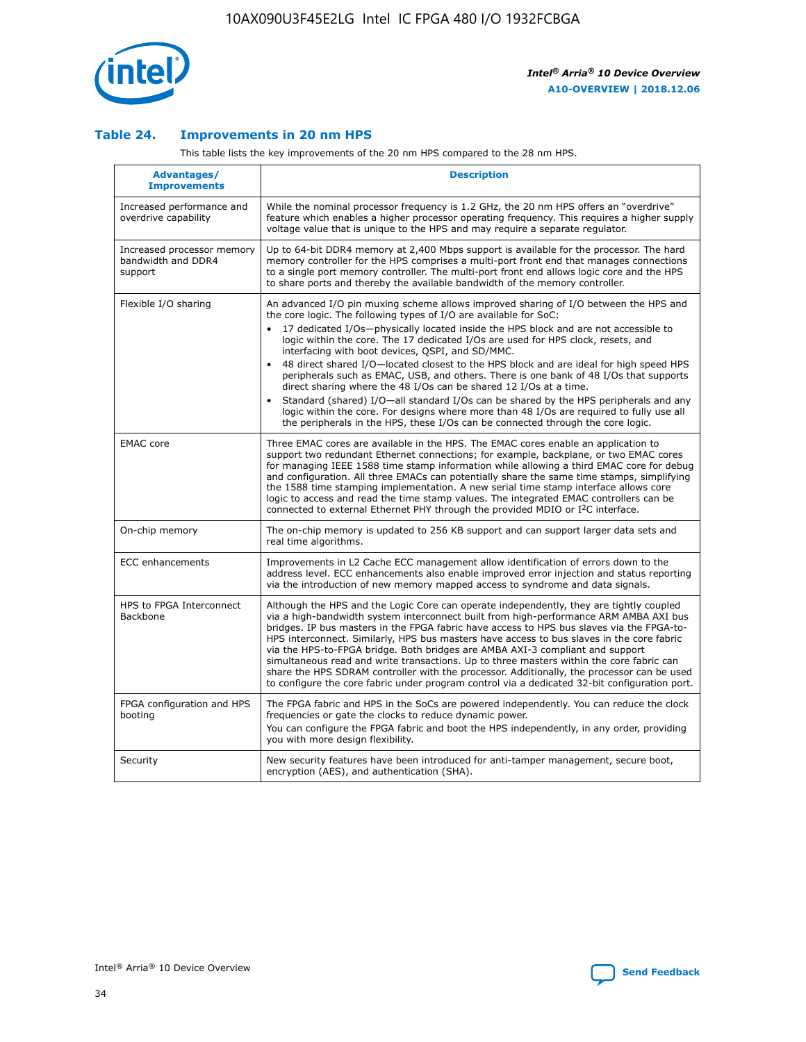### Table 24. Improvements in 20 nm HPS

This table lists the key improvements of the 20 nm HPS compared to the 28 nm HPS.

| Advantages/ Improvements | Description |
|---|---|
| Increased performance and overdrive capability | While the nominal processor frequency is 1.2 GHz, the 20 nm HPS offers an "overdrive" feature which enables a higher processor operating frequency. This requires a higher supply voltage value that is unique to the HPS and may require a separate regulator. |
| Increased processor memory bandwidth and DDR4 support | Up to 64-bit DDR4 memory at 2,400 Mbps support is available for the processor. The hard memory controller for the HPS comprises a multi-port front end that manages connections to a single port memory controller. The multi-port front end allows logic core and the HPS to share ports and thereby the available bandwidth of the memory controller. |
| Flexible I/O sharing | An advanced I/O pin muxing scheme allows improved sharing of I/O between the HPS and the core logic. The following types of I/O are available for SoC:<br>• 17 dedicated I/Os—physically located inside the HPS block and are not accessible to logic within the core. The 17 dedicated I/Os are used for HPS clock, resets, and interfacing with boot devices, QSPI, and SD/MMC.<br>• 48 direct shared I/O—located closest to the HPS block and are ideal for high speed HPS peripherals such as EMAC, USB, and others. There is one bank of 48 I/Os that supports direct sharing where the 48 I/Os can be shared 12 I/Os at a time.<br>• Standard (shared) I/O—all standard I/Os can be shared by the HPS peripherals and any logic within the core. For designs where more than 48 I/Os are required to fully use all the peripherals in the HPS, these I/Os can be connected through the core logic. |
| EMAC core | Three EMAC cores are available in the HPS. The EMAC cores enable an application to support two redundant Ethernet connections; for example, backplane, or two EMAC cores for managing IEEE 1588 time stamp information while allowing a third EMAC core for debug and configuration. All three EMACs can potentially share the same time stamps, simplifying the 1588 time stamping implementation. A new serial time stamp interface allows core logic to access and read the time stamp values. The integrated EMAC controllers can be connected to external Ethernet PHY through the provided MDIO or I²C interface. |
| On-chip memory | The on-chip memory is updated to 256 KB support and can support larger data sets and real time algorithms. |
| ECC enhancements | Improvements in L2 Cache ECC management allow identification of errors down to the address level. ECC enhancements also enable improved error injection and status reporting via the introduction of new memory mapped access to syndrome and data signals. |
| HPS to FPGA Interconnect Backbone | Although the HPS and the Logic Core can operate independently, they are tightly coupled via a high-bandwidth system interconnect built from high-performance ARM AMBA AXI bus bridges. IP bus masters in the FPGA fabric have access to HPS bus slaves via the FPGA-to-HPS interconnect. Similarly, HPS bus masters have access to bus slaves in the core fabric via the HPS-to-FPGA bridge. Both bridges are AMBA AXI-3 compliant and support simultaneous read and write transactions. Up to three masters within the core fabric can share the HPS SDRAM controller with the processor. Additionally, the processor can be used to configure the core fabric under program control via a dedicated 32-bit configuration port. |
| FPGA configuration and HPS booting | The FPGA fabric and HPS in the SoCs are powered independently. You can reduce the clock frequencies or gate the clocks to reduce dynamic power.<br>You can configure the FPGA fabric and boot the HPS independently, in any order, providing you with more design flexibility. |
| Security | New security features have been introduced for anti-tamper management, secure boot, encryption (AES), and authentication (SHA). |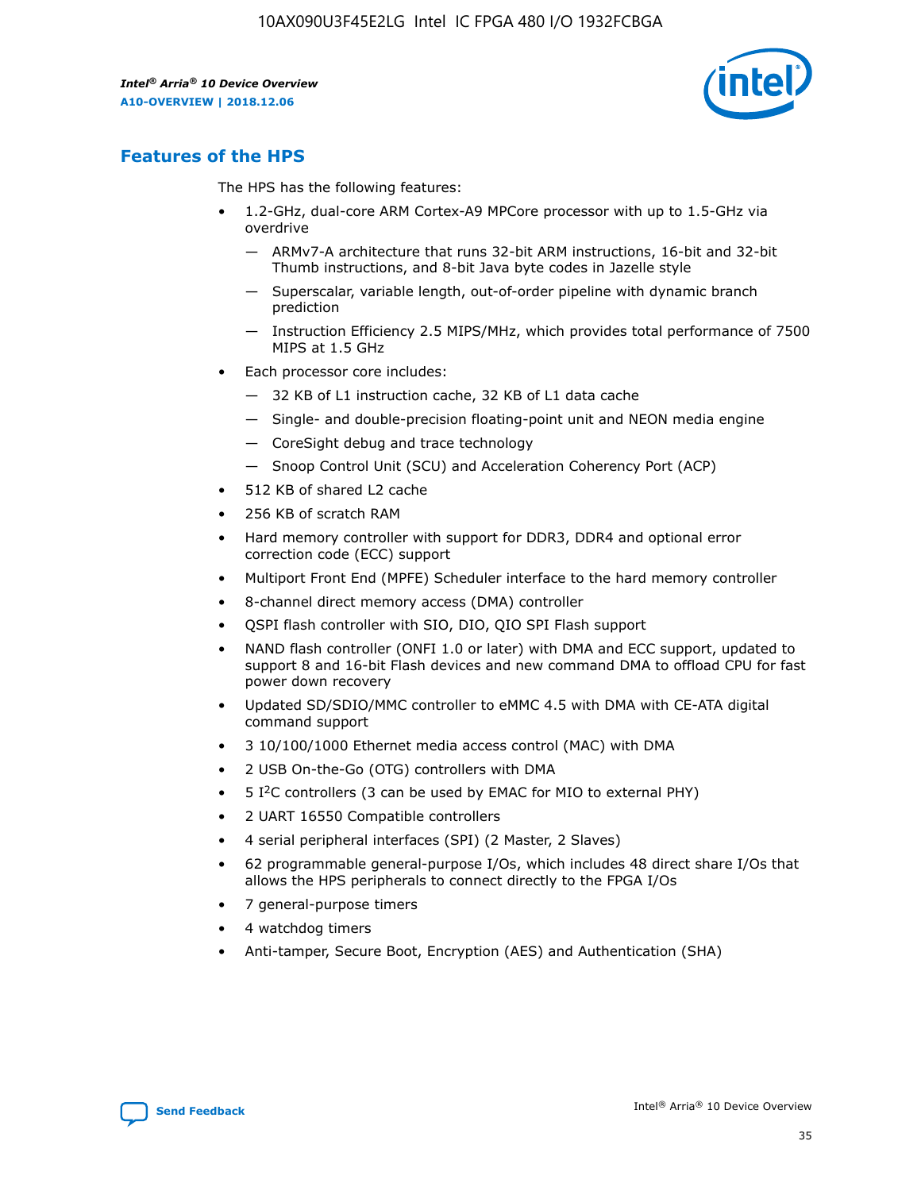## Features of the HPS

The HPS has the following features:

- 1.2-GHz, dual-core ARM Cortex-A9 MPCore processor with up to 1.5-GHz via overdrive
  - — ARMv7-A architecture that runs 32-bit ARM instructions, 16-bit and 32-bit Thumb instructions, and 8-bit Java byte codes in Jazelle style
  - — Superscalar, variable length, out-of-order pipeline with dynamic branch prediction
  - — Instruction Efficiency 2.5 MIPS/MHz, which provides total performance of 7500 MIPS at 1.5 GHz
- Each processor core includes:
  - — 32 KB of L1 instruction cache, 32 KB of L1 data cache
  - — Single- and double-precision floating-point unit and NEON media engine
  - — CoreSight debug and trace technology
  - — Snoop Control Unit (SCU) and Acceleration Coherency Port (ACP)
- 512 KB of shared L2 cache
- 256 KB of scratch RAM
- Hard memory controller with support for DDR3, DDR4 and optional error correction code (ECC) support
- Multiport Front End (MPFE) Scheduler interface to the hard memory controller
- 8-channel direct memory access (DMA) controller
- QSPI flash controller with SIO, DIO, QIO SPI Flash support
- NAND flash controller (ONFI 1.0 or later) with DMA and ECC support, updated to support 8 and 16-bit Flash devices and new command DMA to offload CPU for fast power down recovery
- Updated SD/SDIO/MMC controller to eMMC 4.5 with DMA with CE-ATA digital command support
- 3 10/100/1000 Ethernet media access control (MAC) with DMA
- 2 USB On-the-Go (OTG) controllers with DMA
- 5 I$^2$C controllers (3 can be used by EMAC for MIO to external PHY)
- 2 UART 16550 Compatible controllers
- 4 serial peripheral interfaces (SPI) (2 Master, 2 Slaves)
- 62 programmable general-purpose I/Os, which includes 48 direct share I/Os that allows the HPS peripherals to connect directly to the FPGA I/Os
- 7 general-purpose timers
- 4 watchdog timers
- Anti-tamper, Secure Boot, Encryption (AES) and Authentication (SHA)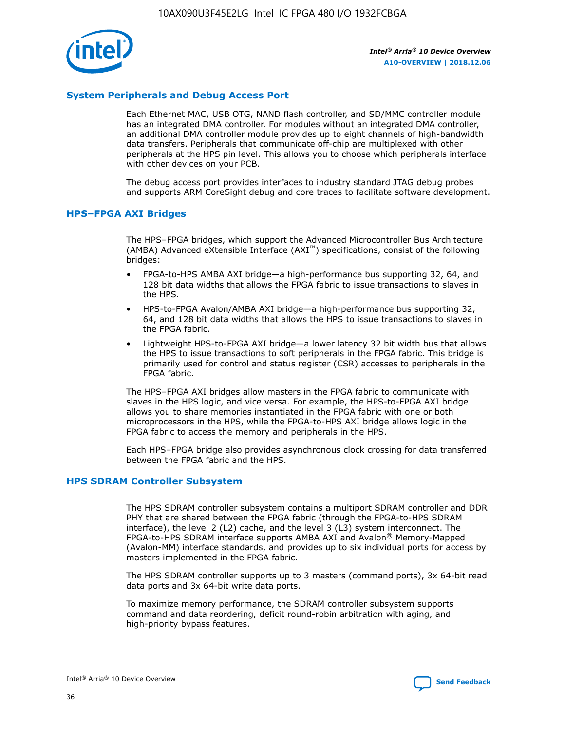## System Peripherals and Debug Access Port

Each Ethernet MAC, USB OTG, NAND flash controller, and SD/MMC controller module has an integrated DMA controller. For modules without an integrated DMA controller, an additional DMA controller module provides up to eight channels of high-bandwidth data transfers. Peripherals that communicate off-chip are multiplexed with other peripherals at the HPS pin level. This allows you to choose which peripherals interface with other devices on your PCB.

The debug access port provides interfaces to industry standard JTAG debug probes and supports ARM CoreSight debug and core traces to facilitate software development.

## HPS–FPGA AXI Bridges

The HPS–FPGA bridges, which support the Advanced Microcontroller Bus Architecture (AMBA) Advanced eXtensible Interface (AXI™) specifications, consist of the following bridges:

- FPGA-to-HPS AMBA AXI bridge—a high-performance bus supporting 32, 64, and 128 bit data widths that allows the FPGA fabric to issue transactions to slaves in the HPS.
- HPS-to-FPGA Avalon/AMBA AXI bridge—a high-performance bus supporting 32, 64, and 128 bit data widths that allows the HPS to issue transactions to slaves in the FPGA fabric.
- Lightweight HPS-to-FPGA AXI bridge—a lower latency 32 bit width bus that allows the HPS to issue transactions to soft peripherals in the FPGA fabric. This bridge is primarily used for control and status register (CSR) accesses to peripherals in the FPGA fabric.

The HPS–FPGA AXI bridges allow masters in the FPGA fabric to communicate with slaves in the HPS logic, and vice versa. For example, the HPS-to-FPGA AXI bridge allows you to share memories instantiated in the FPGA fabric with one or both microprocessors in the HPS, while the FPGA-to-HPS AXI bridge allows logic in the FPGA fabric to access the memory and peripherals in the HPS.

Each HPS–FPGA bridge also provides asynchronous clock crossing for data transferred between the FPGA fabric and the HPS.

## HPS SDRAM Controller Subsystem

The HPS SDRAM controller subsystem contains a multiport SDRAM controller and DDR PHY that are shared between the FPGA fabric (through the FPGA-to-HPS SDRAM interface), the level 2 (L2) cache, and the level 3 (L3) system interconnect. The FPGA-to-HPS SDRAM interface supports AMBA AXI and Avalon® Memory-Mapped (Avalon-MM) interface standards, and provides up to six individual ports for access by masters implemented in the FPGA fabric.

The HPS SDRAM controller supports up to 3 masters (command ports), 3x 64-bit read data ports and 3x 64-bit write data ports.

To maximize memory performance, the SDRAM controller subsystem supports command and data reordering, deficit round-robin arbitration with aging, and high-priority bypass features.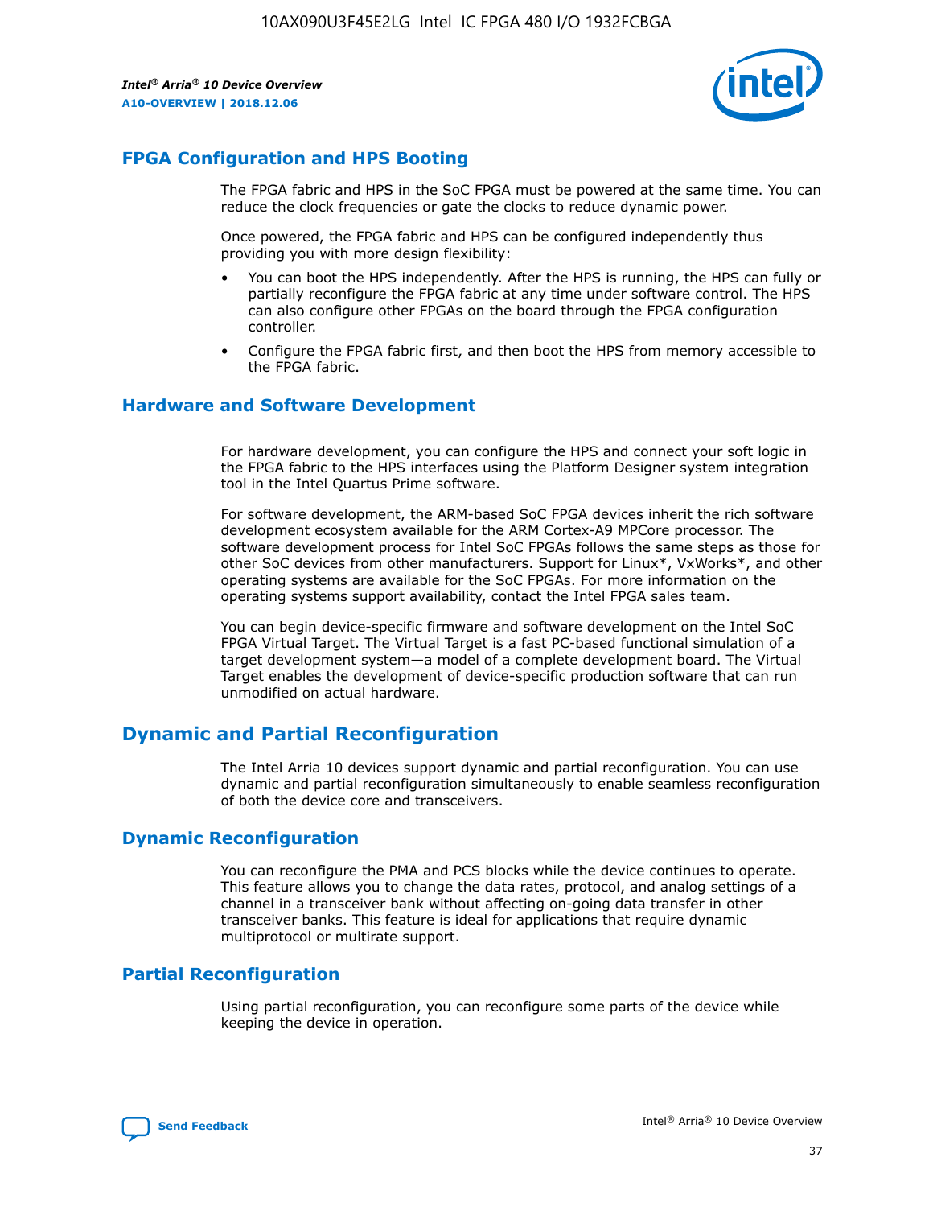## FPGA Configuration and HPS Booting

The FPGA fabric and HPS in the SoC FPGA must be powered at the same time. You can reduce the clock frequencies or gate the clocks to reduce dynamic power.

Once powered, the FPGA fabric and HPS can be configured independently thus providing you with more design flexibility:

- You can boot the HPS independently. After the HPS is running, the HPS can fully or partially reconfigure the FPGA fabric at any time under software control. The HPS can also configure other FPGAs on the board through the FPGA configuration controller.
- Configure the FPGA fabric first, and then boot the HPS from memory accessible to the FPGA fabric.

## Hardware and Software Development

For hardware development, you can configure the HPS and connect your soft logic in the FPGA fabric to the HPS interfaces using the Platform Designer system integration tool in the Intel Quartus Prime software.

For software development, the ARM-based SoC FPGA devices inherit the rich software development ecosystem available for the ARM Cortex-A9 MPCore processor. The software development process for Intel SoC FPGAs follows the same steps as those for other SoC devices from other manufacturers. Support for Linux*, VxWorks*, and other operating systems are available for the SoC FPGAs. For more information on the operating systems support availability, contact the Intel FPGA sales team.

You can begin device-specific firmware and software development on the Intel SoC FPGA Virtual Target. The Virtual Target is a fast PC-based functional simulation of a target development system—a model of a complete development board. The Virtual Target enables the development of device-specific production software that can run unmodified on actual hardware.

# Dynamic and Partial Reconfiguration

The Intel Arria 10 devices support dynamic and partial reconfiguration. You can use dynamic and partial reconfiguration simultaneously to enable seamless reconfiguration of both the device core and transceivers.

## Dynamic Reconfiguration

You can reconfigure the PMA and PCS blocks while the device continues to operate. This feature allows you to change the data rates, protocol, and analog settings of a channel in a transceiver bank without affecting on-going data transfer in other transceiver banks. This feature is ideal for applications that require dynamic multiprotocol or multirate support.

## Partial Reconfiguration

Using partial reconfiguration, you can reconfigure some parts of the device while keeping the device in operation.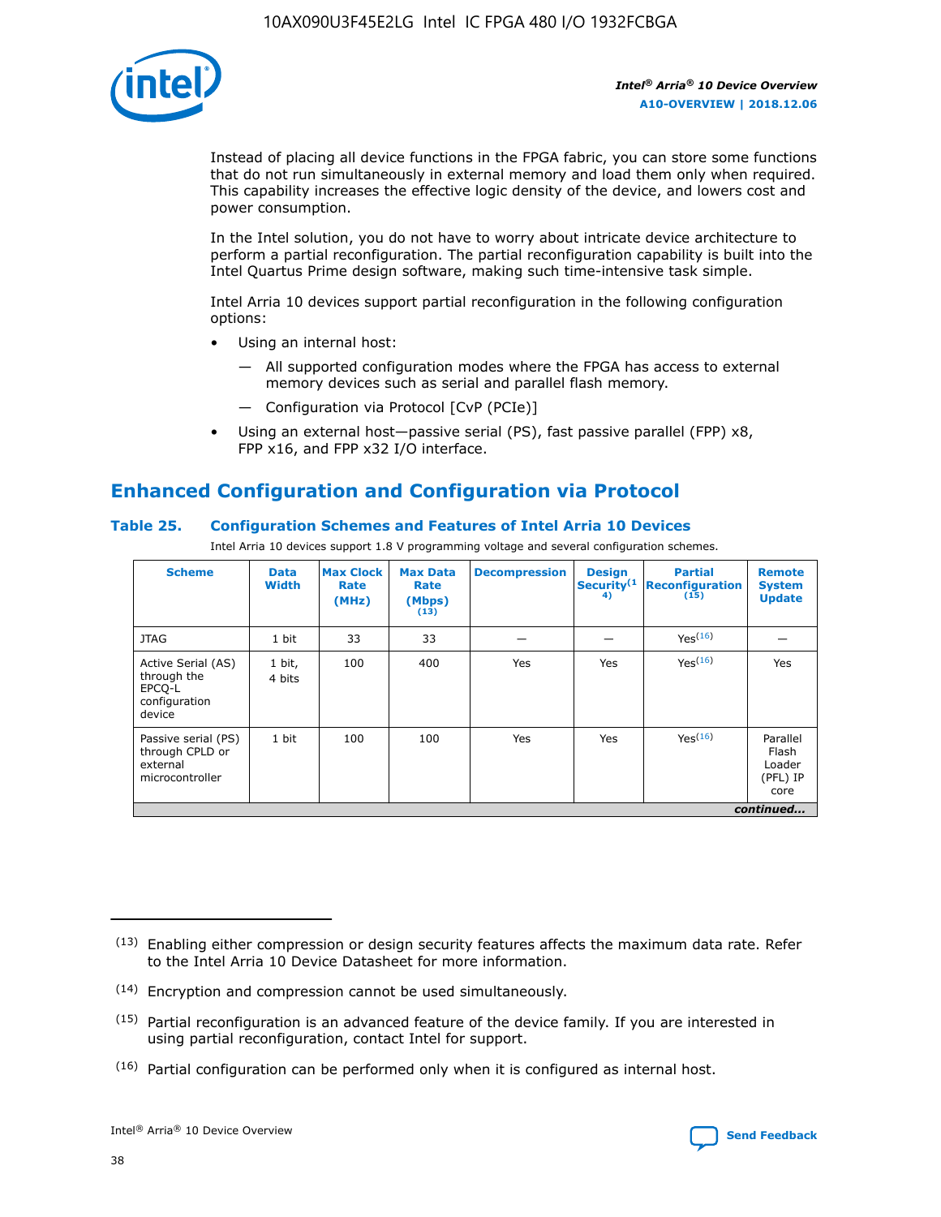Instead of placing all device functions in the FPGA fabric, you can store some functions that do not run simultaneously in external memory and load them only when required. This capability increases the effective logic density of the device, and lowers cost and power consumption.

In the Intel solution, you do not have to worry about intricate device architecture to perform a partial reconfiguration. The partial reconfiguration capability is built into the Intel Quartus Prime design software, making such time-intensive task simple.

Intel Arria 10 devices support partial reconfiguration in the following configuration options:

- Using an internal host:
  - All supported configuration modes where the FPGA has access to external memory devices such as serial and parallel flash memory.
  - Configuration via Protocol [CvP (PCIe)]
- Using an external host—passive serial (PS), fast passive parallel (FPP) x8, FPP x16, and FPP x32 I/O interface.

## Enhanced Configuration and Configuration via Protocol

### Table 25. Configuration Schemes and Features of Intel Arria 10 Devices

Intel Arria 10 devices support 1.8 V programming voltage and several configuration schemes.

| Scheme | Data Width | Max Clock Rate (MHz) | Max Data Rate (Mbps) (13) | Decompression | Design Security (14) | Partial Reconfiguration (15) | Remote System Update |
|---|---|---|---|---|---|---|---|
| JTAG | 1 bit | 33 | 33 | — | — | Yes (16) | — |
| Active Serial (AS) through the EPCQ-L configuration device | 1 bit, 4 bits | 100 | 400 | Yes | Yes | Yes (16) | Yes |
| Passive serial (PS) through CPLD or external microcontroller | 1 bit | 100 | 100 | Yes | Yes | Yes (16) | Parallel Flash Loader (PFL) IP core |

*continued...*

(13) Enabling either compression or design security features affects the maximum data rate. Refer to the Intel Arria 10 Device Datasheet for more information.

(14) Encryption and compression cannot be used simultaneously.

(15) Partial reconfiguration is an advanced feature of the device family. If you are interested in using partial reconfiguration, contact Intel for support.

(16) Partial configuration can be performed only when it is configured as internal host.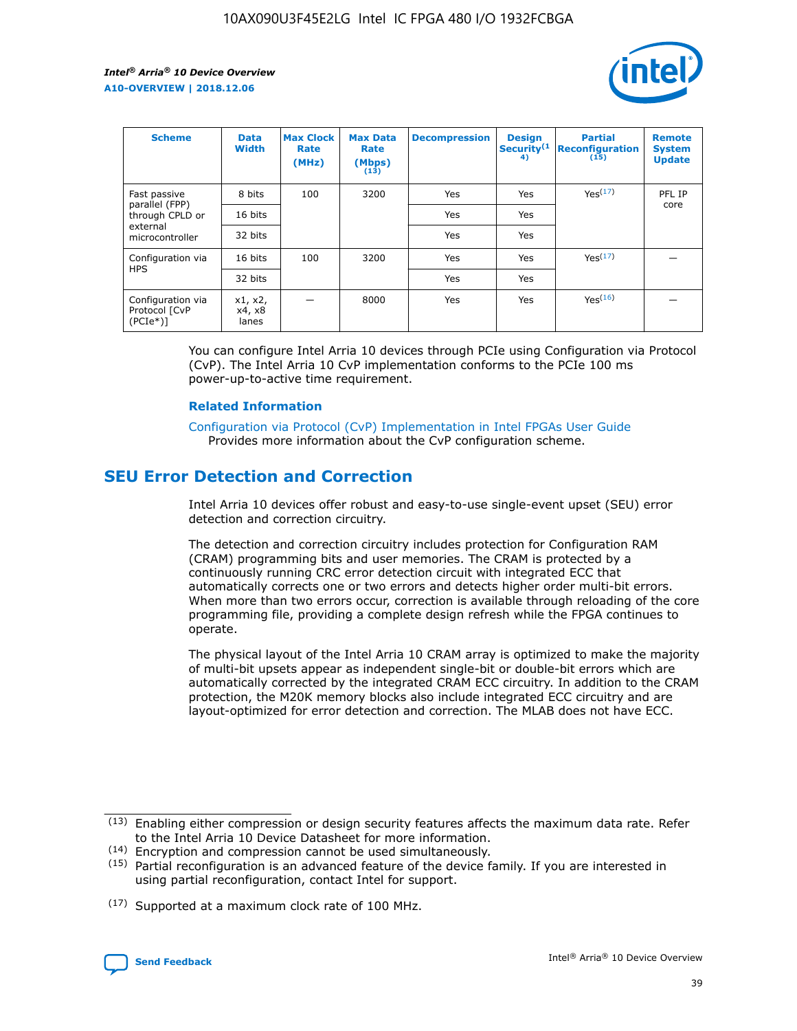| Scheme | Data Width | Max Clock Rate (MHz) | Max Data Rate (Mbps) (13) | Decompression | Design Security (14) | Partial Reconfiguration (15) | Remote System Update |
| --- | --- | --- | --- | --- | --- | --- | --- |
| Fast passive parallel (FPP) through CPLD or external microcontroller | 8 bits | 100 | 3200 | Yes | Yes | Yes(17) | PFL IP core |
| | 16 bits | | | Yes | Yes | | |
| | 32 bits | | | Yes | Yes | | |
| Configuration via HPS | 16 bits | 100 | 3200 | Yes | Yes | Yes(17) | — |
| | 32 bits | | | Yes | Yes | | |
| Configuration via Protocol [CvP (PCIe*)] | x1, x2, x4, x8 lanes | — | 8000 | Yes | Yes | Yes(16) | — |

You can configure Intel Arria 10 devices through PCIe using Configuration via Protocol (CvP). The Intel Arria 10 CvP implementation conforms to the PCIe 100 ms power-up-to-active time requirement.

**Related Information**

Configuration via Protocol (CvP) Implementation in Intel FPGAs User Guide
Provides more information about the CvP configuration scheme.

## SEU Error Detection and Correction

Intel Arria 10 devices offer robust and easy-to-use single-event upset (SEU) error detection and correction circuitry.

The detection and correction circuitry includes protection for Configuration RAM (CRAM) programming bits and user memories. The CRAM is protected by a continuously running CRC error detection circuit with integrated ECC that automatically corrects one or two errors and detects higher order multi-bit errors. When more than two errors occur, correction is available through reloading of the core programming file, providing a complete design refresh while the FPGA continues to operate.

The physical layout of the Intel Arria 10 CRAM array is optimized to make the majority of multi-bit upsets appear as independent single-bit or double-bit errors which are automatically corrected by the integrated CRAM ECC circuitry. In addition to the CRAM protection, the M20K memory blocks also include integrated ECC circuitry and are layout-optimized for error detection and correction. The MLAB does not have ECC.

(13) Enabling either compression or design security features affects the maximum data rate. Refer to the Intel Arria 10 Device Datasheet for more information.

(14) Encryption and compression cannot be used simultaneously.

(15) Partial reconfiguration is an advanced feature of the device family. If you are interested in using partial reconfiguration, contact Intel for support.

(17) Supported at a maximum clock rate of 100 MHz.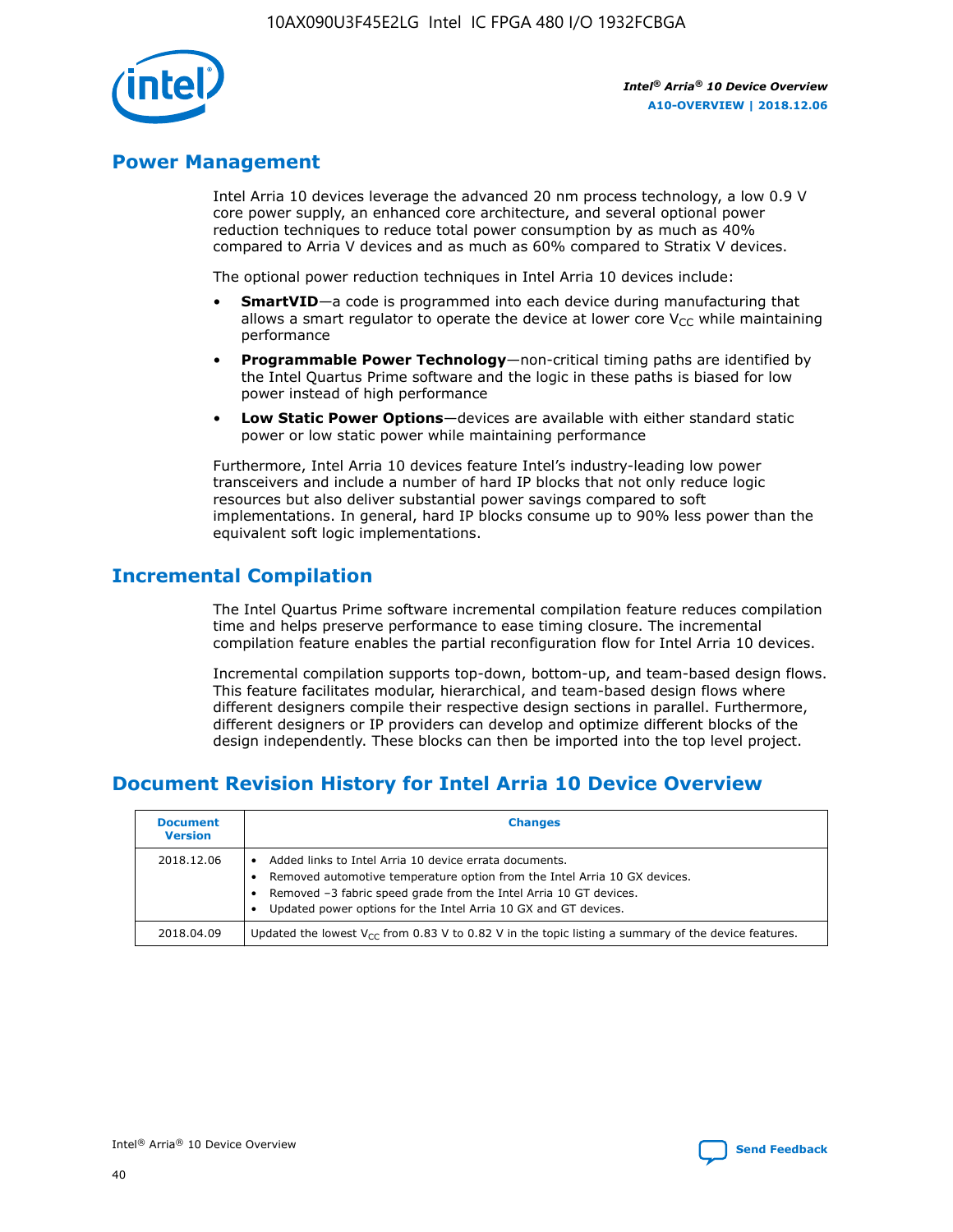## Power Management

Intel Arria 10 devices leverage the advanced 20 nm process technology, a low 0.9 V core power supply, an enhanced core architecture, and several optional power reduction techniques to reduce total power consumption by as much as 40% compared to Arria V devices and as much as 60% compared to Stratix V devices.

The optional power reduction techniques in Intel Arria 10 devices include:

- **SmartVID**—a code is programmed into each device during manufacturing that allows a smart regulator to operate the device at lower core $V_{CC}$ while maintaining performance
- **Programmable Power Technology**—non-critical timing paths are identified by the Intel Quartus Prime software and the logic in these paths is biased for low power instead of high performance
- **Low Static Power Options**—devices are available with either standard static power or low static power while maintaining performance

Furthermore, Intel Arria 10 devices feature Intel's industry-leading low power transceivers and include a number of hard IP blocks that not only reduce logic resources but also deliver substantial power savings compared to soft implementations. In general, hard IP blocks consume up to 90% less power than the equivalent soft logic implementations.

## Incremental Compilation

The Intel Quartus Prime software incremental compilation feature reduces compilation time and helps preserve performance to ease timing closure. The incremental compilation feature enables the partial reconfiguration flow for Intel Arria 10 devices.

Incremental compilation supports top-down, bottom-up, and team-based design flows. This feature facilitates modular, hierarchical, and team-based design flows where different designers compile their respective design sections in parallel. Furthermore, different designers or IP providers can develop and optimize different blocks of the design independently. These blocks can then be imported into the top level project.

## Document Revision History for Intel Arria 10 Device Overview

| Document Version | Changes |
|---|---|
| 2018.12.06 | • Added links to Intel Arria 10 device errata documents.<br>• Removed automotive temperature option from the Intel Arria 10 GX devices.<br>• Removed –3 fabric speed grade from the Intel Arria 10 GT devices.<br>• Updated power options for the Intel Arria 10 GX and GT devices. |
| 2018.04.09 | Updated the lowest $V_{CC}$ from 0.83 V to 0.82 V in the topic listing a summary of the device features. |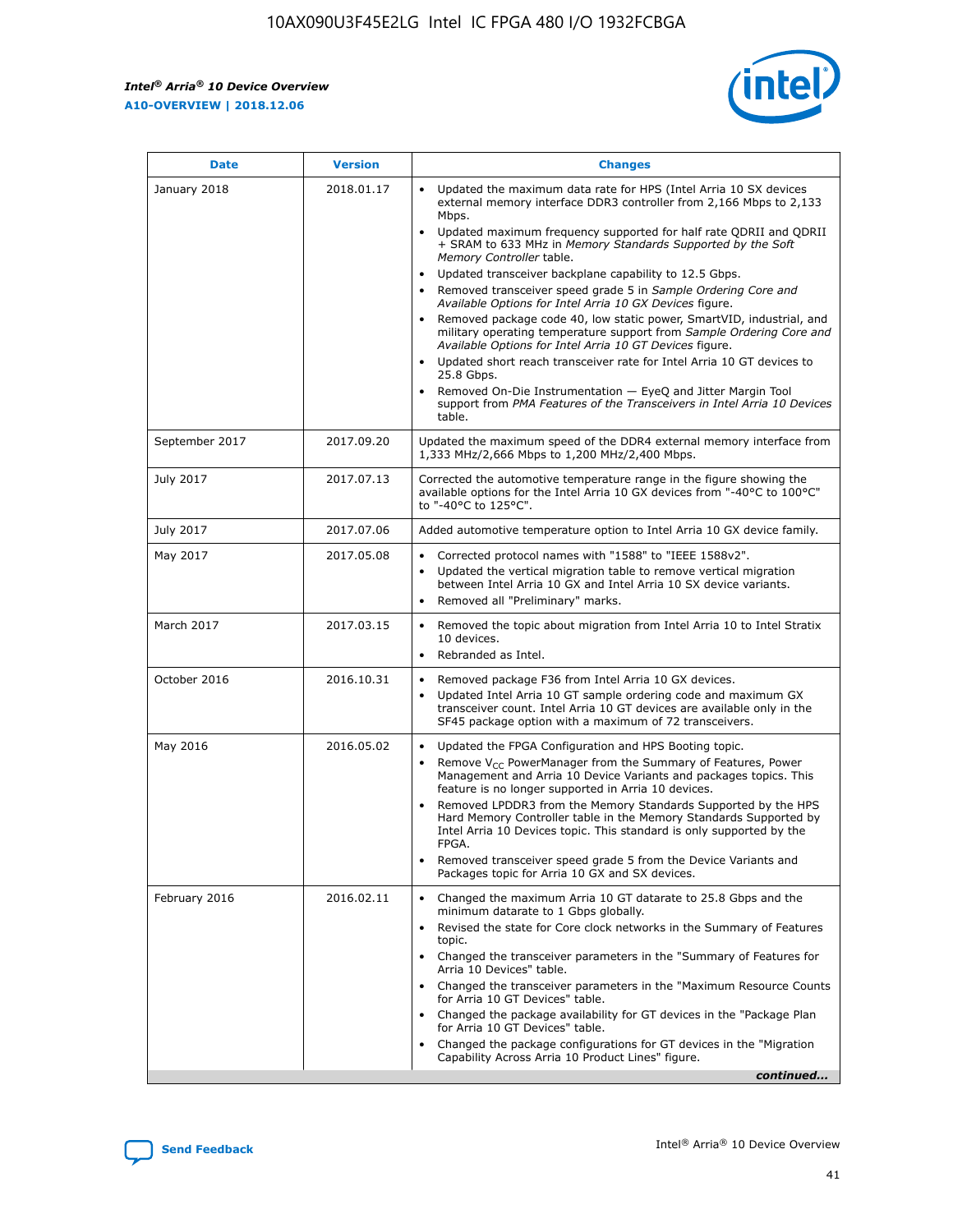| Date | Version | Changes |
| --- | --- | --- |
| January 2018 | 2018.01.17 | • Updated the maximum data rate for HPS (Intel Arria 10 SX devices external memory interface DDR3 controller from 2,166 Mbps to 2,133 Mbps.<br>• Updated maximum frequency supported for half rate QDRII and QDRII + SRAM to 633 MHz in *Memory Standards Supported by the Soft Memory Controller* table.<br>• Updated transceiver backplane capability to 12.5 Gbps.<br>• Removed transceiver speed grade 5 in *Sample Ordering Core and Available Options for Intel Arria 10 GX Devices* figure.<br>• Removed package code 40, low static power, SmartVID, industrial, and military operating temperature support from *Sample Ordering Core and Available Options for Intel Arria 10 GT Devices* figure.<br>• Updated short reach transceiver rate for Intel Arria 10 GT devices to 25.8 Gbps.<br>• Removed On-Die Instrumentation — EyeQ and Jitter Margin Tool support from *PMA Features of the Transceivers in Intel Arria 10 Devices* table. |
| September 2017 | 2017.09.20 | Updated the maximum speed of the DDR4 external memory interface from 1,333 MHz/2,666 Mbps to 1,200 MHz/2,400 Mbps. |
| July 2017 | 2017.07.13 | Corrected the automotive temperature range in the figure showing the available options for the Intel Arria 10 GX devices from "-40°C to 100°C" to "-40°C to 125°C". |
| July 2017 | 2017.07.06 | Added automotive temperature option to Intel Arria 10 GX device family. |
| May 2017 | 2017.05.08 | • Corrected protocol names with "1588" to "IEEE 1588v2".<br>• Updated the vertical migration table to remove vertical migration between Intel Arria 10 GX and Intel Arria 10 SX device variants.<br>• Removed all "Preliminary" marks. |
| March 2017 | 2017.03.15 | • Removed the topic about migration from Intel Arria 10 to Intel Stratix 10 devices.<br>• Rebranded as Intel. |
| October 2016 | 2016.10.31 | • Removed package F36 from Intel Arria 10 GX devices.<br>• Updated Intel Arria 10 GT sample ordering code and maximum GX transceiver count. Intel Arria 10 GT devices are available only in the SF45 package option with a maximum of 72 transceivers. |
| May 2016 | 2016.05.02 | • Updated the FPGA Configuration and HPS Booting topic.<br>• Remove $V_{CC}$ PowerManager from the Summary of Features, Power Management and Arria 10 Device Variants and packages topics. This feature is no longer supported in Arria 10 devices.<br>• Removed LPDDR3 from the Memory Standards Supported by the HPS Hard Memory Controller table in the Memory Standards Supported by Intel Arria 10 Devices topic. This standard is only supported by the FPGA.<br>• Removed transceiver speed grade 5 from the Device Variants and Packages topic for Arria 10 GX and SX devices. |
| February 2016 | 2016.02.11 | • Changed the maximum Arria 10 GT datarate to 25.8 Gbps and the minimum datarate to 1 Gbps globally.<br>• Revised the state for Core clock networks in the Summary of Features topic.<br>• Changed the transceiver parameters in the "Summary of Features for Arria 10 Devices" table.<br>• Changed the transceiver parameters in the "Maximum Resource Counts for Arria 10 GT Devices" table.<br>• Changed the package availability for GT devices in the "Package Plan for Arria 10 GT Devices" table.<br>• Changed the package configurations for GT devices in the "Migration Capability Across Arria 10 Product Lines" figure. |

*continued...*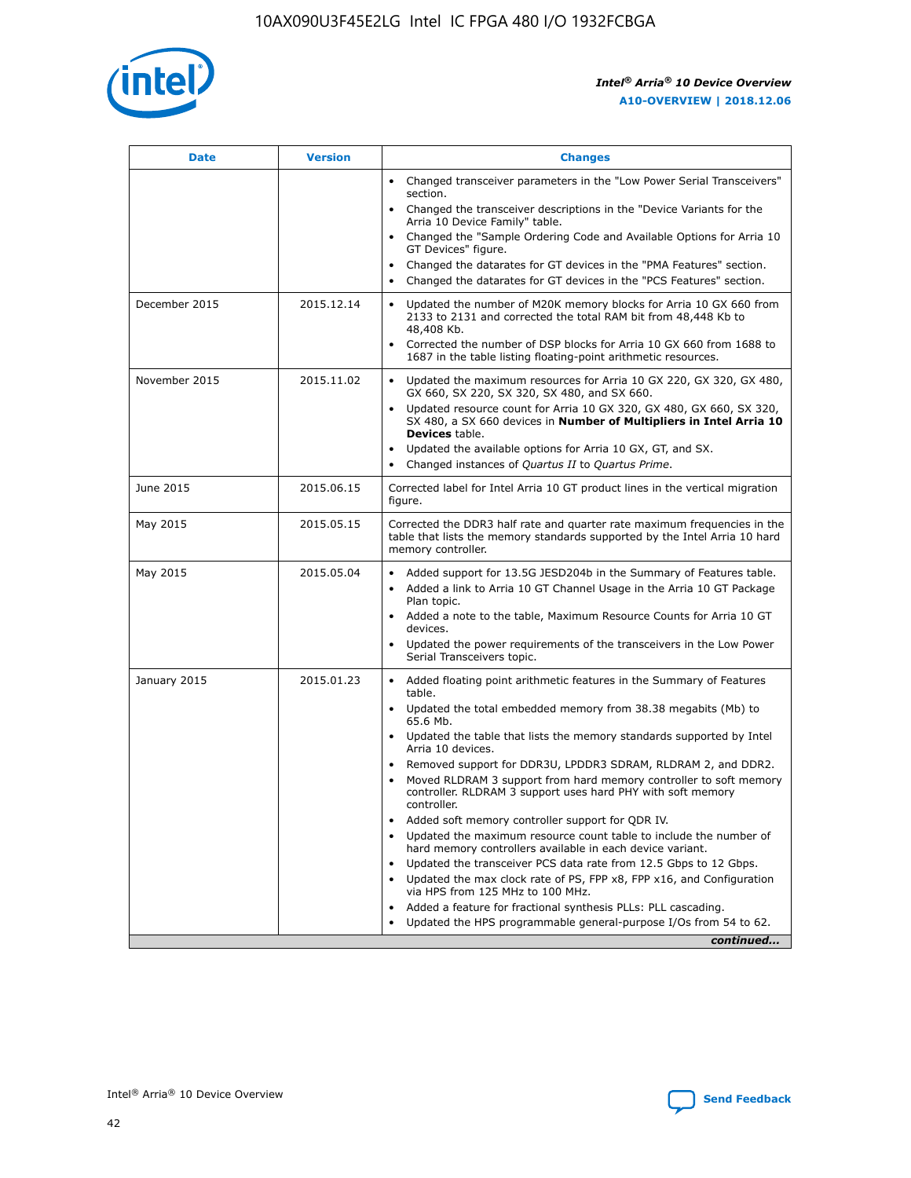| Date | Version | Changes |
| --- | --- | --- |
| | | • Changed transceiver parameters in the "Low Power Serial Transceivers" section.<br>• Changed the transceiver descriptions in the "Device Variants for the Arria 10 Device Family" table.<br>• Changed the "Sample Ordering Code and Available Options for Arria 10 GT Devices" figure.<br>• Changed the datarates for GT devices in the "PMA Features" section.<br>• Changed the datarates for GT devices in the "PCS Features" section. |
| December 2015 | 2015.12.14 | • Updated the number of M20K memory blocks for Arria 10 GX 660 from 2133 to 2131 and corrected the total RAM bit from 48,448 Kb to 48,408 Kb.<br>• Corrected the number of DSP blocks for Arria 10 GX 660 from 1688 to 1687 in the table listing floating-point arithmetic resources. |
| November 2015 | 2015.11.02 | • Updated the maximum resources for Arria 10 GX 220, GX 320, GX 480, GX 660, SX 220, SX 320, SX 480, and SX 660.<br>• Updated resource count for Arria 10 GX 320, GX 480, GX 660, SX 320, SX 480, a SX 660 devices in **Number of Multipliers in Intel Arria 10 Devices** table.<br>• Updated the available options for Arria 10 GX, GT, and SX.<br>• Changed instances of *Quartus II* to *Quartus Prime*. |
| June 2015 | 2015.06.15 | Corrected label for Intel Arria 10 GT product lines in the vertical migration figure. |
| May 2015 | 2015.05.15 | Corrected the DDR3 half rate and quarter rate maximum frequencies in the table that lists the memory standards supported by the Intel Arria 10 hard memory controller. |
| May 2015 | 2015.05.04 | • Added support for 13.5G JESD204b in the Summary of Features table.<br>• Added a link to Arria 10 GT Channel Usage in the Arria 10 GT Package Plan topic.<br>• Added a note to the table, Maximum Resource Counts for Arria 10 GT devices.<br>• Updated the power requirements of the transceivers in the Low Power Serial Transceivers topic. |
| January 2015 | 2015.01.23 | • Added floating point arithmetic features in the Summary of Features table.<br>• Updated the total embedded memory from 38.38 megabits (Mb) to 65.6 Mb.<br>• Updated the table that lists the memory standards supported by Intel Arria 10 devices.<br>• Removed support for DDR3U, LPDDR3 SDRAM, RLDRAM 2, and DDR2.<br>• Moved RLDRAM 3 support from hard memory controller to soft memory controller. RLDRAM 3 support uses hard PHY with soft memory controller.<br>• Added soft memory controller support for QDR IV.<br>• Updated the maximum resource count table to include the number of hard memory controllers available in each device variant.<br>• Updated the transceiver PCS data rate from 12.5 Gbps to 12 Gbps.<br>• Updated the max clock rate of PS, FPP x8, FPP x16, and Configuration via HPS from 125 MHz to 100 MHz.<br>• Added a feature for fractional synthesis PLLs: PLL cascading.<br>• Updated the HPS programmable general-purpose I/Os from 54 to 62. |

*continued...*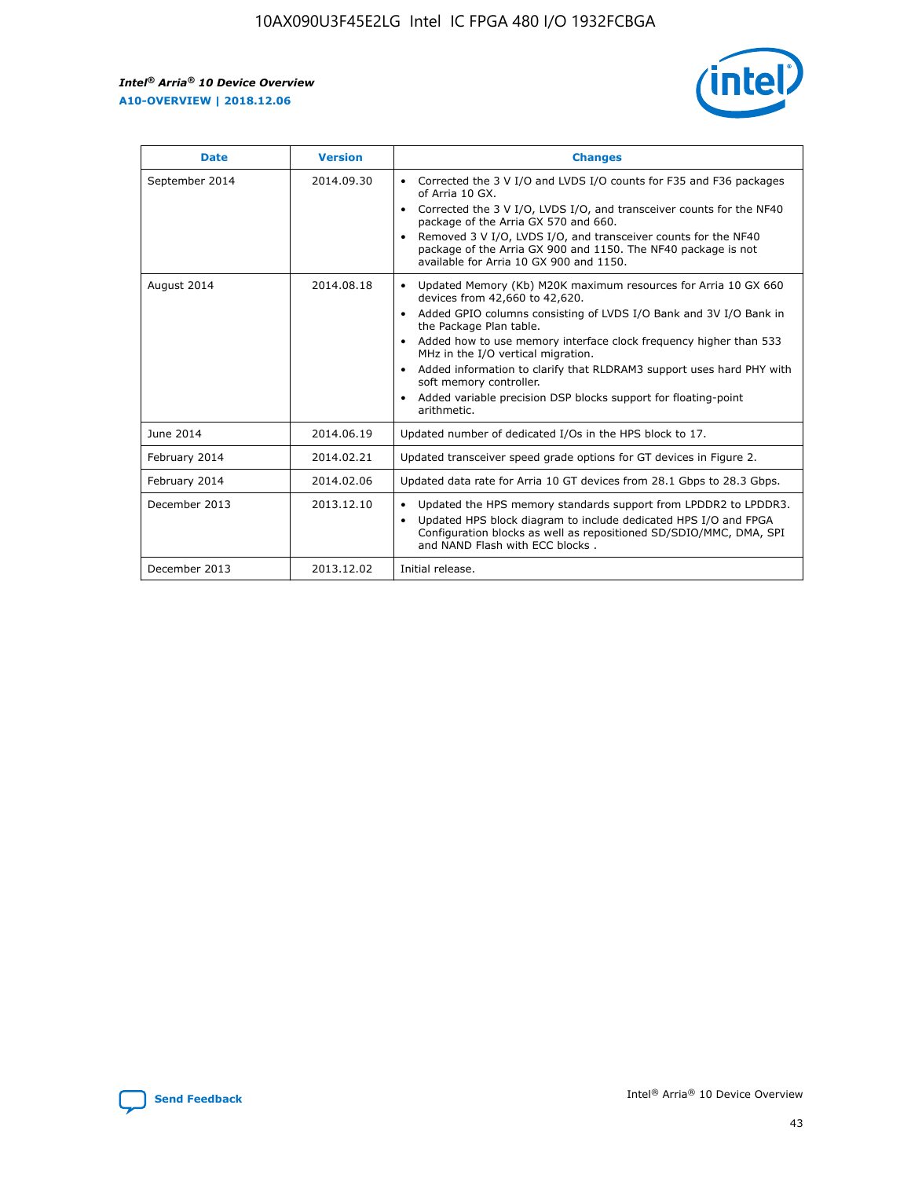| Date | Version | Changes |
| --- | --- | --- |
| September 2014 | 2014.09.30 | • Corrected the 3 V I/O and LVDS I/O counts for F35 and F36 packages of Arria 10 GX.<br>• Corrected the 3 V I/O, LVDS I/O, and transceiver counts for the NF40 package of the Arria GX 570 and 660.<br>• Removed 3 V I/O, LVDS I/O, and transceiver counts for the NF40 package of the Arria GX 900 and 1150. The NF40 package is not available for Arria 10 GX 900 and 1150. |
| August 2014 | 2014.08.18 | • Updated Memory (Kb) M20K maximum resources for Arria 10 GX 660 devices from 42,660 to 42,620.<br>• Added GPIO columns consisting of LVDS I/O Bank and 3V I/O Bank in the Package Plan table.<br>• Added how to use memory interface clock frequency higher than 533 MHz in the I/O vertical migration.<br>• Added information to clarify that RLDRAM3 support uses hard PHY with soft memory controller.<br>• Added variable precision DSP blocks support for floating-point arithmetic. |
| June 2014 | 2014.06.19 | Updated number of dedicated I/Os in the HPS block to 17. |
| February 2014 | 2014.02.21 | Updated transceiver speed grade options for GT devices in Figure 2. |
| February 2014 | 2014.02.06 | Updated data rate for Arria 10 GT devices from 28.1 Gbps to 28.3 Gbps. |
| December 2013 | 2013.12.10 | • Updated the HPS memory standards support from LPDDR2 to LPDDR3.<br>• Updated HPS block diagram to include dedicated HPS I/O and FPGA Configuration blocks as well as repositioned SD/SDIO/MMC, DMA, SPI and NAND Flash with ECC blocks . |
| December 2013 | 2013.12.02 | Initial release. |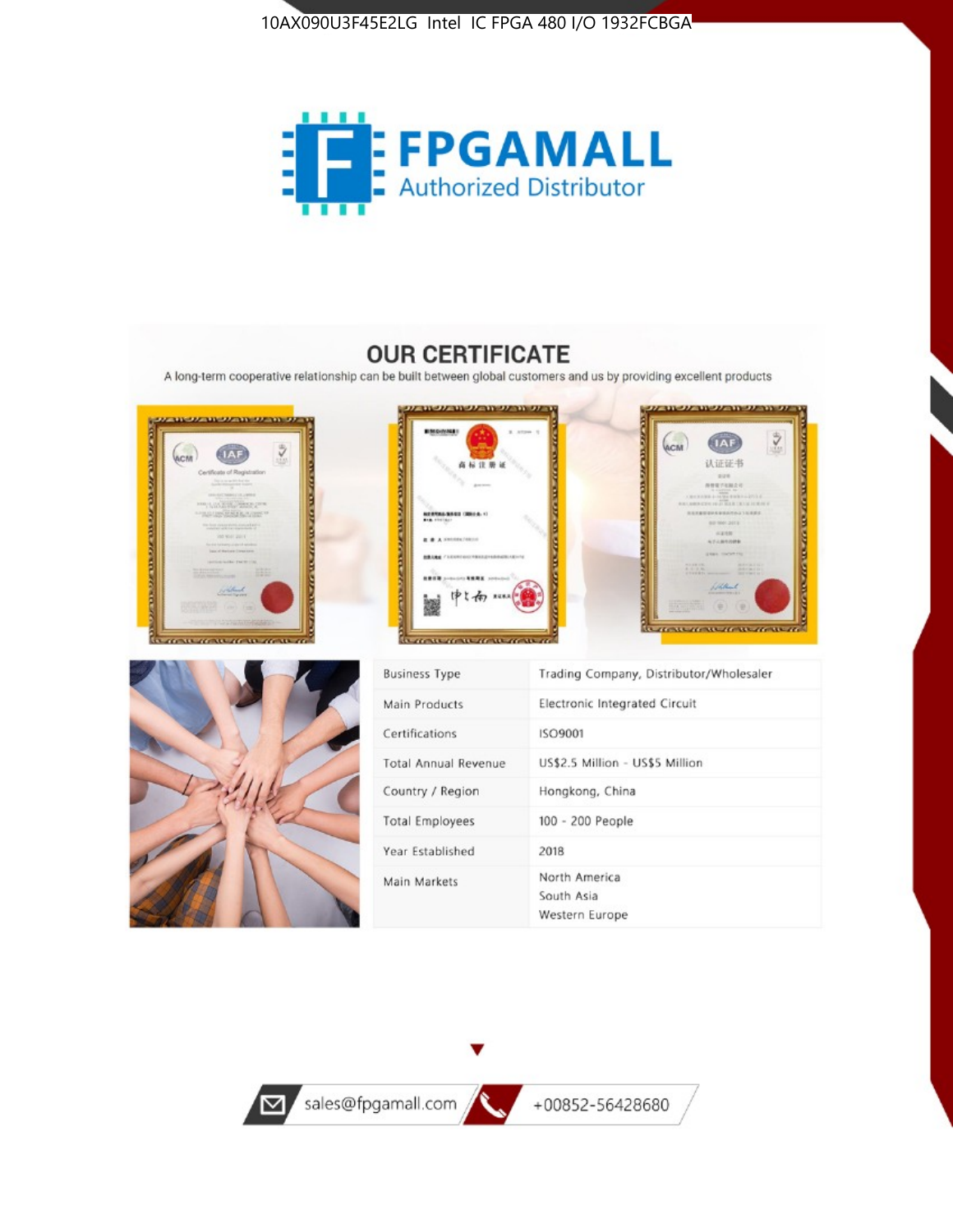FPGAMALL
Authorized Distributor

## OUR CERTIFICATE

A long-term cooperative relationship can be built between global customers and us by providing excellent products

| | |
|---|---|
| Business Type | Trading Company, Distributor/Wholesaler |
| Main Products | Electronic Integrated Circuit |
| Certifications | ISO9001 |
| Total Annual Revenue | US$2.5 Million - US$5 Million |
| Country / Region | Hongkong, China |
| Total Employees | 100 - 200 People |
| Year Established | 2018 |
| Main Markets | North America<br>South Asia<br>Western Europe |

sales@fpgamall.com

+00852-56428680